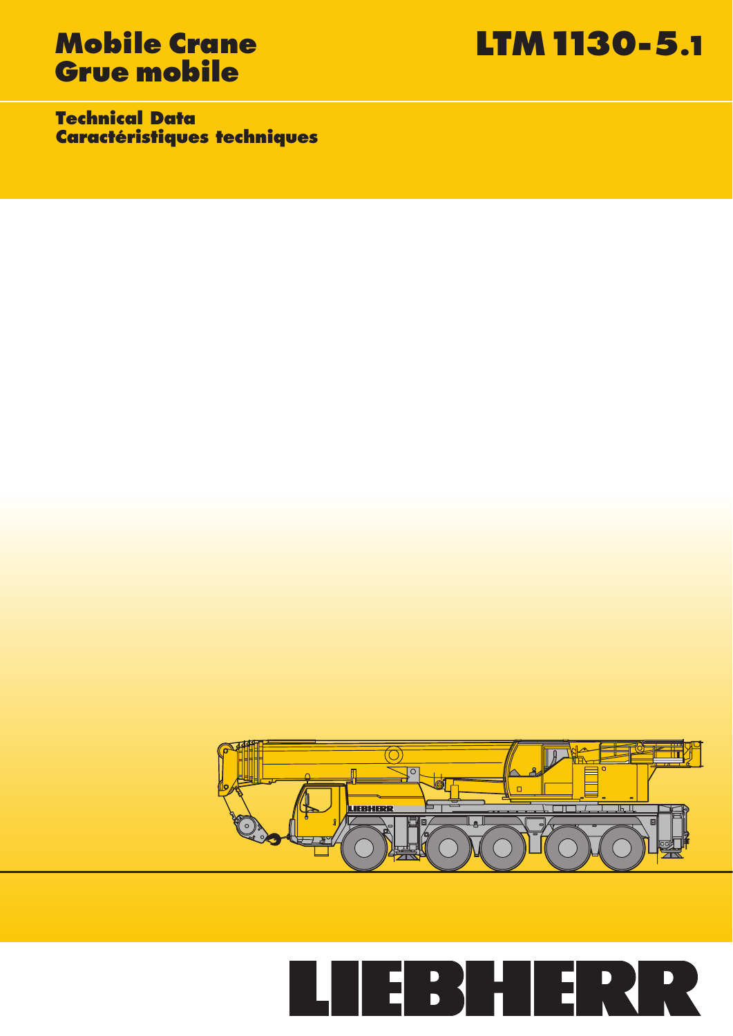# Mobile Crane
# Grue mobile

# LTM 1130-5.1

## Technical Data
## Caractéristiques techniques

LIEBHERR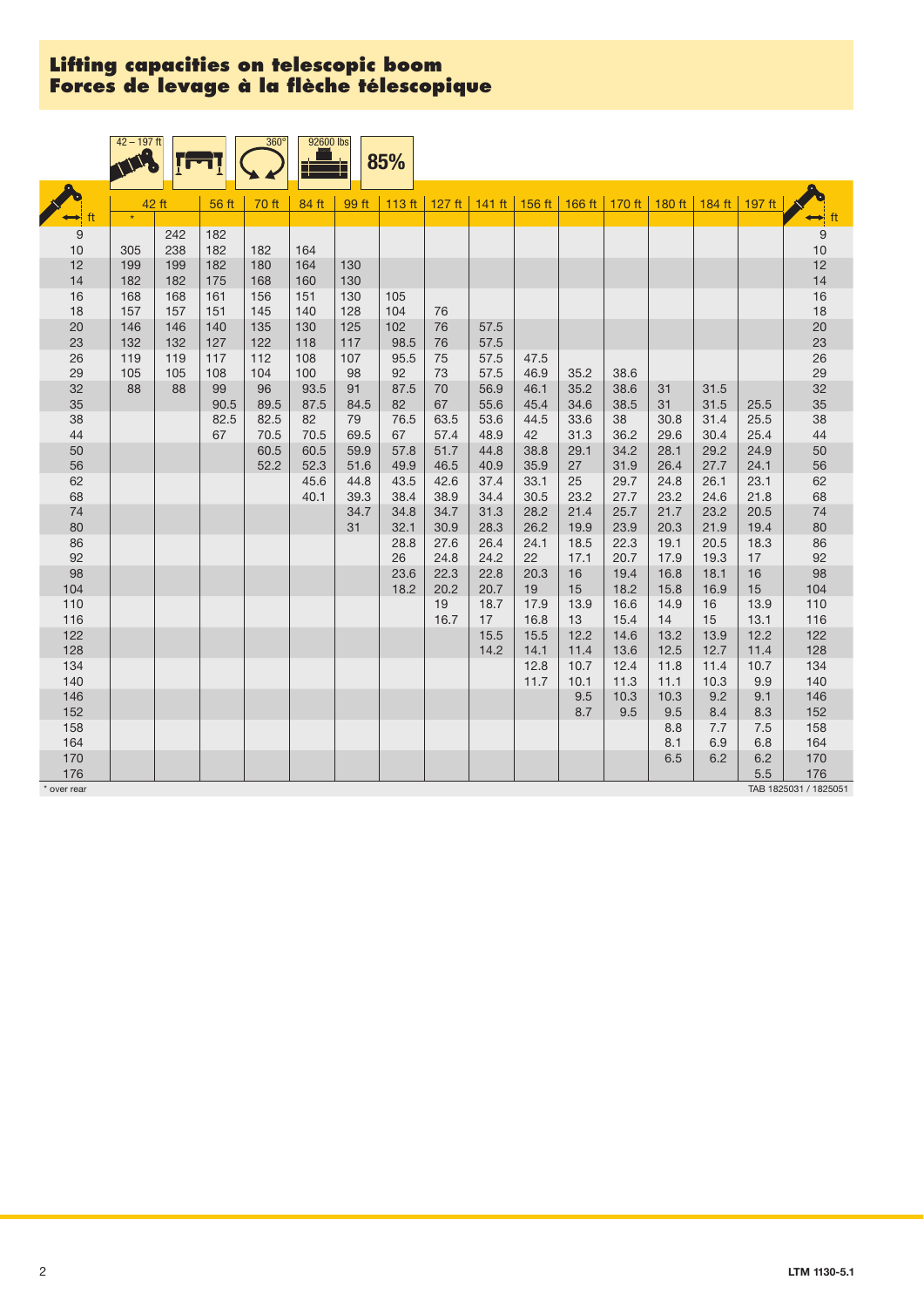# Lifting capacities on telescopic boom
# Forces de levage à la flèche télescopique

42 – 197 ft | 360° | 92600 lbs | 85%

| ft | 42 ft * | 42 ft | 56 ft | 70 ft | 84 ft | 99 ft | 113 ft | 127 ft | 141 ft | 156 ft | 166 ft | 170 ft | 180 ft | 184 ft | 197 ft | ft |
|---|---|---|---|---|---|---|---|---|---|---|---|---|---|---|---|---|
| 9 | | 242 | 182 | | | | | | | | | | | | | 9 |
| 10 | 305 | 238 | 182 | 182 | 164 | | | | | | | | | | | 10 |
| 12 | 199 | 199 | 182 | 180 | 164 | 130 | | | | | | | | | | 12 |
| 14 | 182 | 182 | 175 | 168 | 160 | 130 | | | | | | | | | | 14 |
| 16 | 168 | 168 | 161 | 156 | 151 | 130 | 105 | | | | | | | | | 16 |
| 18 | 157 | 157 | 151 | 145 | 140 | 128 | 104 | 76 | | | | | | | | 18 |
| 20 | 146 | 146 | 140 | 135 | 130 | 125 | 102 | 76 | 57.5 | | | | | | | 20 |
| 23 | 132 | 132 | 127 | 122 | 118 | 117 | 98.5 | 76 | 57.5 | | | | | | | 23 |
| 26 | 119 | 119 | 117 | 112 | 108 | 107 | 95.5 | 75 | 57.5 | 47.5 | | | | | | 26 |
| 29 | 105 | 105 | 108 | 104 | 100 | 98 | 92 | 73 | 57.5 | 46.9 | 35.2 | 38.6 | | | | 29 |
| 32 | 88 | 88 | 99 | 96 | 93.5 | 91 | 87.5 | 70 | 56.9 | 46.1 | 35.2 | 38.6 | 31 | 31.5 | | 32 |
| 35 | | | 90.5 | 89.5 | 87.5 | 84.5 | 82 | 67 | 55.6 | 45.4 | 34.6 | 38.5 | 31 | 31.5 | 25.5 | 35 |
| 38 | | | 82.5 | 82.5 | 82 | 79 | 76.5 | 63.5 | 53.6 | 44.5 | 33.6 | 38 | 30.8 | 31.4 | 25.5 | 38 |
| 44 | | | 67 | 70.5 | 70.5 | 69.5 | 67 | 57.4 | 48.9 | 42 | 31.3 | 36.2 | 29.6 | 30.4 | 25.4 | 44 |
| 50 | | | | 60.5 | 60.5 | 59.9 | 57.8 | 51.7 | 44.8 | 38.8 | 29.1 | 34.2 | 28.1 | 29.2 | 24.9 | 50 |
| 56 | | | | 52.2 | 52.3 | 51.6 | 49.9 | 46.5 | 40.9 | 35.9 | 27 | 31.9 | 26.4 | 27.7 | 24.1 | 56 |
| 62 | | | | | 45.6 | 44.8 | 43.5 | 42.6 | 37.4 | 33.1 | 25 | 29.7 | 24.8 | 26.1 | 23.1 | 62 |
| 68 | | | | | 40.1 | 39.3 | 38.4 | 38.9 | 34.4 | 30.5 | 23.2 | 27.7 | 23.2 | 24.6 | 21.8 | 68 |
| 74 | | | | | | 34.7 | 34.8 | 34.7 | 31.3 | 28.2 | 21.4 | 25.7 | 21.7 | 23.2 | 20.5 | 74 |
| 80 | | | | | | 31 | 32.1 | 30.9 | 28.3 | 26.2 | 19.9 | 23.9 | 20.3 | 21.9 | 19.4 | 80 |
| 86 | | | | | | | 28.8 | 27.6 | 26.4 | 24.1 | 18.5 | 22.3 | 19.1 | 20.5 | 18.3 | 86 |
| 92 | | | | | | | 26 | 24.8 | 24.2 | 22 | 17.1 | 20.7 | 17.9 | 19.3 | 17 | 92 |
| 98 | | | | | | | 23.6 | 22.3 | 22.8 | 20.3 | 16 | 19.4 | 16.8 | 18.1 | 16 | 98 |
| 104 | | | | | | | 18.2 | 20.2 | 20.7 | 19 | 15 | 18.2 | 15.8 | 16.9 | 15 | 104 |
| 110 | | | | | | | | 19 | 18.7 | 17.9 | 13.9 | 16.6 | 14.9 | 16 | 13.9 | 110 |
| 116 | | | | | | | | 16.7 | 17 | 16.8 | 13 | 15.4 | 14 | 15 | 13.1 | 116 |
| 122 | | | | | | | | | 15.5 | 15.5 | 12.2 | 14.6 | 13.2 | 13.9 | 12.2 | 122 |
| 128 | | | | | | | | | 14.2 | 14.1 | 11.4 | 13.6 | 12.5 | 12.7 | 11.4 | 128 |
| 134 | | | | | | | | | | 12.8 | 10.7 | 12.4 | 11.8 | 11.4 | 10.7 | 134 |
| 140 | | | | | | | | | | 11.7 | 10.1 | 11.3 | 11.1 | 10.3 | 9.9 | 140 |
| 146 | | | | | | | | | | | 9.5 | 10.3 | 10.3 | 9.2 | 9.1 | 146 |
| 152 | | | | | | | | | | | 8.7 | 9.5 | 9.5 | 8.4 | 8.3 | 152 |
| 158 | | | | | | | | | | | | | 8.8 | 7.7 | 7.5 | 158 |
| 164 | | | | | | | | | | | | | 8.1 | 6.9 | 6.8 | 164 |
| 170 | | | | | | | | | | | | | 6.5 | 6.2 | 6.2 | 170 |
| 176 | | | | | | | | | | | | | | | 5.5 | 176 |

\* over rear

TAB 1825031 / 1825051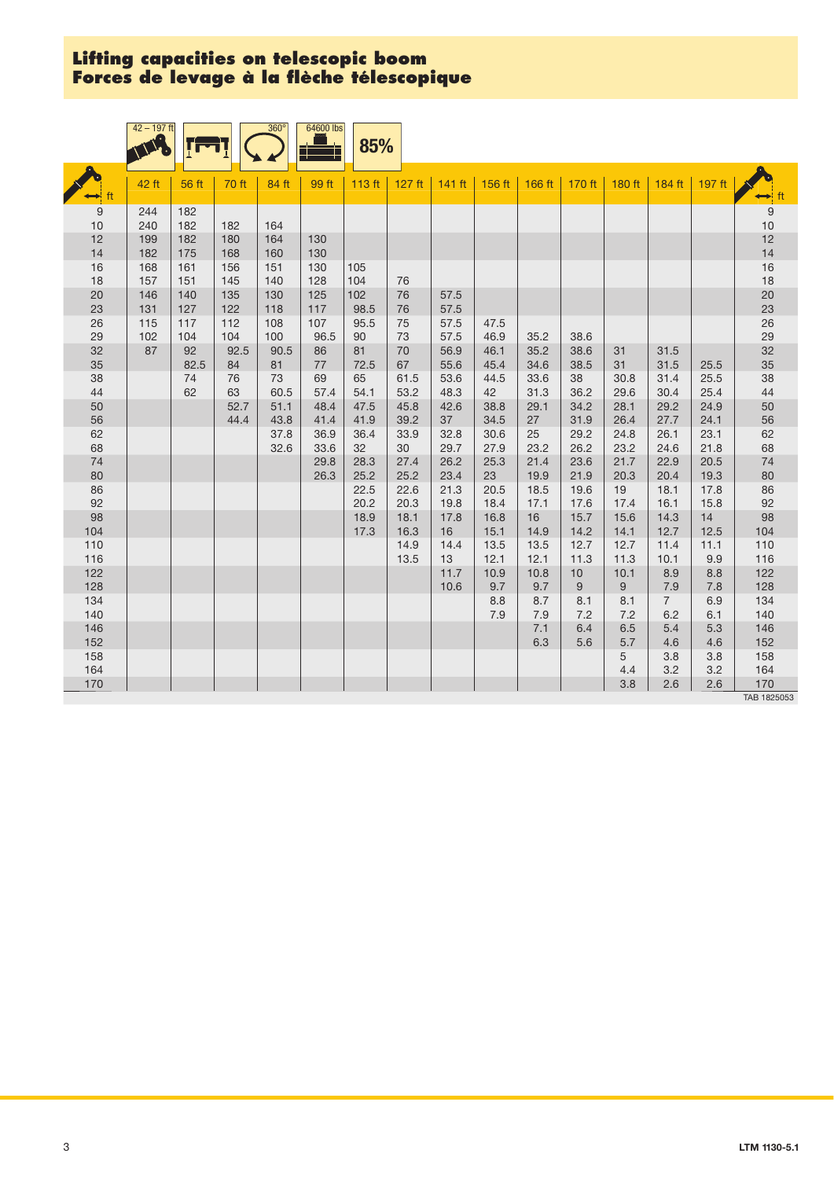# Lifting capacities on telescopic boom
# Forces de levage à la flèche télescopique

42 – 197 ft | 360° | 64600 lbs | 85%

| ft | 42 ft | 56 ft | 70 ft | 84 ft | 99 ft | 113 ft | 127 ft | 141 ft | 156 ft | 166 ft | 170 ft | 180 ft | 184 ft | 197 ft | ft |
|---|---|---|---|---|---|---|---|---|---|---|---|---|---|---|---|
| 9 | 244 | 182 | | | | | | | | | | | | | 9 |
| 10 | 240 | 182 | 182 | 164 | | | | | | | | | | | 10 |
| 12 | 199 | 182 | 180 | 164 | 130 | | | | | | | | | | 12 |
| 14 | 182 | 175 | 168 | 160 | 130 | | | | | | | | | | 14 |
| 16 | 168 | 161 | 156 | 151 | 130 | 105 | | | | | | | | | 16 |
| 18 | 157 | 151 | 145 | 140 | 128 | 104 | 76 | | | | | | | | 18 |
| 20 | 146 | 140 | 135 | 130 | 125 | 102 | 76 | 57.5 | | | | | | | 20 |
| 23 | 131 | 127 | 122 | 118 | 117 | 98.5 | 76 | 57.5 | | | | | | | 23 |
| 26 | 115 | 117 | 112 | 108 | 107 | 95.5 | 75 | 57.5 | 47.5 | | | | | | 26 |
| 29 | 102 | 104 | 104 | 100 | 96.5 | 90 | 73 | 57.5 | 46.9 | 35.2 | 38.6 | | | | 29 |
| 32 | 87 | 92 | 92.5 | 90.5 | 86 | 81 | 70 | 56.9 | 46.1 | 35.2 | 38.6 | 31 | 31.5 | | 32 |
| 35 | | 82.5 | 84 | 81 | 77 | 72.5 | 67 | 55.6 | 45.4 | 34.6 | 38.5 | 31 | 31.5 | 25.5 | 35 |
| 38 | | 74 | 76 | 73 | 69 | 65 | 61.5 | 53.6 | 44.5 | 33.6 | 38 | 30.8 | 31.4 | 25.5 | 38 |
| 44 | | 62 | 63 | 60.5 | 57.4 | 54.1 | 53.2 | 48.3 | 42 | 31.3 | 36.2 | 29.6 | 30.4 | 25.4 | 44 |
| 50 | | | 52.7 | 51.1 | 48.4 | 47.5 | 45.8 | 42.6 | 38.8 | 29.1 | 34.2 | 28.1 | 29.2 | 24.9 | 50 |
| 56 | | | 44.4 | 43.8 | 41.4 | 41.9 | 39.2 | 37 | 34.5 | 27 | 31.9 | 26.4 | 27.7 | 24.1 | 56 |
| 62 | | | | 37.8 | 36.9 | 36.4 | 33.9 | 32.8 | 30.6 | 25 | 29.2 | 24.8 | 26.1 | 23.1 | 62 |
| 68 | | | | 32.6 | 33.6 | 32 | 30 | 29.7 | 27.9 | 23.2 | 26.2 | 23.2 | 24.6 | 21.8 | 68 |
| 74 | | | | | 29.8 | 28.3 | 27.4 | 26.2 | 25.3 | 21.4 | 23.6 | 21.7 | 22.9 | 20.5 | 74 |
| 80 | | | | | 26.3 | 25.2 | 25.2 | 23.4 | 23 | 19.9 | 21.9 | 20.3 | 20.4 | 19.3 | 80 |
| 86 | | | | | | 22.5 | 22.6 | 21.3 | 20.5 | 18.5 | 19.6 | 19 | 18.1 | 17.8 | 86 |
| 92 | | | | | | 20.2 | 20.3 | 19.8 | 18.4 | 17.1 | 17.6 | 17.4 | 16.1 | 15.8 | 92 |
| 98 | | | | | | 18.9 | 18.1 | 17.8 | 16.8 | 16 | 15.7 | 15.6 | 14.3 | 14 | 98 |
| 104 | | | | | | 17.3 | 16.3 | 16 | 15.1 | 14.9 | 14.2 | 14.1 | 12.7 | 12.5 | 104 |
| 110 | | | | | | | 14.9 | 14.4 | 13.5 | 13.5 | 12.7 | 12.7 | 11.4 | 11.1 | 110 |
| 116 | | | | | | | 13.5 | 13 | 12.1 | 12.1 | 11.3 | 11.3 | 10.1 | 9.9 | 116 |
| 122 | | | | | | | | 11.7 | 10.9 | 10.8 | 10 | 10.1 | 8.9 | 8.8 | 122 |
| 128 | | | | | | | | 10.6 | 9.7 | 9.7 | 9 | 9 | 7.9 | 7.8 | 128 |
| 134 | | | | | | | | | 8.8 | 8.7 | 8.1 | 8.1 | 7 | 6.9 | 134 |
| 140 | | | | | | | | | 7.9 | 7.9 | 7.2 | 7.2 | 6.2 | 6.1 | 140 |
| 146 | | | | | | | | | | 7.1 | 6.4 | 6.5 | 5.4 | 5.3 | 146 |
| 152 | | | | | | | | | | 6.3 | 5.6 | 5.7 | 4.6 | 4.6 | 152 |
| 158 | | | | | | | | | | | | 5 | 3.8 | 3.8 | 158 |
| 164 | | | | | | | | | | | | 4.4 | 3.2 | 3.2 | 164 |
| 170 | | | | | | | | | | | | 3.8 | 2.6 | 2.6 | 170 |

TAB 1825053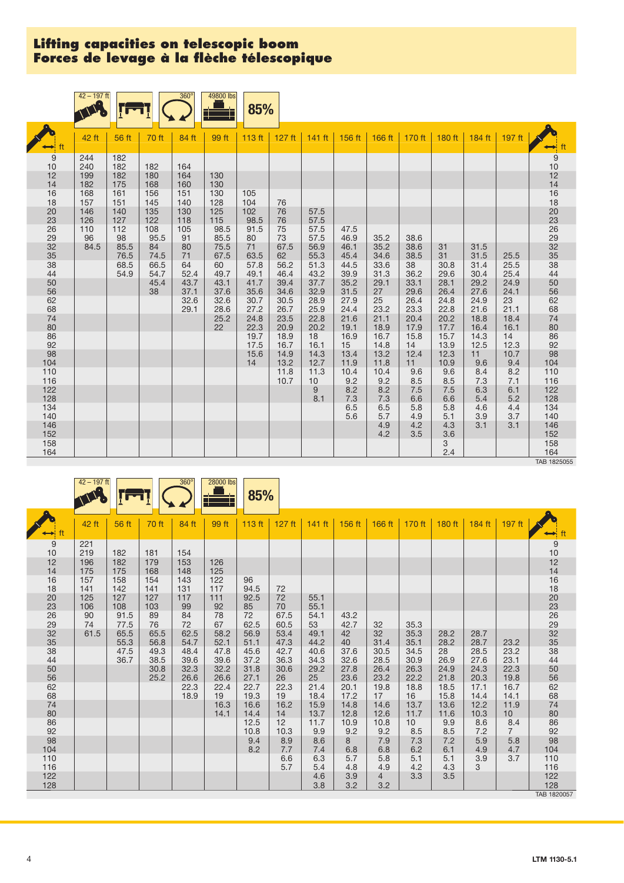# Lifting capacities on telescopic boom
# Forces de levage à la flèche télescopique

42 – 197 ft | 360° | 49800 lbs | 85%

| ft | 42 ft | 56 ft | 70 ft | 84 ft | 99 ft | 113 ft | 127 ft | 141 ft | 156 ft | 166 ft | 170 ft | 180 ft | 184 ft | 197 ft | ft |
|---|---|---|---|---|---|---|---|---|---|---|---|---|---|---|---|
| 9 | 244 | 182 | | | | | | | | | | | | | 9 |
| 10 | 240 | 182 | 182 | 164 | | | | | | | | | | | 10 |
| 12 | 199 | 182 | 180 | 164 | 130 | | | | | | | | | | 12 |
| 14 | 182 | 175 | 168 | 160 | 130 | | | | | | | | | | 14 |
| 16 | 168 | 161 | 156 | 151 | 130 | 105 | | | | | | | | | 16 |
| 18 | 157 | 151 | 145 | 140 | 128 | 104 | 76 | | | | | | | | 18 |
| 20 | 146 | 140 | 135 | 130 | 125 | 102 | 76 | 57.5 | | | | | | | 20 |
| 23 | 126 | 127 | 122 | 118 | 115 | 98.5 | 76 | 57.5 | | | | | | | 23 |
| 26 | 110 | 112 | 108 | 105 | 98.5 | 91.5 | 75 | 57.5 | 47.5 | | | | | | 26 |
| 29 | 96 | 98 | 95.5 | 91 | 85.5 | 80 | 73 | 57.5 | 46.9 | 35.2 | 38.6 | | | | 29 |
| 32 | 84.5 | 85.5 | 84 | 80 | 75.5 | 71 | 67.5 | 56.9 | 46.1 | 35.2 | 38.6 | 31 | 31.5 | | 32 |
| 35 | | 76.5 | 74.5 | 71 | 67.5 | 63.5 | 62 | 55.3 | 45.4 | 34.6 | 38.5 | 31 | 31.5 | 25.5 | 35 |
| 38 | | 68.5 | 66.5 | 64 | 60 | 57.8 | 56.2 | 51.3 | 44.5 | 33.6 | 38 | 30.8 | 31.4 | 25.5 | 38 |
| 44 | | 54.9 | 54.7 | 52.4 | 49.7 | 49.1 | 46.4 | 43.2 | 39.9 | 31.3 | 36.2 | 29.6 | 30.4 | 25.4 | 44 |
| 50 | | | 45.4 | 43.7 | 43.1 | 41.7 | 39.4 | 37.7 | 35.2 | 29.1 | 33.1 | 28.1 | 29.2 | 24.9 | 50 |
| 56 | | | 38 | 37.1 | 37.6 | 35.6 | 34.6 | 32.9 | 31.5 | 27 | 29.6 | 26.4 | 27.6 | 24.1 | 56 |
| 62 | | | | 32.6 | 32.6 | 30.7 | 30.5 | 28.9 | 27.9 | 25 | 26.4 | 24.8 | 24.9 | 23 | 62 |
| 68 | | | | 29.1 | 28.6 | 27.2 | 26.7 | 25.9 | 24.4 | 23.2 | 23.3 | 22.8 | 21.6 | 21.1 | 68 |
| 74 | | | | | 25.2 | 24.8 | 23.5 | 22.8 | 21.6 | 21.1 | 20.4 | 20.2 | 18.8 | 18.4 | 74 |
| 80 | | | | | 22 | 22.3 | 20.9 | 20.2 | 19.1 | 18.9 | 17.9 | 17.7 | 16.4 | 16.1 | 80 |
| 86 | | | | | | 19.7 | 18.9 | 18 | 16.9 | 16.7 | 15.8 | 15.7 | 14.3 | 14 | 86 |
| 92 | | | | | | 17.5 | 16.7 | 16.1 | 15 | 14.8 | 14 | 13.9 | 12.5 | 12.3 | 92 |
| 98 | | | | | | 15.6 | 14.9 | 14.3 | 13.4 | 13.2 | 12.4 | 12.3 | 11 | 10.7 | 98 |
| 104 | | | | | | 14 | 13.2 | 12.7 | 11.9 | 11.8 | 11 | 10.9 | 9.6 | 9.4 | 104 |
| 110 | | | | | | | 11.8 | 11.3 | 10.4 | 10.4 | 9.6 | 9.6 | 8.4 | 8.2 | 110 |
| 116 | | | | | | | 10.7 | 10 | 9.2 | 9.2 | 8.5 | 8.5 | 7.3 | 7.1 | 116 |
| 122 | | | | | | | | 9 | 8.2 | 8.2 | 7.5 | 7.5 | 6.3 | 6.1 | 122 |
| 128 | | | | | | | | 8.1 | 7.3 | 7.3 | 6.6 | 6.6 | 5.4 | 5.2 | 128 |
| 134 | | | | | | | | | 6.5 | 6.5 | 5.8 | 5.8 | 4.6 | 4.4 | 134 |
| 140 | | | | | | | | | 5.6 | 5.7 | 4.9 | 5.1 | 3.9 | 3.7 | 140 |
| 146 | | | | | | | | | | 4.9 | 4.2 | 4.3 | 3.1 | 3.1 | 146 |
| 152 | | | | | | | | | | 4.2 | 3.5 | 3.6 | | | 152 |
| 158 | | | | | | | | | | | | 3 | | | 158 |
| 164 | | | | | | | | | | | | 2.4 | | | 164 |

TAB 1825055

42 – 197 ft | 360° | 28000 lbs | 85%

| ft | 42 ft | 56 ft | 70 ft | 84 ft | 99 ft | 113 ft | 127 ft | 141 ft | 156 ft | 166 ft | 170 ft | 180 ft | 184 ft | 197 ft | ft |
|---|---|---|---|---|---|---|---|---|---|---|---|---|---|---|---|
| 9 | 221 | | | | | | | | | | | | | | 9 |
| 10 | 219 | 182 | 181 | 154 | | | | | | | | | | | 10 |
| 12 | 196 | 182 | 179 | 153 | 126 | | | | | | | | | | 12 |
| 14 | 175 | 175 | 168 | 148 | 125 | | | | | | | | | | 14 |
| 16 | 157 | 158 | 154 | 143 | 122 | 96 | | | | | | | | | 16 |
| 18 | 141 | 142 | 141 | 131 | 117 | 94.5 | 72 | | | | | | | | 18 |
| 20 | 125 | 127 | 127 | 117 | 111 | 92.5 | 72 | 55.1 | | | | | | | 20 |
| 23 | 106 | 108 | 103 | 99 | 92 | 85 | 70 | 55.1 | | | | | | | 23 |
| 26 | 90 | 91.5 | 89 | 84 | 78 | 72 | 67.5 | 54.1 | 43.2 | | | | | | 26 |
| 29 | 74 | 77.5 | 76 | 72 | 67 | 62.5 | 60.5 | 53 | 42.7 | 32 | 35.3 | | | | 29 |
| 32 | 61.5 | 65.5 | 65.5 | 62.5 | 58.2 | 56.9 | 53.4 | 49.1 | 42 | 32 | 35.3 | 28.2 | 28.7 | | 32 |
| 35 | | 55.3 | 56.8 | 54.7 | 52.1 | 51.1 | 47.3 | 44.2 | 40 | 31.4 | 35.1 | 28.2 | 28.7 | 23.2 | 35 |
| 38 | | 47.5 | 49.3 | 48.4 | 47.8 | 45.6 | 42.7 | 40.6 | 37.6 | 30.5 | 34.5 | 28 | 28.5 | 23.2 | 38 |
| 44 | | 36.7 | 38.5 | 39.6 | 39.6 | 37.2 | 36.3 | 34.3 | 32.6 | 28.5 | 30.9 | 26.9 | 27.6 | 23.1 | 44 |
| 50 | | | 30.8 | 32.3 | 32.2 | 31.8 | 30.6 | 29.2 | 27.8 | 26.4 | 26.3 | 24.9 | 24.3 | 22.3 | 50 |
| 56 | | | 25.2 | 26.6 | 26.6 | 27.1 | 26 | 25 | 23.6 | 23.2 | 22.2 | 21.8 | 20.3 | 19.8 | 56 |
| 62 | | | | 22.3 | 22.4 | 22.7 | 22.3 | 21.4 | 20.1 | 19.8 | 18.8 | 18.5 | 17.1 | 16.7 | 62 |
| 68 | | | | 18.9 | 19 | 19.3 | 19 | 18.4 | 17.2 | 17 | 16 | 15.8 | 14.4 | 14.1 | 68 |
| 74 | | | | | 16.3 | 16.6 | 16.2 | 15.9 | 14.8 | 14.6 | 13.7 | 13.6 | 12.2 | 11.9 | 74 |
| 80 | | | | | 14.1 | 14.4 | 14 | 13.7 | 12.8 | 12.6 | 11.7 | 11.6 | 10.3 | 10 | 80 |
| 86 | | | | | | 12.5 | 12 | 11.7 | 10.9 | 10.8 | 10 | 9.9 | 8.6 | 8.4 | 86 |
| 92 | | | | | | 10.8 | 10.3 | 9.9 | 9.2 | 9.2 | 8.5 | 8.5 | 7.2 | 7 | 92 |
| 98 | | | | | | 9.4 | 8.9 | 8.6 | 8 | 7.9 | 7.3 | 7.2 | 5.9 | 5.8 | 98 |
| 104 | | | | | | 8.2 | 7.7 | 7.4 | 6.8 | 6.8 | 6.2 | 6.1 | 4.9 | 4.7 | 104 |
| 110 | | | | | | | 6.6 | 6.3 | 5.7 | 5.8 | 5.1 | 5.1 | 3.9 | 3.7 | 110 |
| 116 | | | | | | | 5.7 | 5.4 | 4.8 | 4.9 | 4.2 | 4.3 | 3 | | 116 |
| 122 | | | | | | | | 4.6 | 3.9 | 4 | 3.3 | 3.5 | | | 122 |
| 128 | | | | | | | | 3.8 | 3.2 | 3.2 | | | | | 128 |

TAB 1820057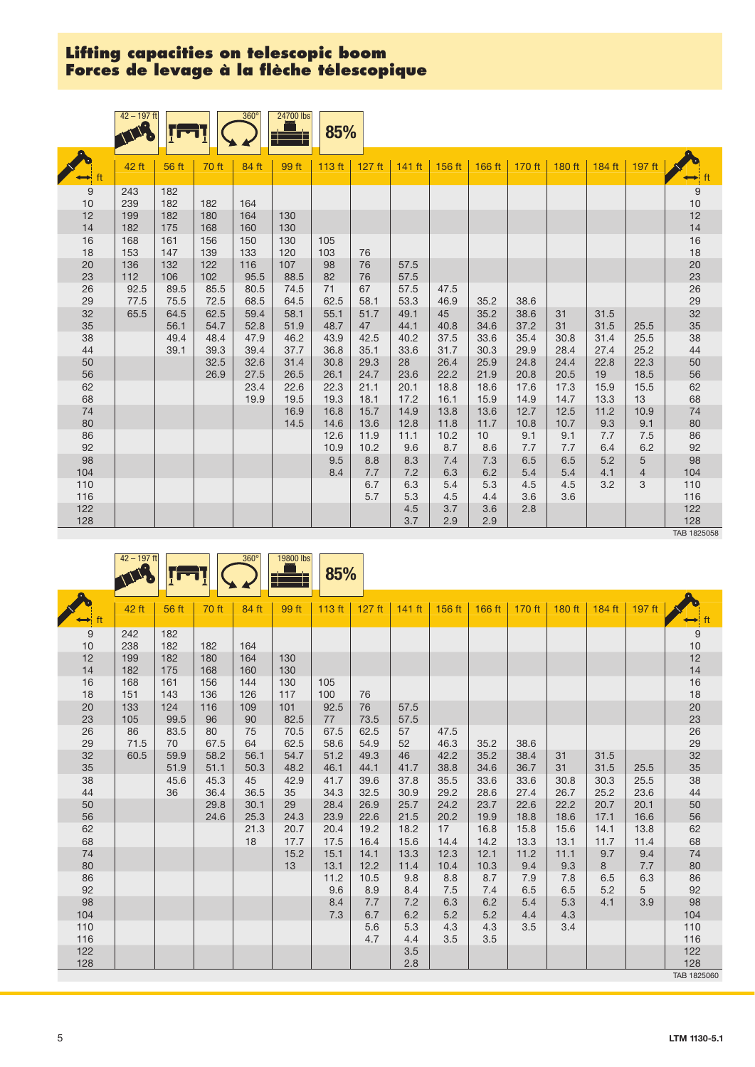# Lifting capacities on telescopic boom
# Forces de levage à la flèche télescopique

42 – 197 ft | 360° | 24700 lbs | 85%

| ft | 42 ft | 56 ft | 70 ft | 84 ft | 99 ft | 113 ft | 127 ft | 141 ft | 156 ft | 166 ft | 170 ft | 180 ft | 184 ft | 197 ft | ft |
|---|---|---|---|---|---|---|---|---|---|---|---|---|---|---|---|
| 9 | 243 | 182 | | | | | | | | | | | | | 9 |
| 10 | 239 | 182 | 182 | 164 | | | | | | | | | | | 10 |
| 12 | 199 | 182 | 180 | 164 | 130 | | | | | | | | | | 12 |
| 14 | 182 | 175 | 168 | 160 | 130 | | | | | | | | | | 14 |
| 16 | 168 | 161 | 156 | 150 | 130 | 105 | | | | | | | | | 16 |
| 18 | 153 | 147 | 139 | 133 | 120 | 103 | 76 | | | | | | | | 18 |
| 20 | 136 | 132 | 122 | 116 | 107 | 98 | 76 | 57.5 | | | | | | | 20 |
| 23 | 112 | 106 | 102 | 95.5 | 88.5 | 82 | 76 | 57.5 | | | | | | | 23 |
| 26 | 92.5 | 89.5 | 85.5 | 80.5 | 74.5 | 71 | 67 | 57.5 | 47.5 | | | | | | 26 |
| 29 | 77.5 | 75.5 | 72.5 | 68.5 | 64.5 | 62.5 | 58.1 | 53.3 | 46.9 | 35.2 | 38.6 | | | | 29 |
| 32 | 65.5 | 64.5 | 62.5 | 59.4 | 58.1 | 55.1 | 51.7 | 49.1 | 45 | 35.2 | 38.6 | 31 | 31.5 | | 32 |
| 35 | | 56.1 | 54.7 | 52.8 | 51.9 | 48.7 | 47 | 44.1 | 40.8 | 34.6 | 37.2 | 31 | 31.5 | 25.5 | 35 |
| 38 | | 49.4 | 48.4 | 47.9 | 46.2 | 43.9 | 42.5 | 40.2 | 37.5 | 33.6 | 35.4 | 30.8 | 31.4 | 25.5 | 38 |
| 44 | | 39.1 | 39.3 | 39.4 | 37.7 | 36.8 | 35.1 | 33.6 | 31.7 | 30.3 | 29.9 | 28.4 | 27.4 | 25.2 | 44 |
| 50 | | | 32.5 | 32.6 | 31.4 | 30.8 | 29.3 | 28 | 26.4 | 25.9 | 24.8 | 24.4 | 22.8 | 22.3 | 50 |
| 56 | | | 26.9 | 27.5 | 26.5 | 26.1 | 24.7 | 23.6 | 22.2 | 21.9 | 20.8 | 20.5 | 19 | 18.5 | 56 |
| 62 | | | | 23.4 | 22.6 | 22.3 | 21.1 | 20.1 | 18.8 | 18.6 | 17.6 | 17.3 | 15.9 | 15.5 | 62 |
| 68 | | | | 19.9 | 19.5 | 19.3 | 18.1 | 17.2 | 16.1 | 15.9 | 14.9 | 14.7 | 13.3 | 13 | 68 |
| 74 | | | | | 16.9 | 16.8 | 15.7 | 14.9 | 13.8 | 13.6 | 12.7 | 12.5 | 11.2 | 10.9 | 74 |
| 80 | | | | | 14.5 | 14.6 | 13.6 | 12.8 | 11.8 | 11.7 | 10.8 | 10.7 | 9.3 | 9.1 | 80 |
| 86 | | | | | | 12.6 | 11.9 | 11.1 | 10.2 | 10 | 9.1 | 9.1 | 7.7 | 7.5 | 86 |
| 92 | | | | | | 10.9 | 10.2 | 9.6 | 8.7 | 8.6 | 7.7 | 7.7 | 6.4 | 6.2 | 92 |
| 98 | | | | | | 9.5 | 8.8 | 8.3 | 7.4 | 7.3 | 6.5 | 6.5 | 5.2 | 5 | 98 |
| 104 | | | | | | 8.4 | 7.7 | 7.2 | 6.3 | 6.2 | 5.4 | 5.4 | 4.1 | 4 | 104 |
| 110 | | | | | | | 6.7 | 6.3 | 5.4 | 5.3 | 4.5 | 4.5 | 3.2 | 3 | 110 |
| 116 | | | | | | | 5.7 | 5.3 | 4.5 | 4.4 | 3.6 | 3.6 | | | 116 |
| 122 | | | | | | | | 4.5 | 3.7 | 3.6 | 2.8 | | | | 122 |
| 128 | | | | | | | | 3.7 | 2.9 | 2.9 | | | | | 128 |

TAB 1825058

42 – 197 ft | 360° | 19800 lbs | 85%

| ft | 42 ft | 56 ft | 70 ft | 84 ft | 99 ft | 113 ft | 127 ft | 141 ft | 156 ft | 166 ft | 170 ft | 180 ft | 184 ft | 197 ft | ft |
|---|---|---|---|---|---|---|---|---|---|---|---|---|---|---|---|
| 9 | 242 | 182 | | | | | | | | | | | | | 9 |
| 10 | 238 | 182 | 182 | 164 | | | | | | | | | | | 10 |
| 12 | 199 | 182 | 180 | 164 | 130 | | | | | | | | | | 12 |
| 14 | 182 | 175 | 168 | 160 | 130 | | | | | | | | | | 14 |
| 16 | 168 | 161 | 156 | 144 | 130 | 105 | | | | | | | | | 16 |
| 18 | 151 | 143 | 136 | 126 | 117 | 100 | 76 | | | | | | | | 18 |
| 20 | 133 | 124 | 116 | 109 | 101 | 92.5 | 76 | 57.5 | | | | | | | 20 |
| 23 | 105 | 99.5 | 96 | 90 | 82.5 | 77 | 73.5 | 57.5 | | | | | | | 23 |
| 26 | 86 | 83.5 | 80 | 75 | 70.5 | 67.5 | 62.5 | 57 | 47.5 | | | | | | 26 |
| 29 | 71.5 | 70 | 67.5 | 64 | 62.5 | 58.6 | 54.9 | 52 | 46.3 | 35.2 | 38.6 | | | | 29 |
| 32 | 60.5 | 59.9 | 58.2 | 56.1 | 54.7 | 51.2 | 49.3 | 46 | 42.2 | 35.2 | 38.4 | 31 | 31.5 | | 32 |
| 35 | | 51.9 | 51.1 | 50.3 | 48.2 | 46.1 | 44.1 | 41.7 | 38.8 | 34.6 | 36.7 | 31 | 31.5 | 25.5 | 35 |
| 38 | | 45.6 | 45.3 | 45 | 42.9 | 41.7 | 39.6 | 37.8 | 35.5 | 33.6 | 33.6 | 30.8 | 30.3 | 25.5 | 38 |
| 44 | | 36 | 36.4 | 36.5 | 35 | 34.3 | 32.5 | 30.9 | 29.2 | 28.6 | 27.4 | 26.7 | 25.2 | 23.6 | 44 |
| 50 | | | 29.8 | 30.1 | 29 | 28.4 | 26.9 | 25.7 | 24.2 | 23.7 | 22.6 | 22.2 | 20.7 | 20.1 | 50 |
| 56 | | | 24.6 | 25.3 | 24.3 | 23.9 | 22.6 | 21.5 | 20.2 | 19.9 | 18.8 | 18.6 | 17.1 | 16.6 | 56 |
| 62 | | | | 21.3 | 20.7 | 20.4 | 19.2 | 18.2 | 17 | 16.8 | 15.8 | 15.6 | 14.1 | 13.8 | 62 |
| 68 | | | | 18 | 17.7 | 17.5 | 16.4 | 15.6 | 14.4 | 14.2 | 13.3 | 13.1 | 11.7 | 11.4 | 68 |
| 74 | | | | | 15.2 | 15.1 | 14.1 | 13.3 | 12.3 | 12.1 | 11.2 | 11.1 | 9.7 | 9.4 | 74 |
| 80 | | | | | 13 | 13.1 | 12.2 | 11.4 | 10.4 | 10.3 | 9.4 | 9.3 | 8 | 7.7 | 80 |
| 86 | | | | | | 11.2 | 10.5 | 9.8 | 8.8 | 8.7 | 7.9 | 7.8 | 6.5 | 6.3 | 86 |
| 92 | | | | | | 9.6 | 8.9 | 8.4 | 7.5 | 7.4 | 6.5 | 6.5 | 5.2 | 5 | 92 |
| 98 | | | | | | 8.4 | 7.7 | 7.2 | 6.3 | 6.2 | 5.4 | 5.3 | 4.1 | 3.9 | 98 |
| 104 | | | | | | 7.3 | 6.7 | 6.2 | 5.2 | 5.2 | 4.4 | 4.3 | | | 104 |
| 110 | | | | | | | 5.6 | 5.3 | 4.3 | 4.3 | 3.5 | 3.4 | | | 110 |
| 116 | | | | | | | 4.7 | 4.4 | 3.5 | 3.5 | | | | | 116 |
| 122 | | | | | | | | 3.5 | | | | | | | 122 |
| 128 | | | | | | | | 2.8 | | | | | | | 128 |

TAB 1825060

LTM 1130-5.1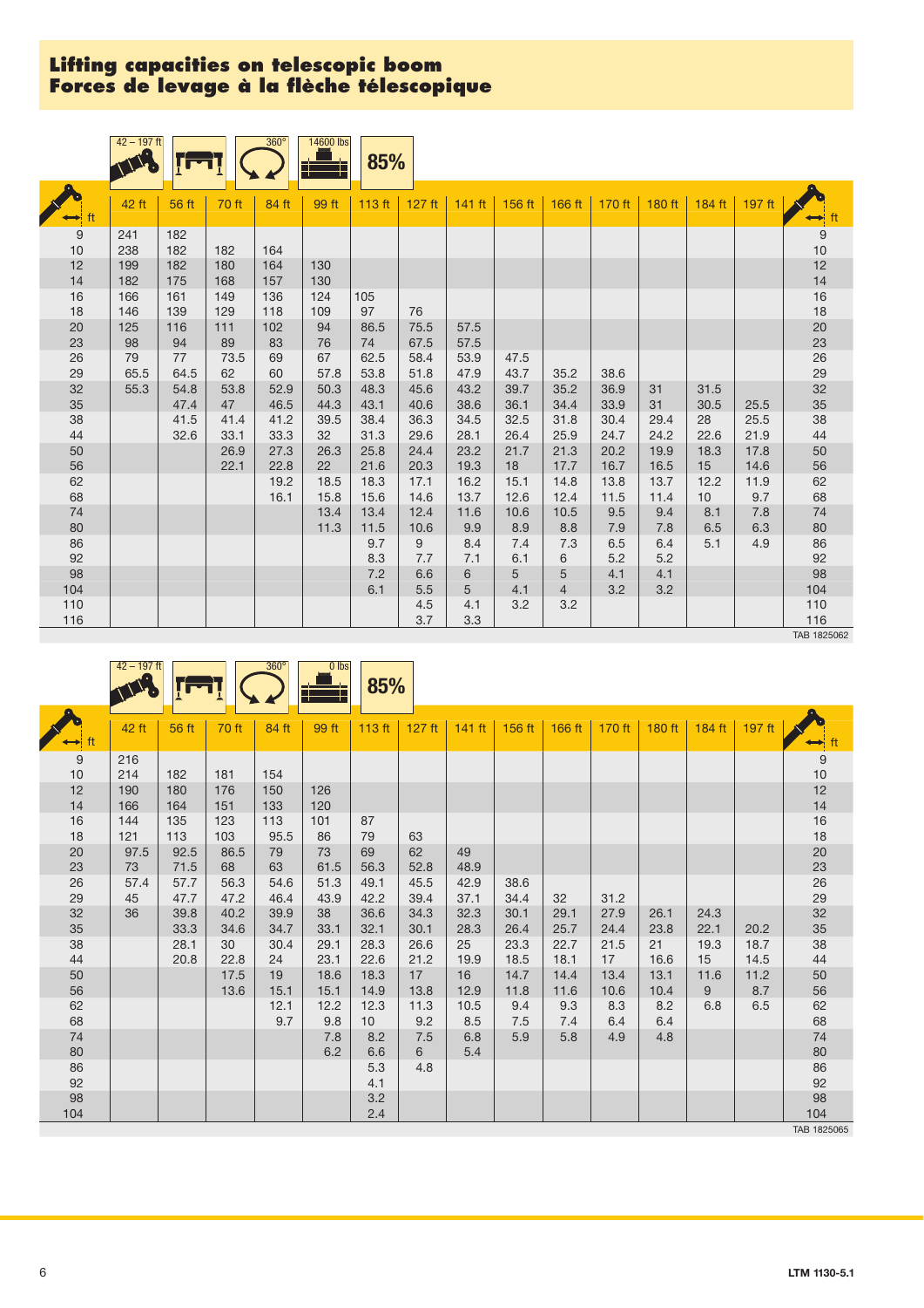# Lifting capacities on telescopic boom
# Forces de levage à la flèche télescopique

42 – 197 ft | 360° | 14600 lbs | 85%

| ft | 42 ft | 56 ft | 70 ft | 84 ft | 99 ft | 113 ft | 127 ft | 141 ft | 156 ft | 166 ft | 170 ft | 180 ft | 184 ft | 197 ft | ft |
|---|---|---|---|---|---|---|---|---|---|---|---|---|---|---|---|
| 9 | 241 | 182 | | | | | | | | | | | | | 9 |
| 10 | 238 | 182 | 182 | 164 | | | | | | | | | | | 10 |
| 12 | 199 | 182 | 180 | 164 | 130 | | | | | | | | | | 12 |
| 14 | 182 | 175 | 168 | 157 | 130 | | | | | | | | | | 14 |
| 16 | 166 | 161 | 149 | 136 | 124 | 105 | | | | | | | | | 16 |
| 18 | 146 | 139 | 129 | 118 | 109 | 97 | 76 | | | | | | | | 18 |
| 20 | 125 | 116 | 111 | 102 | 94 | 86.5 | 75.5 | 57.5 | | | | | | | 20 |
| 23 | 98 | 94 | 89 | 83 | 76 | 74 | 67.5 | 57.5 | | | | | | | 23 |
| 26 | 79 | 77 | 73.5 | 69 | 67 | 62.5 | 58.4 | 53.9 | 47.5 | | | | | | 26 |
| 29 | 65.5 | 64.5 | 62 | 60 | 57.8 | 53.8 | 51.8 | 47.9 | 43.7 | 35.2 | 38.6 | | | | 29 |
| 32 | 55.3 | 54.8 | 53.8 | 52.9 | 50.3 | 48.3 | 45.6 | 43.2 | 39.7 | 35.2 | 36.9 | 31 | 31.5 | | 32 |
| 35 | | 47.4 | 47 | 46.5 | 44.3 | 43.1 | 40.6 | 38.6 | 36.1 | 34.4 | 33.9 | 31 | 30.5 | 25.5 | 35 |
| 38 | | 41.5 | 41.4 | 41.2 | 39.5 | 38.4 | 36.3 | 34.5 | 32.5 | 31.8 | 30.4 | 29.4 | 28 | 25.5 | 38 |
| 44 | | 32.6 | 33.1 | 33.3 | 32 | 31.3 | 29.6 | 28.1 | 26.4 | 25.9 | 24.7 | 24.2 | 22.6 | 21.9 | 44 |
| 50 | | | 26.9 | 27.3 | 26.3 | 25.8 | 24.4 | 23.2 | 21.7 | 21.3 | 20.2 | 19.9 | 18.3 | 17.8 | 50 |
| 56 | | | 22.1 | 22.8 | 22 | 21.6 | 20.3 | 19.3 | 18 | 17.7 | 16.7 | 16.5 | 15 | 14.6 | 56 |
| 62 | | | | 19.2 | 18.5 | 18.3 | 17.1 | 16.2 | 15.1 | 14.8 | 13.8 | 13.7 | 12.2 | 11.9 | 62 |
| 68 | | | | 16.1 | 15.8 | 15.6 | 14.6 | 13.7 | 12.6 | 12.4 | 11.5 | 11.4 | 10 | 9.7 | 68 |
| 74 | | | | | 13.4 | 13.4 | 12.4 | 11.6 | 10.6 | 10.5 | 9.5 | 9.4 | 8.1 | 7.8 | 74 |
| 80 | | | | | 11.3 | 11.5 | 10.6 | 9.9 | 8.9 | 8.8 | 7.9 | 7.8 | 6.5 | 6.3 | 80 |
| 86 | | | | | | 9.7 | 9 | 8.4 | 7.4 | 7.3 | 6.5 | 6.4 | 5.1 | 4.9 | 86 |
| 92 | | | | | | 8.3 | 7.7 | 7.1 | 6.1 | 6 | 5.2 | 5.2 | | | 92 |
| 98 | | | | | | 7.2 | 6.6 | 6 | 5 | 5 | 4.1 | 4.1 | | | 98 |
| 104 | | | | | | 6.1 | 5.5 | 5 | 4.1 | 4 | 3.2 | 3.2 | | | 104 |
| 110 | | | | | | | 4.5 | 4.1 | 3.2 | 3.2 | | | | | 110 |
| 116 | | | | | | | 3.7 | 3.3 | | | | | | | 116 |

TAB 1825062

42 – 197 ft | 360° | 0 lbs | 85%

| ft | 42 ft | 56 ft | 70 ft | 84 ft | 99 ft | 113 ft | 127 ft | 141 ft | 156 ft | 166 ft | 170 ft | 180 ft | 184 ft | 197 ft | ft |
|---|---|---|---|---|---|---|---|---|---|---|---|---|---|---|---|
| 9 | 216 | | | | | | | | | | | | | | 9 |
| 10 | 214 | 182 | 181 | 154 | | | | | | | | | | | 10 |
| 12 | 190 | 180 | 176 | 150 | 126 | | | | | | | | | | 12 |
| 14 | 166 | 164 | 151 | 133 | 120 | | | | | | | | | | 14 |
| 16 | 144 | 135 | 123 | 113 | 101 | 87 | | | | | | | | | 16 |
| 18 | 121 | 113 | 103 | 95.5 | 86 | 79 | 63 | | | | | | | | 18 |
| 20 | 97.5 | 92.5 | 86.5 | 79 | 73 | 69 | 62 | 49 | | | | | | | 20 |
| 23 | 73 | 71.5 | 68 | 63 | 61.5 | 56.3 | 52.8 | 48.9 | | | | | | | 23 |
| 26 | 57.4 | 57.7 | 56.3 | 54.6 | 51.3 | 49.1 | 45.5 | 42.9 | 38.6 | | | | | | 26 |
| 29 | 45 | 47.7 | 47.2 | 46.4 | 43.9 | 42.2 | 39.4 | 37.1 | 34.4 | 32 | 31.2 | | | | 29 |
| 32 | 36 | 39.8 | 40.2 | 39.9 | 38 | 36.6 | 34.3 | 32.3 | 30.1 | 29.1 | 27.9 | 26.1 | 24.3 | | 32 |
| 35 | | 33.3 | 34.6 | 34.7 | 33.1 | 32.1 | 30.1 | 28.3 | 26.4 | 25.7 | 24.4 | 23.8 | 22.1 | 20.2 | 35 |
| 38 | | 28.1 | 30 | 30.4 | 29.1 | 28.3 | 26.6 | 25 | 23.3 | 22.7 | 21.5 | 21 | 19.3 | 18.7 | 38 |
| 44 | | 20.8 | 22.8 | 24 | 23.1 | 22.6 | 21.2 | 19.9 | 18.5 | 18.1 | 17 | 16.6 | 15 | 14.5 | 44 |
| 50 | | | 17.5 | 19 | 18.6 | 18.3 | 17 | 16 | 14.7 | 14.4 | 13.4 | 13.1 | 11.6 | 11.2 | 50 |
| 56 | | | 13.6 | 15.1 | 15.1 | 14.9 | 13.8 | 12.9 | 11.8 | 11.6 | 10.6 | 10.4 | 9 | 8.7 | 56 |
| 62 | | | | 12.1 | 12.2 | 12.3 | 11.3 | 10.5 | 9.4 | 9.3 | 8.3 | 8.2 | 6.8 | 6.5 | 62 |
| 68 | | | | 9.7 | 9.8 | 10 | 9.2 | 8.5 | 7.5 | 7.4 | 6.4 | 6.4 | | | 68 |
| 74 | | | | | 7.8 | 8.2 | 7.5 | 6.8 | 5.9 | 5.8 | 4.9 | 4.8 | | | 74 |
| 80 | | | | | 6.2 | 6.6 | 6 | 5.4 | | | | | | | 80 |
| 86 | | | | | | 5.3 | 4.8 | | | | | | | | 86 |
| 92 | | | | | | 4.1 | | | | | | | | | 92 |
| 98 | | | | | | 3.2 | | | | | | | | | 98 |
| 104 | | | | | | 2.4 | | | | | | | | | 104 |

TAB 1825065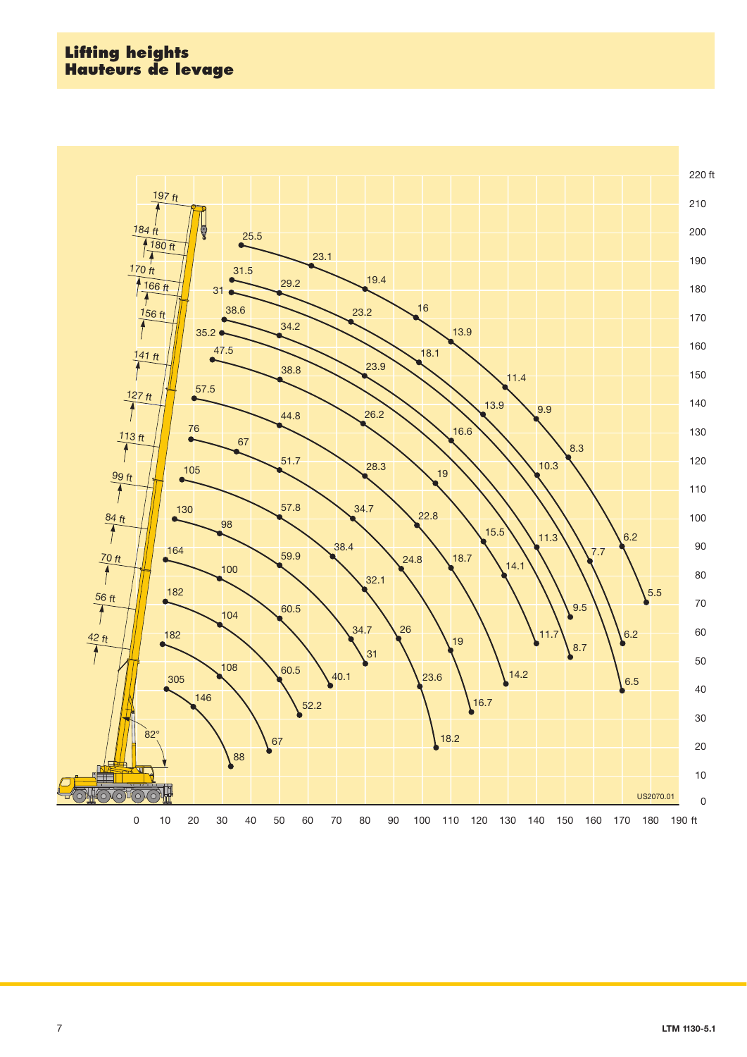# Lifting heights
# Hauteurs de levage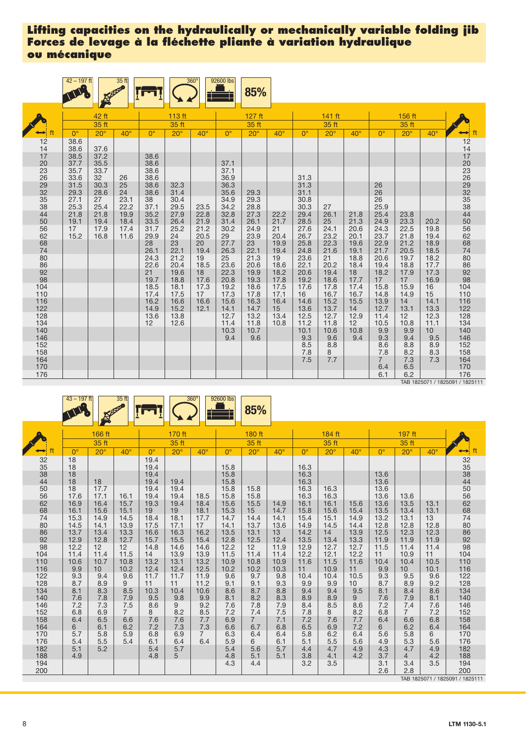# Lifting capacities on the hydraulically or mechanically variable folding jib
# Forces de levage à la fléchette pliante à variation hydraulique ou mécanique

42 – 197 ft | 35 ft | 360° | 92600 lbs | 85%

| ft | 42 ft | | | 113 ft | | | 127 ft | | | 141 ft | | | 156 ft | | | ft |
|---|---|---|---|---|---|---|---|---|---|---|---|---|---|---|---|---|
| | 35 ft | | | 35 ft | | | 35 ft | | | 35 ft | | | 35 ft | | | |
| | 0° | 20° | 40° | 0° | 20° | 40° | 0° | 20° | 40° | 0° | 20° | 40° | 0° | 20° | 40° | |
| 12 | 38.6 | | | | | | | | | | | | | | | 12 |
| 14 | 38.6 | 37.6 | | | | | | | | | | | | | | 14 |
| 17 | 38.5 | 37.2 | | 38.6 | | | | | | | | | | | | 17 |
| 20 | 37.7 | 35.5 | | 38.6 | | | 37.1 | | | | | | | | | 20 |
| 23 | 35.7 | 33.7 | | 38.6 | | | 37.1 | | | | | | | | | 23 |
| 26 | 33.6 | 32 | 26 | 38.6 | | | 36.9 | | | 31.3 | | | | | | 26 |
| 29 | 31.5 | 30.3 | 25 | 38.6 | 32.3 | | 36.3 | | | 31.3 | | | 26 | | | 29 |
| 32 | 29.3 | 28.6 | 24 | 38.6 | 31.4 | | 35.6 | 29.3 | | 31.1 | | | 26 | | | 32 |
| 35 | 27.1 | 27 | 23.1 | 38 | 30.4 | | 34.9 | 29.3 | | 30.8 | | | 26 | | | 35 |
| 38 | 25.3 | 25.4 | 22.2 | 37.1 | 29.5 | 23.5 | 34.2 | 28.8 | | 30.3 | 27 | | 25.9 | | | 38 |
| 44 | 21.8 | 21.8 | 19.9 | 35.2 | 27.9 | 22.8 | 32.8 | 27.3 | 22.2 | 29.4 | 26.1 | 21.8 | 25.4 | 23.8 | | 44 |
| 50 | 19.1 | 19.4 | 18.4 | 33.5 | 26.4 | 21.9 | 31.4 | 26.1 | 21.7 | 28.5 | 25 | 21.3 | 24.9 | 23.3 | 20.2 | 50 |
| 56 | 17 | 17.9 | 17.4 | 31.7 | 25.2 | 21.2 | 30.2 | 24.9 | 21 | 27.6 | 24.1 | 20.6 | 24.3 | 22.5 | 19.8 | 56 |
| 62 | 15.2 | 16.8 | 11.6 | 29.9 | 24 | 20.5 | 29 | 23.9 | 20.4 | 26.7 | 23.2 | 20.1 | 23.7 | 21.8 | 19.4 | 62 |
| 68 | | | | 28 | 23 | 20 | 27.7 | 23 | 19.9 | 25.8 | 22.3 | 19.6 | 22.9 | 21.2 | 18.9 | 68 |
| 74 | | | | 26.1 | 22.1 | 19.4 | 26.3 | 22.1 | 19.4 | 24.8 | 21.6 | 19.1 | 21.7 | 20.5 | 18.5 | 74 |
| 80 | | | | 24.3 | 21.2 | 19 | 25 | 21.3 | 19 | 23.6 | 21 | 18.8 | 20.6 | 19.7 | 18.2 | 80 |
| 86 | | | | 22.6 | 20.4 | 18.5 | 23.6 | 20.6 | 18.6 | 22.1 | 20.2 | 18.4 | 19.4 | 18.8 | 17.7 | 86 |
| 92 | | | | 21 | 19.6 | 18 | 22.3 | 19.9 | 18.2 | 20.6 | 19.4 | 18 | 18.2 | 17.9 | 17.3 | 92 |
| 98 | | | | 19.7 | 18.8 | 17.6 | 20.8 | 19.3 | 17.8 | 19.2 | 18.6 | 17.7 | 17 | 17 | 16.9 | 98 |
| 104 | | | | 18.5 | 18.1 | 17.3 | 19.2 | 18.6 | 17.5 | 17.6 | 17.8 | 17.4 | 15.8 | 15.9 | 16 | 104 |
| 110 | | | | 17.4 | 17.5 | 17 | 17.3 | 17.8 | 17.1 | 16 | 16.7 | 16.7 | 14.8 | 14.9 | 15 | 110 |
| 116 | | | | 16.2 | 16.6 | 16.6 | 15.6 | 16.3 | 16.4 | 14.6 | 15.2 | 15.5 | 13.9 | 14 | 14.1 | 116 |
| 122 | | | | 14.9 | 15.2 | 12.1 | 14.1 | 14.7 | 15 | 13.6 | 13.7 | 14 | 12.7 | 13.1 | 13.3 | 122 |
| 128 | | | | 13.6 | 13.8 | | 12.7 | 13.2 | 13.4 | 12.5 | 12.7 | 12.9 | 11.4 | 12 | 12.3 | 128 |
| 134 | | | | 12 | 12.6 | | 11.4 | 11.8 | 10.8 | 11.2 | 11.8 | 12 | 10.5 | 10.8 | 11.1 | 134 |
| 140 | | | | | | | 10.3 | 10.7 | | 10.1 | 10.6 | 10.8 | 9.9 | 9.9 | 10 | 140 |
| 146 | | | | | | | 9.4 | 9.6 | | 9.3 | 9.6 | 9.4 | 9.3 | 9.4 | 9.5 | 146 |
| 152 | | | | | | | | | | 8.5 | 8.8 | | 8.6 | 8.8 | 8.9 | 152 |
| 158 | | | | | | | | | | 7.8 | 8 | | 7.8 | 8.2 | 8.3 | 158 |
| 164 | | | | | | | | | | 7.5 | 7.7 | | 7 | 7.3 | 7.3 | 164 |
| 170 | | | | | | | | | | | | | 6.4 | 6.5 | | 170 |
| 176 | | | | | | | | | | | | | 6.1 | 6.2 | | 176 |

TAB 1825071 / 1825091 / 1825111

43 – 197 ft | 35 ft | 360° | 92600 lbs | 85%

| ft | 166 ft | | | 170 ft | | | 180 ft | | | 184 ft | | | 197 ft | | | ft |
|---|---|---|---|---|---|---|---|---|---|---|---|---|---|---|---|---|
| | 35 ft | | | 35 ft | | | 35 ft | | | 35 ft | | | 35 ft | | | |
| | 0° | 20° | 40° | 0° | 20° | 40° | 0° | 20° | 40° | 0° | 20° | 40° | 0° | 20° | 40° | |
| 32 | 18 | | | 19.4 | | | | | | | | | | | | 32 |
| 35 | 18 | | | 19.4 | | | 15.8 | | | 16.3 | | | | | | 35 |
| 38 | 18 | | | 19.4 | | | 15.8 | | | 16.3 | | | 13.6 | | | 38 |
| 44 | 18 | 18 | | 19.4 | 19.4 | | 15.8 | | | 16.3 | | | 13.6 | | | 44 |
| 50 | 18 | 17.7 | | 19.4 | 19.4 | | 15.8 | 15.8 | | 16.3 | 16.3 | | 13.6 | | | 50 |
| 56 | 17.6 | 17.1 | 16.1 | 19.4 | 19.4 | 18.5 | 15.8 | 15.8 | | 16.3 | 16.3 | | 13.6 | 13.6 | | 56 |
| 62 | 16.9 | 16.4 | 15.7 | 19.3 | 19.4 | 18.4 | 15.6 | 15.5 | 14.9 | 16.1 | 16.1 | 15.6 | 13.6 | 13.5 | 13.1 | 62 |
| 68 | 16.1 | 15.6 | 15.1 | 19 | 19 | 18.1 | 15.3 | 15 | 14.7 | 15.8 | 15.6 | 15.4 | 13.5 | 13.4 | 13.1 | 68 |
| 74 | 15.3 | 14.9 | 14.5 | 18.4 | 18.1 | 17.7 | 14.7 | 14.4 | 14.1 | 15.4 | 15.1 | 14.9 | 13.2 | 13.1 | 13 | 74 |
| 80 | 14.5 | 14.1 | 13.9 | 17.5 | 17.1 | 17 | 14.1 | 13.7 | 13.6 | 14.9 | 14.5 | 14.4 | 12.8 | 12.8 | 12.8 | 80 |
| 86 | 13.7 | 13.4 | 13.3 | 16.6 | 16.3 | 16.2 | 13.5 | 13.1 | 13 | 14.2 | 14 | 13.9 | 12.5 | 12.3 | 12.3 | 86 |
| 92 | 12.9 | 12.8 | 12.7 | 15.7 | 15.5 | 15.4 | 12.8 | 12.5 | 12.4 | 13.5 | 13.4 | 13.3 | 11.9 | 11.9 | 11.9 | 92 |
| 98 | 12.2 | 12 | 12 | 14.8 | 14.6 | 14.6 | 12.2 | 12 | 11.9 | 12.9 | 12.7 | 12.7 | 11.5 | 11.4 | 11.4 | 98 |
| 104 | 11.4 | 11.4 | 11.5 | 14 | 13.9 | 13.9 | 11.5 | 11.4 | 11.4 | 12.2 | 12.1 | 12.2 | 11 | 10.9 | 11 | 104 |
| 110 | 10.6 | 10.7 | 10.8 | 13.2 | 13.1 | 13.2 | 10.9 | 10.8 | 10.9 | 11.6 | 11.5 | 11.6 | 10.4 | 10.4 | 10.5 | 110 |
| 116 | 9.9 | 10 | 10.2 | 12.4 | 12.4 | 12.5 | 10.2 | 10.2 | 10.3 | 11 | 10.9 | 11 | 9.9 | 10 | 10.1 | 116 |
| 122 | 9.3 | 9.4 | 9.6 | 11.7 | 11.7 | 11.9 | 9.6 | 9.7 | 9.8 | 10.4 | 10.4 | 10.5 | 9.3 | 9.5 | 9.6 | 122 |
| 128 | 8.7 | 8.9 | 9 | 11 | 11 | 11.2 | 9.1 | 9.1 | 9.3 | 9.9 | 9.9 | 10 | 8.7 | 8.9 | 9.2 | 128 |
| 134 | 8.1 | 8.3 | 8.5 | 10.3 | 10.4 | 10.6 | 8.6 | 8.7 | 8.8 | 9.4 | 9.4 | 9.5 | 8.1 | 8.4 | 8.6 | 134 |
| 140 | 7.6 | 7.8 | 7.9 | 9.5 | 9.8 | 9.9 | 8.1 | 8.2 | 8.3 | 8.9 | 8.9 | 9 | 7.6 | 7.9 | 8.1 | 140 |
| 146 | 7.2 | 7.3 | 7.5 | 8.6 | 9 | 9.2 | 7.6 | 7.8 | 7.9 | 8.4 | 8.5 | 8.6 | 7.2 | 7.4 | 7.6 | 146 |
| 152 | 6.8 | 6.9 | 7 | 8 | 8.2 | 8.5 | 7.2 | 7.4 | 7.5 | 7.8 | 8 | 8.2 | 6.8 | 7 | 7.2 | 152 |
| 158 | 6.4 | 6.5 | 6.6 | 7.6 | 7.6 | 7.7 | 6.9 | 7 | 7.1 | 7.2 | 7.6 | 7.7 | 6.4 | 6.6 | 6.8 | 158 |
| 164 | 6 | 6.1 | 6.2 | 7.2 | 7.3 | 7.3 | 6.6 | 6.7 | 6.8 | 6.5 | 6.9 | 7.2 | 6 | 6.2 | 6.4 | 164 |
| 170 | 5.7 | 5.8 | 5.9 | 6.8 | 6.9 | 7 | 6.3 | 6.4 | 6.4 | 5.8 | 6.2 | 6.4 | 5.6 | 5.8 | 6 | 170 |
| 176 | 5.4 | 5.5 | 5.4 | 6.1 | 6.4 | 6.4 | 5.9 | 6 | 6.1 | 5.1 | 5.5 | 5.6 | 4.9 | 5.3 | 5.6 | 176 |
| 182 | 5.1 | 5.2 | | 5.4 | 5.7 | | 5.4 | 5.6 | 5.7 | 4.4 | 4.7 | 4.9 | 4.3 | 4.7 | 4.9 | 182 |
| 188 | 4.9 | | | 4.8 | 5 | | 4.8 | 5.1 | 5.1 | 3.8 | 4.1 | 4.2 | 3.7 | 4 | 4.2 | 188 |
| 194 | | | | | | | 4.3 | 4.4 | | 3.2 | 3.5 | | 3.1 | 3.4 | 3.5 | 194 |
| 200 | | | | | | | | | | | | | 2.6 | 2.8 | | 200 |

TAB 1825071 / 1825091 / 1825111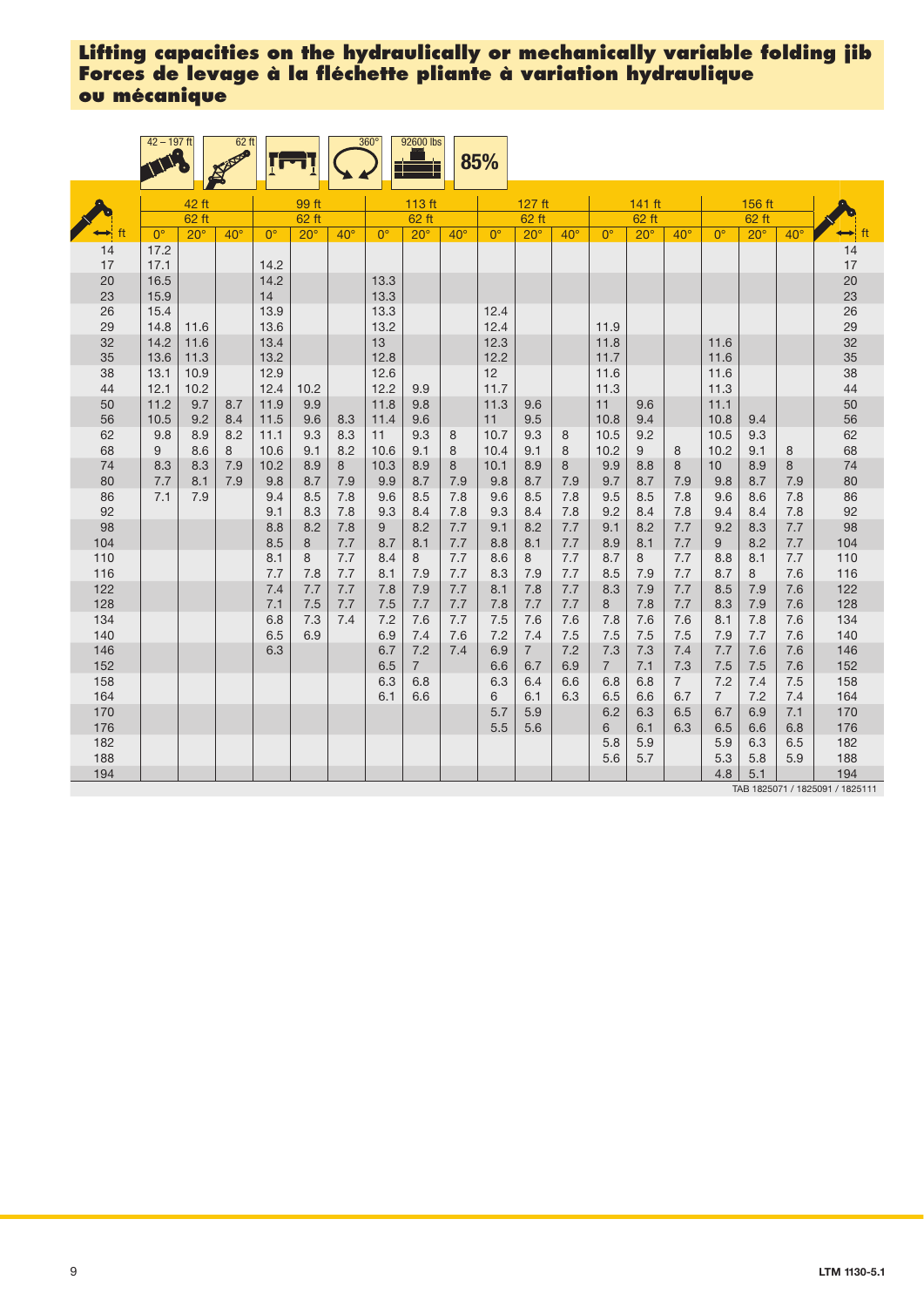# Lifting capacities on the hydraulically or mechanically variable folding jib
# Forces de levage à la fléchette pliante à variation hydraulique ou mécanique

42 – 197 ft | 62 ft | 360° | 92600 lbs | 85%

| ft | 42 ft | | | 99 ft | | | 113 ft | | | 127 ft | | | 141 ft | | | 156 ft | | | ft |
|---|---|---|---|---|---|---|---|---|---|---|---|---|---|---|---|---|---|---|---|
| | 62 ft | | | 62 ft | | | 62 ft | | | 62 ft | | | 62 ft | | | 62 ft | | | |
| | 0° | 20° | 40° | 0° | 20° | 40° | 0° | 20° | 40° | 0° | 20° | 40° | 0° | 20° | 40° | 0° | 20° | 40° | |
| 14 | 17.2 | | | | | | | | | | | | | | | | | | 14 |
| 17 | 17.1 | | | 14.2 | | | | | | | | | | | | | | | 17 |
| 20 | 16.5 | | | 14.2 | | | 13.3 | | | | | | | | | | | | 20 |
| 23 | 15.9 | | | 14 | | | 13.3 | | | | | | | | | | | | 23 |
| 26 | 15.4 | | | 13.9 | | | 13.3 | | | 12.4 | | | | | | | | | 26 |
| 29 | 14.8 | 11.6 | | 13.6 | | | 13.2 | | | 12.4 | | | 11.9 | | | | | | 29 |
| 32 | 14.2 | 11.6 | | 13.4 | | | 13 | | | 12.3 | | | 11.8 | | | 11.6 | | | 32 |
| 35 | 13.6 | 11.3 | | 13.2 | | | 12.8 | | | 12.2 | | | 11.7 | | | 11.6 | | | 35 |
| 38 | 13.1 | 10.9 | | 12.9 | | | 12.6 | | | 12 | | | 11.6 | | | 11.6 | | | 38 |
| 44 | 12.1 | 10.2 | | 12.4 | 10.2 | | 12.2 | 9.9 | | 11.7 | | | 11.3 | | | 11.3 | | | 44 |
| 50 | 11.2 | 9.7 | 8.7 | 11.9 | 9.9 | | 11.8 | 9.8 | | 11.3 | 9.6 | | 11 | 9.6 | | 11.1 | | | 50 |
| 56 | 10.5 | 9.2 | 8.4 | 11.5 | 9.6 | 8.3 | 11.4 | 9.6 | | 11 | 9.5 | | 10.8 | 9.4 | | 10.8 | 9.4 | | 56 |
| 62 | 9.8 | 8.9 | 8.2 | 11.1 | 9.3 | 8.3 | 11 | 9.3 | 8 | 10.7 | 9.3 | 8 | 10.5 | 9.2 | | 10.5 | 9.3 | | 62 |
| 68 | 9 | 8.6 | 8 | 10.6 | 9.1 | 8.2 | 10.6 | 9.1 | 8 | 10.4 | 9.1 | 8 | 10.2 | 9 | 8 | 10.2 | 9.1 | 8 | 68 |
| 74 | 8.3 | 8.3 | 7.9 | 10.2 | 8.9 | 8 | 10.3 | 8.9 | 8 | 10.1 | 8.9 | 8 | 9.9 | 8.8 | 8 | 10 | 8.9 | 8 | 74 |
| 80 | 7.7 | 8.1 | 7.9 | 9.8 | 8.7 | 7.9 | 9.9 | 8.7 | 7.9 | 9.8 | 8.7 | 7.9 | 9.7 | 8.7 | 7.9 | 9.8 | 8.7 | 7.9 | 80 |
| 86 | 7.1 | 7.9 | | 9.4 | 8.5 | 7.8 | 9.6 | 8.5 | 7.8 | 9.6 | 8.5 | 7.8 | 9.5 | 8.5 | 7.8 | 9.6 | 8.6 | 7.8 | 86 |
| 92 | | | | 9.1 | 8.3 | 7.8 | 9.3 | 8.4 | 7.8 | 9.3 | 8.4 | 7.8 | 9.2 | 8.4 | 7.8 | 9.4 | 8.4 | 7.8 | 92 |
| 98 | | | | 8.8 | 8.2 | 7.8 | 9 | 8.2 | 7.7 | 9.1 | 8.2 | 7.7 | 9.1 | 8.2 | 7.7 | 9.2 | 8.3 | 7.7 | 98 |
| 104 | | | | 8.5 | 8 | 7.7 | 8.7 | 8.1 | 7.7 | 8.8 | 8.1 | 7.7 | 8.9 | 8.1 | 7.7 | 9 | 8.2 | 7.7 | 104 |
| 110 | | | | 8.1 | 8 | 7.7 | 8.4 | 8 | 7.7 | 8.6 | 8 | 7.7 | 8.7 | 8 | 7.7 | 8.8 | 8.1 | 7.7 | 110 |
| 116 | | | | 7.7 | 7.8 | 7.7 | 8.1 | 7.9 | 7.7 | 8.3 | 7.9 | 7.7 | 8.5 | 7.9 | 7.7 | 8.7 | 8 | 7.6 | 116 |
| 122 | | | | 7.4 | 7.7 | 7.7 | 7.8 | 7.9 | 7.7 | 8.1 | 7.8 | 7.7 | 8.3 | 7.9 | 7.7 | 8.5 | 7.9 | 7.6 | 122 |
| 128 | | | | 7.1 | 7.5 | 7.7 | 7.5 | 7.7 | 7.7 | 7.8 | 7.7 | 7.7 | 8 | 7.8 | 7.7 | 8.3 | 7.9 | 7.6 | 128 |
| 134 | | | | 6.8 | 7.3 | 7.4 | 7.2 | 7.6 | 7.7 | 7.5 | 7.6 | 7.6 | 7.8 | 7.6 | 7.6 | 8.1 | 7.8 | 7.6 | 134 |
| 140 | | | | 6.5 | 6.9 | | 6.9 | 7.4 | 7.6 | 7.2 | 7.4 | 7.5 | 7.5 | 7.5 | 7.5 | 7.9 | 7.7 | 7.6 | 140 |
| 146 | | | | 6.3 | | | 6.7 | 7.2 | 7.4 | 6.9 | 7 | 7.2 | 7.3 | 7.3 | 7.4 | 7.7 | 7.6 | 7.6 | 146 |
| 152 | | | | | | | 6.5 | 7 | | 6.6 | 6.7 | 6.9 | 7 | 7.1 | 7.3 | 7.5 | 7.5 | 7.6 | 152 |
| 158 | | | | | | | 6.3 | 6.8 | | 6.3 | 6.4 | 6.6 | 6.8 | 6.8 | 7 | 7.2 | 7.4 | 7.5 | 158 |
| 164 | | | | | | | 6.1 | 6.6 | | 6 | 6.1 | 6.3 | 6.5 | 6.6 | 6.7 | 7 | 7.2 | 7.4 | 164 |
| 170 | | | | | | | | | | 5.7 | 5.9 | | 6.2 | 6.3 | 6.5 | 6.7 | 6.9 | 7.1 | 170 |
| 176 | | | | | | | | | | 5.5 | 5.6 | | 6 | 6.1 | 6.3 | 6.5 | 6.6 | 6.8 | 176 |
| 182 | | | | | | | | | | | | | 5.8 | 5.9 | | 5.9 | 6.3 | 6.5 | 182 |
| 188 | | | | | | | | | | | | | 5.6 | 5.7 | | 5.3 | 5.8 | 5.9 | 188 |
| 194 | | | | | | | | | | | | | | | | 4.8 | 5.1 | | 194 |

TAB 1825071 / 1825091 / 1825111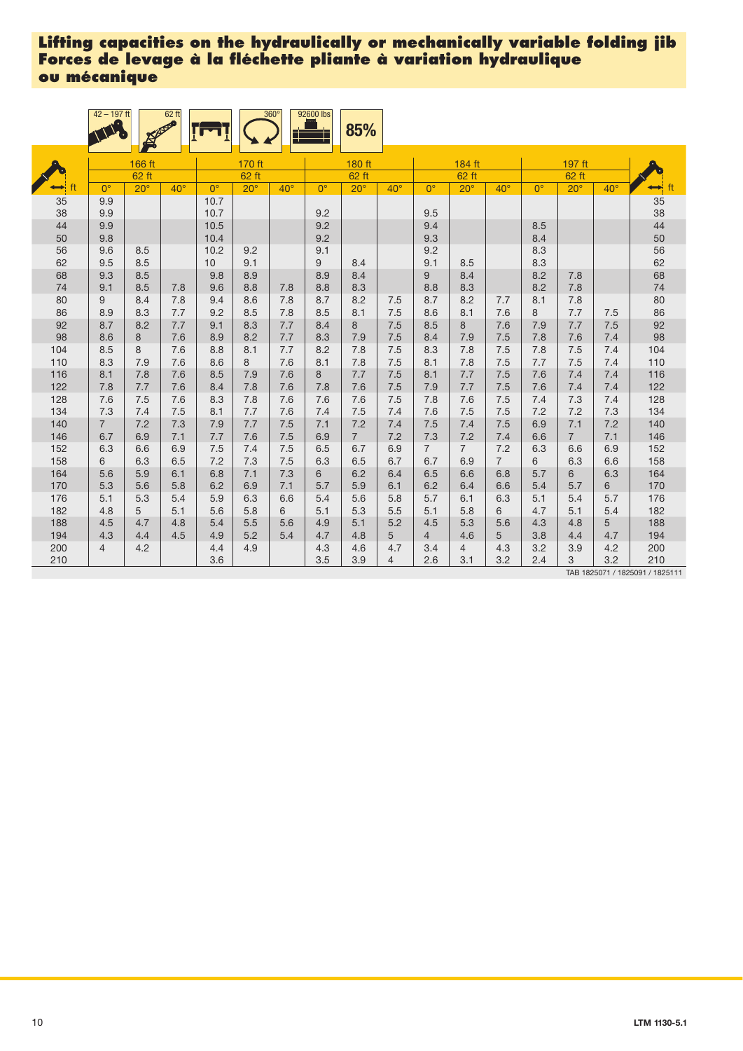## Lifting capacities on the hydraulically or mechanically variable folding jib
## Forces de levage à la fléchette pliante à variation hydraulique ou mécanique

42 – 197 ft | 62 ft | 360° | 92600 lbs | 85%

| ft | 166 ft | | | 170 ft | | | 180 ft | | | 184 ft | | | 197 ft | | | ft |
|---|---|---|---|---|---|---|---|---|---|---|---|---|---|---|---|---|
| | 62 ft | | | 62 ft | | | 62 ft | | | 62 ft | | | 62 ft | | | |
| | 0° | 20° | 40° | 0° | 20° | 40° | 0° | 20° | 40° | 0° | 20° | 40° | 0° | 20° | 40° | |
| 35 | 9.9 | | | 10.7 | | | | | | | | | | | | 35 |
| 38 | 9.9 | | | 10.7 | | | 9.2 | | | 9.5 | | | | | | 38 |
| 44 | 9.9 | | | 10.5 | | | 9.2 | | | 9.4 | | | 8.5 | | | 44 |
| 50 | 9.8 | | | 10.4 | | | 9.2 | | | 9.3 | | | 8.4 | | | 50 |
| 56 | 9.6 | 8.5 | | 10.2 | 9.2 | | 9.1 | | | 9.2 | | | 8.3 | | | 56 |
| 62 | 9.5 | 8.5 | | 10 | 9.1 | | 9 | 8.4 | | 9.1 | 8.5 | | 8.3 | | | 62 |
| 68 | 9.3 | 8.5 | | 9.8 | 8.9 | | 8.9 | 8.4 | | 9 | 8.4 | | 8.2 | 7.8 | | 68 |
| 74 | 9.1 | 8.5 | 7.8 | 9.6 | 8.8 | 7.8 | 8.8 | 8.3 | | 8.8 | 8.3 | | 8.2 | 7.8 | | 74 |
| 80 | 9 | 8.4 | 7.8 | 9.4 | 8.6 | 7.8 | 8.7 | 8.2 | 7.5 | 8.7 | 8.2 | 7.7 | 8.1 | 7.8 | | 80 |
| 86 | 8.9 | 8.3 | 7.7 | 9.2 | 8.5 | 7.8 | 8.5 | 8.1 | 7.5 | 8.6 | 8.1 | 7.6 | 8 | 7.7 | 7.5 | 86 |
| 92 | 8.7 | 8.2 | 7.7 | 9.1 | 8.3 | 7.7 | 8.4 | 8 | 7.5 | 8.5 | 8 | 7.6 | 7.9 | 7.7 | 7.5 | 92 |
| 98 | 8.6 | 8 | 7.6 | 8.9 | 8.2 | 7.7 | 8.3 | 7.9 | 7.5 | 8.4 | 7.9 | 7.5 | 7.8 | 7.6 | 7.4 | 98 |
| 104 | 8.5 | 8 | 7.6 | 8.8 | 8.1 | 7.7 | 8.2 | 7.8 | 7.5 | 8.3 | 7.8 | 7.5 | 7.8 | 7.5 | 7.4 | 104 |
| 110 | 8.3 | 7.9 | 7.6 | 8.6 | 8 | 7.6 | 8.1 | 7.8 | 7.5 | 8.1 | 7.8 | 7.5 | 7.7 | 7.5 | 7.4 | 110 |
| 116 | 8.1 | 7.8 | 7.6 | 8.5 | 7.9 | 7.6 | 8 | 7.7 | 7.5 | 8.1 | 7.7 | 7.5 | 7.6 | 7.4 | 7.4 | 116 |
| 122 | 7.8 | 7.7 | 7.6 | 8.4 | 7.8 | 7.6 | 7.8 | 7.6 | 7.5 | 7.9 | 7.7 | 7.5 | 7.6 | 7.4 | 7.4 | 122 |
| 128 | 7.6 | 7.5 | 7.6 | 8.3 | 7.8 | 7.6 | 7.6 | 7.6 | 7.5 | 7.8 | 7.6 | 7.5 | 7.4 | 7.3 | 7.4 | 128 |
| 134 | 7.3 | 7.4 | 7.5 | 8.1 | 7.7 | 7.6 | 7.4 | 7.5 | 7.4 | 7.6 | 7.5 | 7.5 | 7.2 | 7.2 | 7.3 | 134 |
| 140 | 7 | 7.2 | 7.3 | 7.9 | 7.7 | 7.5 | 7.1 | 7.2 | 7.4 | 7.5 | 7.4 | 7.5 | 6.9 | 7.1 | 7.2 | 140 |
| 146 | 6.7 | 6.9 | 7.1 | 7.7 | 7.6 | 7.5 | 6.9 | 7 | 7.2 | 7.3 | 7.2 | 7.4 | 6.6 | 7 | 7.1 | 146 |
| 152 | 6.3 | 6.6 | 6.9 | 7.5 | 7.4 | 7.5 | 6.5 | 6.7 | 6.9 | 7 | 7 | 7.2 | 6.3 | 6.6 | 6.9 | 152 |
| 158 | 6 | 6.3 | 6.5 | 7.2 | 7.3 | 7.5 | 6.3 | 6.5 | 6.7 | 6.7 | 6.9 | 7 | 6 | 6.3 | 6.6 | 158 |
| 164 | 5.6 | 5.9 | 6.1 | 6.8 | 7.1 | 7.3 | 6 | 6.2 | 6.4 | 6.5 | 6.6 | 6.8 | 5.7 | 6 | 6.3 | 164 |
| 170 | 5.3 | 5.6 | 5.8 | 6.2 | 6.9 | 7.1 | 5.7 | 5.9 | 6.1 | 6.2 | 6.4 | 6.6 | 5.4 | 5.7 | 6 | 170 |
| 176 | 5.1 | 5.3 | 5.4 | 5.9 | 6.3 | 6.6 | 5.4 | 5.6 | 5.8 | 5.7 | 6.1 | 6.3 | 5.1 | 5.4 | 5.7 | 176 |
| 182 | 4.8 | 5 | 5.1 | 5.6 | 5.8 | 6 | 5.1 | 5.3 | 5.5 | 5.1 | 5.8 | 6 | 4.7 | 5.1 | 5.4 | 182 |
| 188 | 4.5 | 4.7 | 4.8 | 5.4 | 5.5 | 5.6 | 4.9 | 5.1 | 5.2 | 4.5 | 5.3 | 5.6 | 4.3 | 4.8 | 5 | 188 |
| 194 | 4.3 | 4.4 | 4.5 | 4.9 | 5.2 | 5.4 | 4.7 | 4.8 | 5 | 4 | 4.6 | 5 | 3.8 | 4.4 | 4.7 | 194 |
| 200 | 4 | 4.2 | | 4.4 | 4.9 | | 4.3 | 4.6 | 4.7 | 3.4 | 4 | 4.3 | 3.2 | 3.9 | 4.2 | 200 |
| 210 | | | | 3.6 | | | 3.5 | 3.9 | 4 | 2.6 | 3.1 | 3.2 | 2.4 | 3 | 3.2 | 210 |

TAB 1825071 / 1825091 / 1825111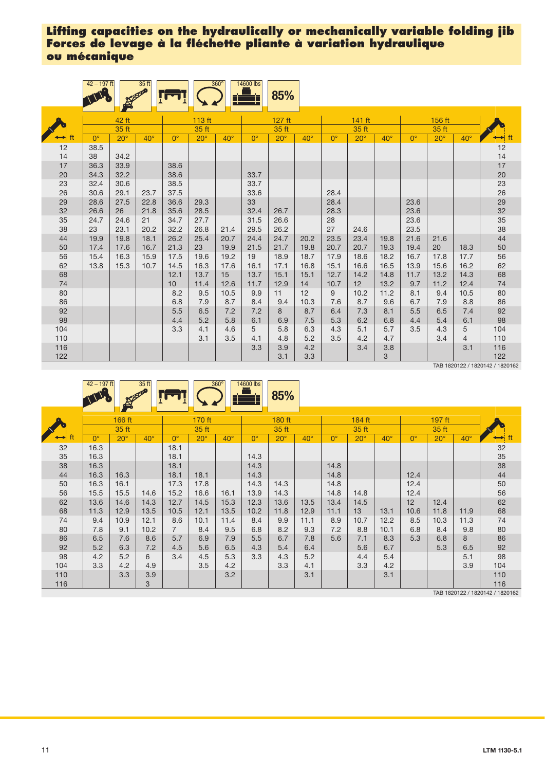# Lifting capacities on the hydraulically or mechanically variable folding jib
# Forces de levage à la fléchette pliante à variation hydraulique ou mécanique

42 – 197 ft | 35 ft | 360° | 14600 lbs | 85%

| ft | 42 ft<br>35 ft<br>0° | <br><br>20° | <br><br>40° | 113 ft<br>35 ft<br>0° | <br><br>20° | <br><br>40° | 127 ft<br>35 ft<br>0° | <br><br>20° | <br><br>40° | 141 ft<br>35 ft<br>0° | <br><br>20° | <br><br>40° | 156 ft<br>35 ft<br>0° | <br><br>20° | <br><br>40° | ft |
|---|---|---|---|---|---|---|---|---|---|---|---|---|---|---|---|---|
| 12 | 38.5 | | | | | | | | | | | | | | | 12 |
| 14 | 38 | 34.2 | | | | | | | | | | | | | | 14 |
| 17 | 36.3 | 33.9 | | 38.6 | | | | | | | | | | | | 17 |
| 20 | 34.3 | 32.2 | | 38.6 | | | 33.7 | | | | | | | | | 20 |
| 23 | 32.4 | 30.6 | | 38.5 | | | 33.7 | | | | | | | | | 23 |
| 26 | 30.6 | 29.1 | 23.7 | 37.5 | | | 33.6 | | | 28.4 | | | | | | 26 |
| 29 | 28.6 | 27.5 | 22.8 | 36.6 | 29.3 | | 33 | | | 28.4 | | | 23.6 | | | 29 |
| 32 | 26.6 | 26 | 21.8 | 35.6 | 28.5 | | 32.4 | 26.7 | | 28.3 | | | 23.6 | | | 32 |
| 35 | 24.7 | 24.6 | 21 | 34.7 | 27.7 | | 31.5 | 26.6 | | 28 | | | 23.6 | | | 35 |
| 38 | 23 | 23.1 | 20.2 | 32.2 | 26.8 | 21.4 | 29.5 | 26.2 | | 27 | 24.6 | | 23.5 | | | 38 |
| 44 | 19.9 | 19.8 | 18.1 | 26.2 | 25.4 | 20.7 | 24.4 | 24.7 | 20.2 | 23.5 | 23.4 | 19.8 | 21.6 | 21.6 | | 44 |
| 50 | 17.4 | 17.6 | 16.7 | 21.3 | 23 | 19.9 | 21.5 | 21.7 | 19.8 | 20.7 | 20.7 | 19.3 | 19.4 | 20 | 18.3 | 50 |
| 56 | 15.4 | 16.3 | 15.9 | 17.5 | 19.6 | 19.2 | 19 | 18.9 | 18.7 | 17.9 | 18.6 | 18.2 | 16.7 | 17.8 | 17.7 | 56 |
| 62 | 13.8 | 15.3 | 10.7 | 14.5 | 16.3 | 17.6 | 16.1 | 17.1 | 16.8 | 15.1 | 16.6 | 16.5 | 13.9 | 15.6 | 16.2 | 62 |
| 68 | | | | 12.1 | 13.7 | 15 | 13.7 | 15.1 | 15.1 | 12.7 | 14.2 | 14.8 | 11.7 | 13.2 | 14.3 | 68 |
| 74 | | | | 10 | 11.4 | 12.6 | 11.7 | 12.9 | 14 | 10.7 | 12 | 13.2 | 9.7 | 11.2 | 12.4 | 74 |
| 80 | | | | 8.2 | 9.5 | 10.5 | 9.9 | 11 | 12 | 9 | 10.2 | 11.2 | 8.1 | 9.4 | 10.5 | 80 |
| 86 | | | | 6.8 | 7.9 | 8.7 | 8.4 | 9.4 | 10.3 | 7.6 | 8.7 | 9.6 | 6.7 | 7.9 | 8.8 | 86 |
| 92 | | | | 5.5 | 6.5 | 7.2 | 7.2 | 8 | 8.7 | 6.4 | 7.3 | 8.1 | 5.5 | 6.5 | 7.4 | 92 |
| 98 | | | | 4.4 | 5.2 | 5.8 | 6.1 | 6.9 | 7.5 | 5.3 | 6.2 | 6.8 | 4.4 | 5.4 | 6.1 | 98 |
| 104 | | | | 3.3 | 4.1 | 4.6 | 5 | 5.8 | 6.3 | 4.3 | 5.1 | 5.7 | 3.5 | 4.3 | 5 | 104 |
| 110 | | | | | 3.1 | 3.5 | 4.1 | 4.8 | 5.2 | 3.5 | 4.2 | 4.7 | | 3.4 | 4 | 110 |
| 116 | | | | | | | 3.3 | 3.9 | 4.2 | | 3.4 | 3.8 | | | 3.1 | 116 |
| 122 | | | | | | | | 3.1 | 3.3 | | | 3 | | | | 122 |

TAB 1820122 / 1820142 / 1820162

42 – 197 ft | 35 ft | 360° | 14600 lbs | 85%

| ft | 166 ft<br>35 ft<br>0° | <br><br>20° | <br><br>40° | 170 ft<br>35 ft<br>0° | <br><br>20° | <br><br>40° | 180 ft<br>35 ft<br>0° | <br><br>20° | <br><br>40° | 184 ft<br>35 ft<br>0° | <br><br>20° | <br><br>40° | 197 ft<br>35 ft<br>0° | <br><br>20° | <br><br>40° | ft |
|---|---|---|---|---|---|---|---|---|---|---|---|---|---|---|---|---|
| 32 | 16.3 | | | 18.1 | | | | | | | | | | | | 32 |
| 35 | 16.3 | | | 18.1 | | | 14.3 | | | | | | | | | 35 |
| 38 | 16.3 | | | 18.1 | | | 14.3 | | | 14.8 | | | | | | 38 |
| 44 | 16.3 | 16.3 | | 18.1 | 18.1 | | 14.3 | | | 14.8 | | | 12.4 | | | 44 |
| 50 | 16.3 | 16.1 | | 17.3 | 17.8 | | 14.3 | 14.3 | | 14.8 | | | 12.4 | | | 50 |
| 56 | 15.5 | 15.5 | 14.6 | 15.2 | 16.6 | 16.1 | 13.9 | 14.3 | | 14.8 | 14.8 | | 12.4 | | | 56 |
| 62 | 13.6 | 14.6 | 14.3 | 12.7 | 14.5 | 15.3 | 12.3 | 13.6 | 13.5 | 13.4 | 14.5 | | 12 | 12.4 | | 62 |
| 68 | 11.3 | 12.9 | 13.5 | 10.5 | 12.1 | 13.5 | 10.2 | 11.8 | 12.9 | 11.1 | 13 | 13.1 | 10.6 | 11.8 | 11.9 | 68 |
| 74 | 9.4 | 10.9 | 12.1 | 8.6 | 10.1 | 11.4 | 8.4 | 9.9 | 11.1 | 8.9 | 10.7 | 12.2 | 8.5 | 10.3 | 11.3 | 74 |
| 80 | 7.8 | 9.1 | 10.2 | 7 | 8.4 | 9.5 | 6.8 | 8.2 | 9.3 | 7.2 | 8.8 | 10.1 | 6.8 | 8.4 | 9.8 | 80 |
| 86 | 6.5 | 7.6 | 8.6 | 5.7 | 6.9 | 7.9 | 5.5 | 6.7 | 7.8 | 5.6 | 7.1 | 8.3 | 5.3 | 6.8 | 8 | 86 |
| 92 | 5.2 | 6.3 | 7.2 | 4.5 | 5.6 | 6.5 | 4.3 | 5.4 | 6.4 | | 5.6 | 6.7 | | 5.3 | 6.5 | 92 |
| 98 | 4.2 | 5.2 | 6 | 3.4 | 4.5 | 5.3 | 3.3 | 4.3 | 5.2 | | 4.4 | 5.4 | | | 5.1 | 98 |
| 104 | 3.3 | 4.2 | 4.9 | | 3.5 | 4.2 | | 3.3 | 4.1 | | 3.3 | 4.2 | | | 3.9 | 104 |
| 110 | | 3.3 | 3.9 | | | 3.2 | | | 3.1 | | | 3.1 | | | | 110 |
| 116 | | | 3 | | | | | | | | | | | | | 116 |

TAB 1820122 / 1820142 / 1820162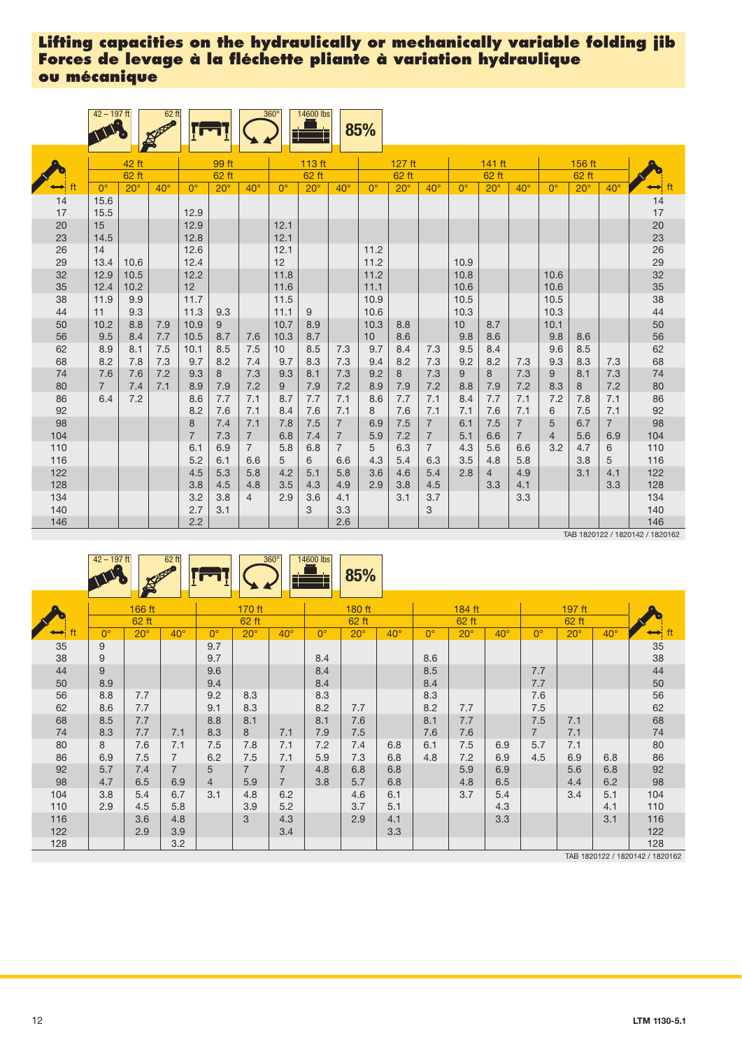# Lifting capacities on the hydraulically or mechanically variable folding jib
# Forces de levage à la fléchette pliante à variation hydraulique ou mécanique

42 – 197 ft | 62 ft | 360° | 14600 lbs | 85%

| ft | 42 ft | | | 99 ft | | | 113 ft | | | 127 ft | | | 141 ft | | | 156 ft | | | ft |
|---|---|---|---|---|---|---|---|---|---|---|---|---|---|---|---|---|---|---|---|
| | 62 ft | | | 62 ft | | | 62 ft | | | 62 ft | | | 62 ft | | | 62 ft | | | |
| | 0° | 20° | 40° | 0° | 20° | 40° | 0° | 20° | 40° | 0° | 20° | 40° | 0° | 20° | 40° | 0° | 20° | 40° | |
| 14 | 15.6 | | | | | | | | | | | | | | | | | | 14 |
| 17 | 15.5 | | | 12.9 | | | | | | | | | | | | | | | 17 |
| 20 | 15 | | | 12.9 | | | 12.1 | | | | | | | | | | | | 20 |
| 23 | 14.5 | | | 12.8 | | | 12.1 | | | | | | | | | | | | 23 |
| 26 | 14 | | | 12.6 | | | 12.1 | | | 11.2 | | | | | | | | | 26 |
| 29 | 13.4 | 10.6 | | 12.4 | | | 12 | | | 11.2 | | | 10.9 | | | | | | 29 |
| 32 | 12.9 | 10.5 | | 12.2 | | | 11.8 | | | 11.2 | | | 10.8 | | | 10.6 | | | 32 |
| 35 | 12.4 | 10.2 | | 12 | | | 11.6 | | | 11.1 | | | 10.6 | | | 10.6 | | | 35 |
| 38 | 11.9 | 9.9 | | 11.7 | | | 11.5 | | | 10.9 | | | 10.5 | | | 10.5 | | | 38 |
| 44 | 11 | 9.3 | | 11.3 | 9.3 | | 11.1 | 9 | | 10.6 | | | 10.3 | | | 10.3 | | | 44 |
| 50 | 10.2 | 8.8 | 7.9 | 10.9 | 9 | | 10.7 | 8.9 | | 10.3 | 8.8 | | 10 | 8.7 | | 10.1 | | | 50 |
| 56 | 9.5 | 8.4 | 7.7 | 10.5 | 8.7 | 7.6 | 10.3 | 8.7 | | 10 | 8.6 | | 9.8 | 8.6 | | 9.8 | 8.6 | | 56 |
| 62 | 8.9 | 8.1 | 7.5 | 10.1 | 8.5 | 7.5 | 10 | 8.5 | 7.3 | 9.7 | 8.4 | 7.3 | 9.5 | 8.4 | | 9.6 | 8.5 | | 62 |
| 68 | 8.2 | 7.8 | 7.3 | 9.7 | 8.2 | 7.4 | 9.7 | 8.3 | 7.3 | 9.4 | 8.2 | 7.3 | 9.2 | 8.2 | 7.3 | 9.3 | 8.3 | 7.3 | 68 |
| 74 | 7.6 | 7.6 | 7.2 | 9.3 | 8 | 7.3 | 9.3 | 8.1 | 7.3 | 9.2 | 8 | 7.3 | 9 | 8 | 7.3 | 9 | 8.1 | 7.3 | 74 |
| 80 | 7 | 7.4 | 7.1 | 8.9 | 7.9 | 7.2 | 9 | 7.9 | 7.2 | 8.9 | 7.9 | 7.2 | 8.8 | 7.9 | 7.2 | 8.3 | 8 | 7.2 | 80 |
| 86 | 6.4 | 7.2 | | 8.6 | 7.7 | 7.1 | 8.7 | 7.7 | 7.1 | 8.6 | 7.7 | 7.1 | 8.4 | 7.7 | 7.1 | 7.2 | 7.8 | 7.1 | 86 |
| 92 | | | | 8.2 | 7.6 | 7.1 | 8.4 | 7.6 | 7.1 | 8 | 7.6 | 7.1 | 7.1 | 7.6 | 7.1 | 6 | 7.5 | 7.1 | 92 |
| 98 | | | | 8 | 7.4 | 7.1 | 7.8 | 7.5 | 7 | 6.9 | 7.5 | 7 | 6.1 | 7.5 | 7 | 5 | 6.7 | 7 | 98 |
| 104 | | | | 7 | 7.3 | 7 | 6.8 | 7.4 | 7 | 5.9 | 7.2 | 7 | 5.1 | 6.6 | 7 | 4 | 5.6 | 6.9 | 104 |
| 110 | | | | 6.1 | 6.9 | 7 | 5.8 | 6.8 | 7 | 5 | 6.3 | 7 | 4.3 | 5.6 | 6.6 | 3.2 | 4.7 | 6 | 110 |
| 116 | | | | 5.2 | 6.1 | 6.6 | 5 | 6 | 6.6 | 4.3 | 5.4 | 6.3 | 3.5 | 4.8 | 5.8 | | 3.8 | 5 | 116 |
| 122 | | | | 4.5 | 5.3 | 5.8 | 4.2 | 5.1 | 5.8 | 3.6 | 4.6 | 5.4 | 2.8 | 4 | 4.9 | | 3.1 | 4.1 | 122 |
| 128 | | | | 3.8 | 4.5 | 4.8 | 3.5 | 4.3 | 4.9 | 2.9 | 3.8 | 4.5 | | 3.3 | 4.1 | | | 3.3 | 128 |
| 134 | | | | 3.2 | 3.8 | 4 | 2.9 | 3.6 | 4.1 | | 3.1 | 3.7 | | | 3.3 | | | | 134 |
| 140 | | | | 2.7 | 3.1 | | | 3 | 3.3 | | | 3 | | | | | | | 140 |
| 146 | | | | 2.2 | | | | | 2.6 | | | | | | | | | | 146 |

TAB 1820122 / 1820142 / 1820162

42 – 197 ft | 62 ft | 360° | 14600 lbs | 85%

| ft | 166 ft | | | 170 ft | | | 180 ft | | | 184 ft | | | 197 ft | | | ft |
|---|---|---|---|---|---|---|---|---|---|---|---|---|---|---|---|---|
| | 62 ft | | | 62 ft | | | 62 ft | | | 62 ft | | | 62 ft | | | |
| | 0° | 20° | 40° | 0° | 20° | 40° | 0° | 20° | 40° | 0° | 20° | 40° | 0° | 20° | 40° | |
| 35 | 9 | | | 9.7 | | | | | | | | | | | | 35 |
| 38 | 9 | | | 9.7 | | | 8.4 | | | 8.6 | | | | | | 38 |
| 44 | 9 | | | 9.6 | | | 8.4 | | | 8.5 | | | 7.7 | | | 44 |
| 50 | 8.9 | | | 9.4 | | | 8.4 | | | 8.4 | | | 7.7 | | | 50 |
| 56 | 8.8 | 7.7 | | 9.2 | 8.3 | | 8.3 | | | 8.3 | | | 7.6 | | | 56 |
| 62 | 8.6 | 7.7 | | 9.1 | 8.3 | | 8.2 | 7.7 | | 8.2 | 7.7 | | 7.5 | | | 62 |
| 68 | 8.5 | 7.7 | | 8.8 | 8.1 | 7.1 | 8.1 | 7.6 | | 8.1 | 7.7 | | 7.5 | 7.1 | | 68 |
| 74 | 8.3 | 7.7 | 7.1 | 8.3 | 8 | 7.1 | 7.9 | 7.5 | | 7.6 | 7.6 | | 7 | 7.1 | | 74 |
| 80 | 8 | 7.6 | 7.1 | 7.5 | 7.8 | 7.1 | 7.2 | 7.4 | 6.8 | 6.1 | 7.5 | 6.9 | 5.7 | 7.1 | | 80 |
| 86 | 6.9 | 7.5 | 7 | 6.2 | 7.5 | 7.1 | 5.9 | 7.3 | 6.8 | 4.8 | 7.2 | 6.9 | 4.5 | 6.9 | 6.8 | 86 |
| 92 | 5.7 | 7.4 | 7 | 5 | 7 | 7 | 4.8 | 6.8 | 6.8 | | 5.9 | 6.9 | | 5.6 | 6.8 | 92 |
| 98 | 4.7 | 6.5 | 6.9 | 4 | 5.9 | 7 | 3.8 | 5.7 | 6.8 | | 4.8 | 6.5 | | 4.4 | 6.2 | 98 |
| 104 | 3.8 | 5.4 | 6.7 | 3.1 | 4.8 | 6.2 | | 4.6 | 6.1 | | 3.7 | 5.4 | | 3.4 | 5.1 | 104 |
| 110 | 2.9 | 4.5 | 5.8 | | 3.9 | 5.2 | | 3.7 | 5.1 | | | 4.3 | | | 4.1 | 110 |
| 116 | | 3.6 | 4.8 | | 3 | 4.3 | | 2.9 | 4.1 | | | 3.3 | | | 3.1 | 116 |
| 122 | | 2.9 | 3.9 | | | 3.4 | | | 3.3 | | | | | | | 122 |
| 128 | | | 3.2 | | | | | | | | | | | | | 128 |

TAB 1820122 / 1820142 / 1820162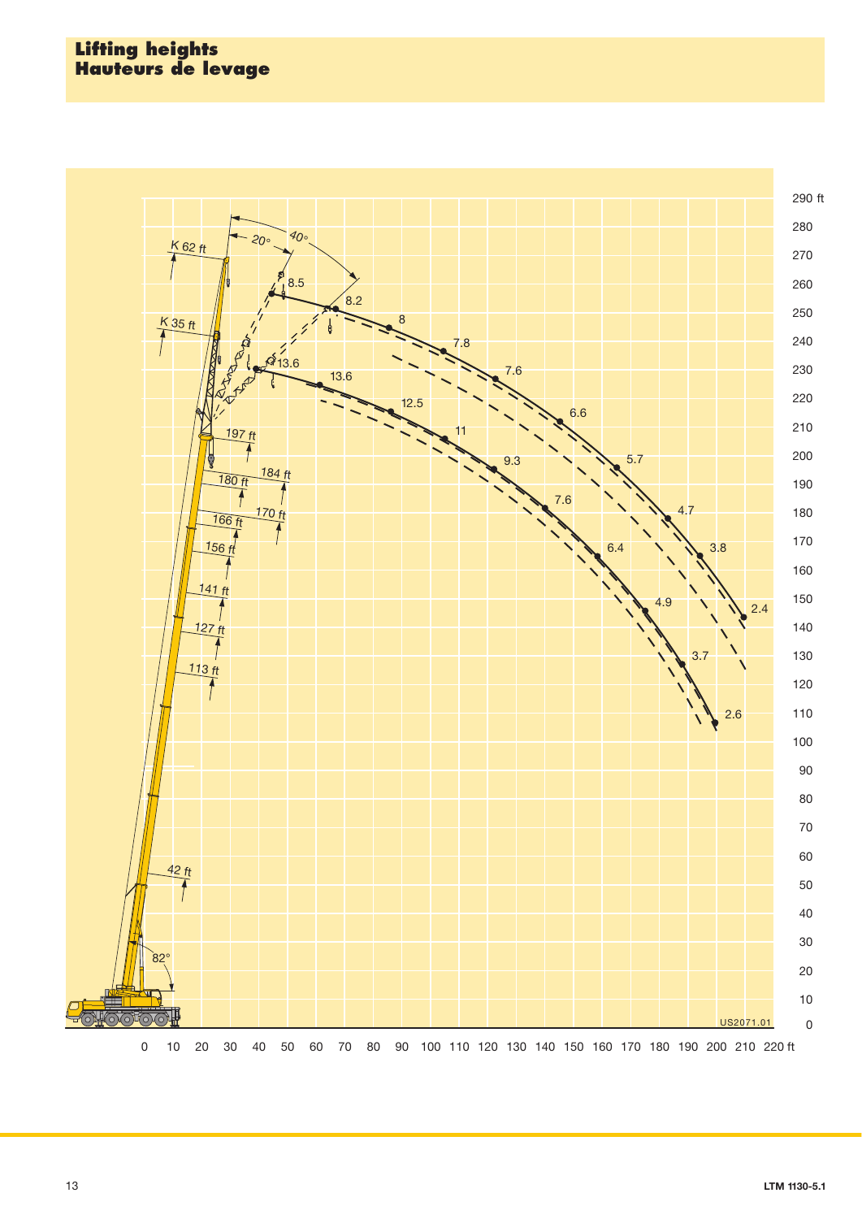# Lifting heights
# Hauteurs de levage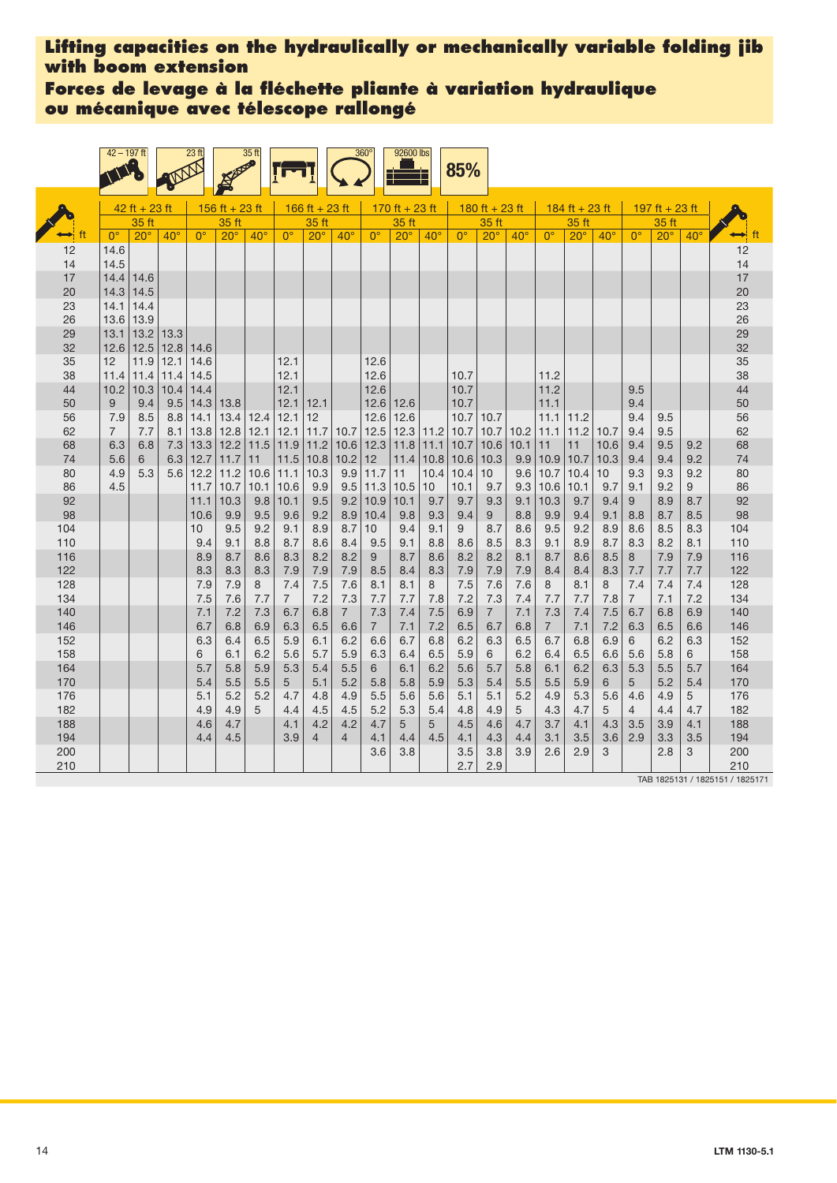# Lifting capacities on the hydraulically or mechanically variable folding jib with boom extension

# Forces de levage à la fléchette pliante à variation hydraulique ou mécanique avec télescope rallongé

42 – 197 ft | 23 ft | 35 ft | 360° | 92600 lbs | 85%

| ft | 42 ft + 23 ft | | | 156 ft + 23 ft | | | 166 ft + 23 ft | | | 170 ft + 23 ft | | | 180 ft + 23 ft | | | 184 ft + 23 ft | | | 197 ft + 23 ft | | | ft |
|---|---|---|---|---|---|---|---|---|---|---|---|---|---|---|---|---|---|---|---|---|---|---|
| | 35 ft | | | 35 ft | | | 35 ft | | | 35 ft | | | 35 ft | | | 35 ft | | | 35 ft | | | |
| | 0° | 20° | 40° | 0° | 20° | 40° | 0° | 20° | 40° | 0° | 20° | 40° | 0° | 20° | 40° | 0° | 20° | 40° | 0° | 20° | 40° | |
| 12 | 14.6 | | | | | | | | | | | | | | | | | | | | | 12 |
| 14 | 14.5 | | | | | | | | | | | | | | | | | | | | | 14 |
| 17 | 14.4 | 14.6 | | | | | | | | | | | | | | | | | | | | 17 |
| 20 | 14.3 | 14.5 | | | | | | | | | | | | | | | | | | | | 20 |
| 23 | 14.1 | 14.4 | | | | | | | | | | | | | | | | | | | | 23 |
| 26 | 13.6 | 13.9 | | | | | | | | | | | | | | | | | | | | 26 |
| 29 | 13.1 | 13.2 | 13.3 | | | | | | | | | | | | | | | | | | | 29 |
| 32 | 12.6 | 12.5 | 12.8 | 14.6 | | | | | | | | | | | | | | | | | | 32 |
| 35 | 12 | 11.9 | 12.1 | 14.6 | | | 12.1 | | | 12.6 | | | | | | | | | | | | 35 |
| 38 | 11.4 | 11.4 | 11.4 | 14.5 | | | 12.1 | | | 12.6 | | | 10.7 | | | 11.2 | | | | | | 38 |
| 44 | 10.2 | 10.3 | 10.4 | 14.4 | | | 12.1 | | | 12.6 | | | 10.7 | | | 11.2 | | | 9.5 | | | 44 |
| 50 | 9 | 9.4 | 9.5 | 14.3 | 13.8 | | 12.1 | 12.1 | | 12.6 | 12.6 | | 10.7 | | | 11.1 | | | 9.4 | | | 50 |
| 56 | 7.9 | 8.5 | 8.8 | 14.1 | 13.4 | 12.4 | 12.1 | 12 | | 12.6 | 12.6 | | 10.7 | 10.7 | | 11.1 | 11.2 | | 9.4 | 9.5 | | 56 |
| 62 | 7 | 7.7 | 8.1 | 13.8 | 12.8 | 12.1 | 12.1 | 11.7 | 10.7 | 12.5 | 12.3 | 11.2 | 10.7 | 10.7 | 10.2 | 11.1 | 11.2 | 10.7 | 9.4 | 9.5 | | 62 |
| 68 | 6.3 | 6.8 | 7.3 | 13.3 | 12.2 | 11.5 | 11.9 | 11.2 | 10.6 | 12.3 | 11.8 | 11.1 | 10.7 | 10.6 | 10.1 | 11 | 11 | 10.6 | 9.4 | 9.5 | 9.2 | 68 |
| 74 | 5.6 | 6 | 6.3 | 12.7 | 11.7 | 11 | 11.5 | 10.8 | 10.2 | 12 | 11.4 | 10.8 | 10.6 | 10.3 | 9.9 | 10.9 | 10.7 | 10.3 | 9.4 | 9.4 | 9.2 | 74 |
| 80 | 4.9 | 5.3 | 5.6 | 12.2 | 11.2 | 10.6 | 11.1 | 10.3 | 9.9 | 11.7 | 11 | 10.4 | 10.4 | 10 | 9.6 | 10.7 | 10.4 | 10 | 9.3 | 9.3 | 9.2 | 80 |
| 86 | 4.5 | | | 11.7 | 10.7 | 10.1 | 10.6 | 9.9 | 9.5 | 11.3 | 10.5 | 10 | 10.1 | 9.7 | 9.3 | 10.6 | 10.1 | 9.7 | 9.1 | 9.2 | 9 | 86 |
| 92 | | | | 11.1 | 10.3 | 9.8 | 10.1 | 9.5 | 9.2 | 10.9 | 10.1 | 9.7 | 9.7 | 9.3 | 9.1 | 10.3 | 9.7 | 9.4 | 9 | 8.9 | 8.7 | 92 |
| 98 | | | | 10.6 | 9.9 | 9.5 | 9.6 | 9.2 | 8.9 | 10.4 | 9.8 | 9.3 | 9.4 | 9 | 8.8 | 9.9 | 9.4 | 9.1 | 8.8 | 8.7 | 8.5 | 98 |
| 104 | | | | 10 | 9.5 | 9.2 | 9.1 | 8.9 | 8.7 | 10 | 9.4 | 9.1 | 9 | 8.7 | 8.6 | 9.5 | 9.2 | 8.9 | 8.6 | 8.5 | 8.3 | 104 |
| 110 | | | | 9.4 | 9.1 | 8.8 | 8.7 | 8.6 | 8.4 | 9.5 | 9.1 | 8.8 | 8.6 | 8.5 | 8.3 | 9.1 | 8.9 | 8.7 | 8.3 | 8.2 | 8.1 | 110 |
| 116 | | | | 8.9 | 8.7 | 8.6 | 8.3 | 8.2 | 8.2 | 9 | 8.7 | 8.6 | 8.2 | 8.2 | 8.1 | 8.7 | 8.6 | 8.5 | 8 | 7.9 | 7.9 | 116 |
| 122 | | | | 8.3 | 8.3 | 8.3 | 7.9 | 7.9 | 7.9 | 8.5 | 8.4 | 8.3 | 7.9 | 7.9 | 7.9 | 8.4 | 8.4 | 8.3 | 7.7 | 7.7 | 7.7 | 122 |
| 128 | | | | 7.9 | 7.9 | 8 | 7.4 | 7.5 | 7.6 | 8.1 | 8.1 | 8 | 7.5 | 7.6 | 7.6 | 8 | 8.1 | 8 | 7.4 | 7.4 | 7.4 | 128 |
| 134 | | | | 7.5 | 7.6 | 7.7 | 7 | 7.2 | 7.3 | 7.7 | 7.7 | 7.8 | 7.2 | 7.3 | 7.4 | 7.7 | 7.7 | 7.8 | 7 | 7.1 | 7.2 | 134 |
| 140 | | | | 7.1 | 7.2 | 7.3 | 6.7 | 6.8 | 7 | 7.3 | 7.4 | 7.5 | 6.9 | 7 | 7.1 | 7.3 | 7.4 | 7.5 | 6.7 | 6.8 | 6.9 | 140 |
| 146 | | | | 6.7 | 6.8 | 6.9 | 6.3 | 6.5 | 6.6 | 7 | 7.1 | 7.2 | 6.5 | 6.7 | 6.8 | 7 | 7.1 | 7.2 | 6.3 | 6.5 | 6.6 | 146 |
| 152 | | | | 6.3 | 6.4 | 6.5 | 5.9 | 6.1 | 6.2 | 6.6 | 6.7 | 6.8 | 6.2 | 6.3 | 6.5 | 6.7 | 6.8 | 6.9 | 6 | 6.2 | 6.3 | 152 |
| 158 | | | | 6 | 6.1 | 6.2 | 5.6 | 5.7 | 5.9 | 6.3 | 6.4 | 6.5 | 5.9 | 6 | 6.2 | 6.4 | 6.5 | 6.6 | 5.6 | 5.8 | 6 | 158 |
| 164 | | | | 5.7 | 5.8 | 5.9 | 5.3 | 5.4 | 5.5 | 6 | 6.1 | 6.2 | 5.6 | 5.7 | 5.8 | 6.1 | 6.2 | 6.3 | 5.3 | 5.5 | 5.7 | 164 |
| 170 | | | | 5.4 | 5.5 | 5.5 | 5 | 5.1 | 5.2 | 5.8 | 5.8 | 5.9 | 5.3 | 5.4 | 5.5 | 5.5 | 5.9 | 6 | 5 | 5.2 | 5.4 | 170 |
| 176 | | | | 5.1 | 5.2 | 5.2 | 4.7 | 4.8 | 4.9 | 5.5 | 5.6 | 5.6 | 5.1 | 5.1 | 5.2 | 4.9 | 5.3 | 5.6 | 4.6 | 4.9 | 5 | 176 |
| 182 | | | | 4.9 | 4.9 | 5 | 4.4 | 4.5 | 4.5 | 5.2 | 5.3 | 5.4 | 4.8 | 4.9 | 5 | 4.3 | 4.7 | 5 | 4 | 4.4 | 4.7 | 182 |
| 188 | | | | 4.6 | 4.7 | | 4.1 | 4.2 | 4.2 | 4.7 | 5 | 5 | 4.5 | 4.6 | 4.7 | 3.7 | 4.1 | 4.3 | 3.5 | 3.9 | 4.1 | 188 |
| 194 | | | | 4.4 | 4.5 | | 3.9 | 4 | 4 | 4.1 | 4.4 | 4.5 | 4.1 | 4.3 | 4.4 | 3.1 | 3.5 | 3.6 | 2.9 | 3.3 | 3.5 | 194 |
| 200 | | | | | | | | | | 3.6 | 3.8 | | 3.5 | 3.8 | 3.9 | 2.6 | 2.9 | 3 | | 2.8 | 3 | 200 |
| 210 | | | | | | | | | | | | | 2.7 | 2.9 | | | | | | | | 210 |

TAB 1825131 / 1825151 / 1825171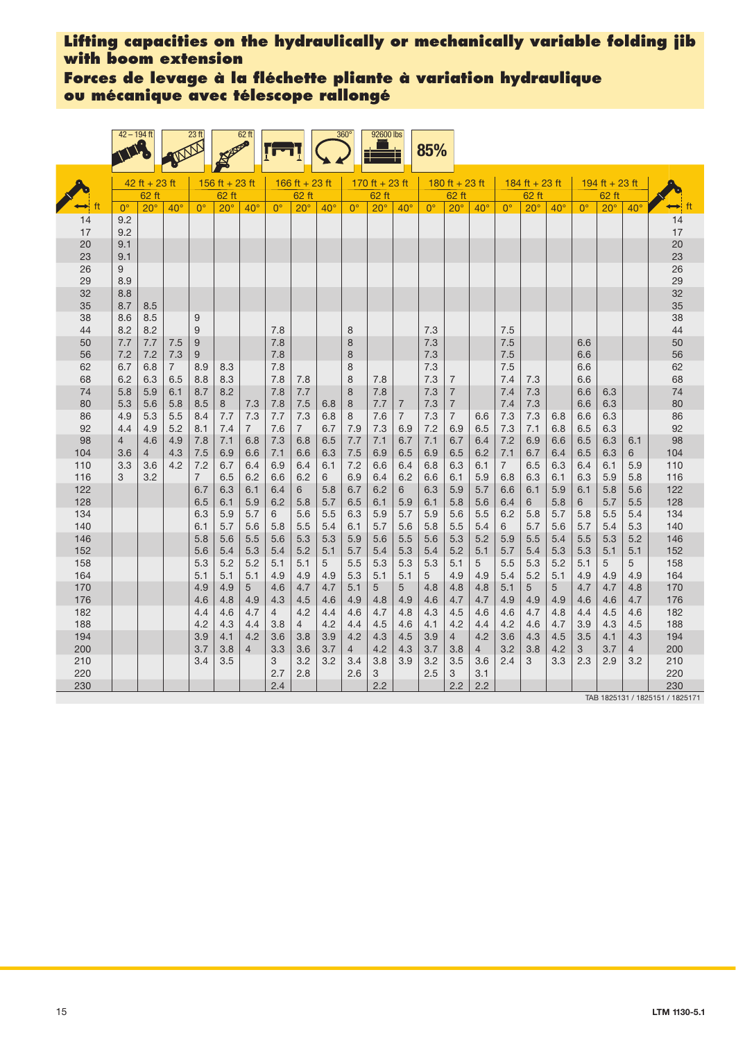# Lifting capacities on the hydraulically or mechanically variable folding jib with boom extension

# Forces de levage à la fléchette pliante à variation hydraulique ou mécanique avec télescope rallongé

42 – 194 ft | 23 ft | 62 ft | 360° | 92600 lbs | 85%

| ft | 42 ft + 23 ft 62 ft | | | 156 ft + 23 ft 62 ft | | | 166 ft + 23 ft 62 ft | | | 170 ft + 23 ft 62 ft | | | 180 ft + 23 ft 62 ft | | | 184 ft + 23 ft 62 ft | | | 194 ft + 23 ft 62 ft | | | ft |
|---|---|---|---|---|---|---|---|---|---|---|---|---|---|---|---|---|---|---|---|---|---|---|
| | 0° | 20° | 40° | 0° | 20° | 40° | 0° | 20° | 40° | 0° | 20° | 40° | 0° | 20° | 40° | 0° | 20° | 40° | 0° | 20° | 40° | |
| 14 | 9.2 | | | | | | | | | | | | | | | | | | | | | 14 |
| 17 | 9.2 | | | | | | | | | | | | | | | | | | | | | 17 |
| 20 | 9.1 | | | | | | | | | | | | | | | | | | | | | 20 |
| 23 | 9.1 | | | | | | | | | | | | | | | | | | | | | 23 |
| 26 | 9 | | | | | | | | | | | | | | | | | | | | | 26 |
| 29 | 8.9 | | | | | | | | | | | | | | | | | | | | | 29 |
| 32 | 8.8 | | | | | | | | | | | | | | | | | | | | | 32 |
| 35 | 8.7 | 8.5 | | | | | | | | | | | | | | | | | | | | 35 |
| 38 | 8.6 | 8.5 | | 9 | | | | | | | | | | | | | | | | | | 38 |
| 44 | 8.2 | 8.2 | | 9 | | | 7.8 | | | 8 | | | 7.3 | | | 7.5 | | | | | | 44 |
| 50 | 7.7 | 7.7 | 7.5 | 9 | | | 7.8 | | | 8 | | | 7.3 | | | 7.5 | | | 6.6 | | | 50 |
| 56 | 7.2 | 7.2 | 7.3 | 9 | | | 7.8 | | | 8 | | | 7.3 | | | 7.5 | | | 6.6 | | | 56 |
| 62 | 6.7 | 6.8 | 7 | 8.9 | 8.3 | | 7.8 | | | 8 | | | 7.3 | | | 7.5 | | | 6.6 | | | 62 |
| 68 | 6.2 | 6.3 | 6.5 | 8.8 | 8.3 | | 7.8 | 7.8 | | 8 | 7.8 | | 7.3 | 7 | | 7.4 | 7.3 | | 6.6 | | | 68 |
| 74 | 5.8 | 5.9 | 6.1 | 8.7 | 8.2 | | 7.8 | 7.7 | | 8 | 7.8 | | 7.3 | 7 | | 7.4 | 7.3 | | 6.6 | 6.3 | | 74 |
| 80 | 5.3 | 5.6 | 5.8 | 8.5 | 8 | 7.3 | 7.8 | 7.5 | 6.8 | 8 | 7.7 | 7 | 7.3 | 7 | | 7.4 | 7.3 | | 6.6 | 6.3 | | 80 |
| 86 | 4.9 | 5.3 | 5.5 | 8.4 | 7.7 | 7.3 | 7.7 | 7.3 | 6.8 | 8 | 7.6 | 7 | 7.3 | 7 | 6.6 | 7.3 | 7.3 | 6.8 | 6.6 | 6.3 | | 86 |
| 92 | 4.4 | 4.9 | 5.2 | 8.1 | 7.4 | 7 | 7.6 | 7 | 6.7 | 7.9 | 7.3 | 6.9 | 7.2 | 6.9 | 6.5 | 7.3 | 7.1 | 6.8 | 6.5 | 6.3 | | 92 |
| 98 | 4 | 4.6 | 4.9 | 7.8 | 7.1 | 6.8 | 7.3 | 6.8 | 6.5 | 7.7 | 7.1 | 6.7 | 7.1 | 6.7 | 6.4 | 7.2 | 6.9 | 6.6 | 6.5 | 6.3 | 6.1 | 98 |
| 104 | 3.6 | 4 | 4.3 | 7.5 | 6.9 | 6.6 | 7.1 | 6.6 | 6.3 | 7.5 | 6.9 | 6.5 | 6.9 | 6.5 | 6.2 | 7.1 | 6.7 | 6.4 | 6.5 | 6.3 | 6 | 104 |
| 110 | 3.3 | 3.6 | 4.2 | 7.2 | 6.7 | 6.4 | 6.9 | 6.4 | 6.1 | 7.2 | 6.6 | 6.4 | 6.8 | 6.3 | 6.1 | 7 | 6.5 | 6.3 | 6.4 | 6.1 | 5.9 | 110 |
| 116 | 3 | 3.2 | | 7 | 6.5 | 6.2 | 6.6 | 6.2 | 6 | 6.9 | 6.4 | 6.2 | 6.6 | 6.1 | 5.9 | 6.8 | 6.3 | 6.1 | 6.3 | 5.9 | 5.8 | 116 |
| 122 | | | | 6.7 | 6.3 | 6.1 | 6.4 | 6 | 5.8 | 6.7 | 6.2 | 6 | 6.3 | 5.9 | 5.7 | 6.6 | 6.1 | 5.9 | 6.1 | 5.8 | 5.6 | 122 |
| 128 | | | | 6.5 | 6.1 | 5.9 | 6.2 | 5.8 | 5.7 | 6.5 | 6.1 | 5.9 | 6.1 | 5.8 | 5.6 | 6.4 | 6 | 5.8 | 6 | 5.7 | 5.5 | 128 |
| 134 | | | | 6.3 | 5.9 | 5.7 | 6 | 5.6 | 5.5 | 6.3 | 5.9 | 5.7 | 5.9 | 5.6 | 5.5 | 6.2 | 5.8 | 5.7 | 5.8 | 5.5 | 5.4 | 134 |
| 140 | | | | 6.1 | 5.7 | 5.6 | 5.8 | 5.5 | 5.4 | 6.1 | 5.7 | 5.6 | 5.8 | 5.5 | 5.4 | 6 | 5.7 | 5.6 | 5.7 | 5.4 | 5.3 | 140 |
| 146 | | | | 5.8 | 5.6 | 5.5 | 5.6 | 5.3 | 5.3 | 5.9 | 5.6 | 5.5 | 5.6 | 5.3 | 5.2 | 5.9 | 5.5 | 5.4 | 5.5 | 5.3 | 5.2 | 146 |
| 152 | | | | 5.6 | 5.4 | 5.3 | 5.4 | 5.2 | 5.1 | 5.7 | 5.4 | 5.3 | 5.4 | 5.2 | 5.1 | 5.7 | 5.4 | 5.3 | 5.3 | 5.1 | 5.1 | 152 |
| 158 | | | | 5.3 | 5.2 | 5.2 | 5.1 | 5.1 | 5 | 5.5 | 5.3 | 5.3 | 5.3 | 5.1 | 5 | 5.5 | 5.3 | 5.2 | 5.1 | 5 | 5 | 158 |
| 164 | | | | 5.1 | 5.1 | 5.1 | 4.9 | 4.9 | 4.9 | 5.3 | 5.1 | 5.1 | 5 | 4.9 | 4.9 | 5.4 | 5.2 | 5.1 | 4.9 | 4.9 | 4.9 | 164 |
| 170 | | | | 4.9 | 4.9 | 5 | 4.6 | 4.7 | 4.7 | 5.1 | 5 | 5 | 4.8 | 4.8 | 4.8 | 5.1 | 5 | 5 | 4.7 | 4.7 | 4.8 | 170 |
| 176 | | | | 4.6 | 4.8 | 4.9 | 4.3 | 4.5 | 4.6 | 4.9 | 4.8 | 4.9 | 4.6 | 4.7 | 4.7 | 4.9 | 4.9 | 4.9 | 4.6 | 4.6 | 4.7 | 176 |
| 182 | | | | 4.4 | 4.6 | 4.7 | 4 | 4.2 | 4.4 | 4.6 | 4.7 | 4.8 | 4.3 | 4.5 | 4.6 | 4.6 | 4.7 | 4.8 | 4.4 | 4.5 | 4.6 | 182 |
| 188 | | | | 4.2 | 4.3 | 4.4 | 3.8 | 4 | 4.2 | 4.4 | 4.5 | 4.6 | 4.1 | 4.2 | 4.4 | 4.2 | 4.6 | 4.7 | 3.9 | 4.3 | 4.5 | 188 |
| 194 | | | | 3.9 | 4.1 | 4.2 | 3.6 | 3.8 | 3.9 | 4.2 | 4.3 | 4.5 | 3.9 | 4 | 4.2 | 3.6 | 4.3 | 4.5 | 3.5 | 4.1 | 4.3 | 194 |
| 200 | | | | 3.7 | 3.8 | 4 | 3.3 | 3.6 | 3.7 | 4 | 4.2 | 4.3 | 3.7 | 3.8 | 4 | 3.2 | 3.8 | 4.2 | 3 | 3.7 | 4 | 200 |
| 210 | | | | 3.4 | 3.5 | | 3 | 3.2 | 3.2 | 3.4 | 3.8 | 3.9 | 3.2 | 3.5 | 3.6 | 2.4 | 3 | 3.3 | 2.3 | 2.9 | 3.2 | 210 |
| 220 | | | | | | | 2.7 | 2.8 | | 2.6 | 3 | | 2.5 | 3 | 3.1 | | | | | | | 220 |
| 230 | | | | | | | 2.4 | | | | 2.2 | | | 2.2 | 2.2 | | | | | | | 230 |

TAB 1825131 / 1825151 / 1825171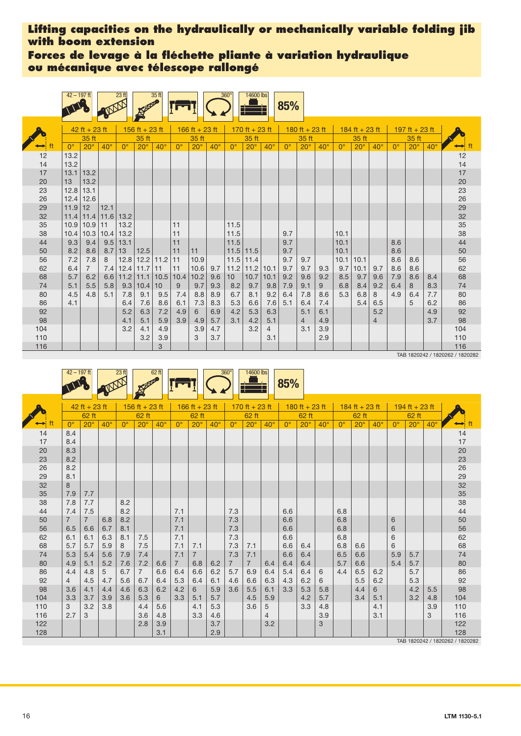## Lifting capacities on the hydraulically or mechanically variable folding jib with boom extension

## Forces de levage à la fléchette pliante à variation hydraulique ou mécanique avec télescope rallongé

42 – 197 ft | 23 ft | 35 ft | 360° | 14600 lbs | 85%

| ft | 42 ft + 23 ft | | | 156 ft + 23 ft | | | 166 ft + 23 ft | | | 170 ft + 23 ft | | | 180 ft + 23 ft | | | 184 ft + 23 ft | | | 197 ft + 23 ft | | | ft |
|---|---|---|---|---|---|---|---|---|---|---|---|---|---|---|---|---|---|---|---|---|---|---|
| | 35 ft | | | 35 ft | | | 35 ft | | | 35 ft | | | 35 ft | | | 35 ft | | | 35 ft | | | |
| | 0° | 20° | 40° | 0° | 20° | 40° | 0° | 20° | 40° | 0° | 20° | 40° | 0° | 20° | 40° | 0° | 20° | 40° | 0° | 20° | 40° | |
| 12 | 13.2 | | | | | | | | | | | | | | | | | | | | | 12 |
| 14 | 13.2 | | | | | | | | | | | | | | | | | | | | | 14 |
| 17 | 13.1 | 13.2 | | | | | | | | | | | | | | | | | | | | 17 |
| 20 | 13 | 13.2 | | | | | | | | | | | | | | | | | | | | 20 |
| 23 | 12.8 | 13.1 | | | | | | | | | | | | | | | | | | | | 23 |
| 26 | 12.4 | 12.6 | | | | | | | | | | | | | | | | | | | | 26 |
| 29 | 11.9 | 12 | 12.1 | | | | | | | | | | | | | | | | | | | 29 |
| 32 | 11.4 | 11.4 | 11.6 | 13.2 | | | | | | | | | | | | | | | | | | 32 |
| 35 | 10.9 | 10.9 | 11 | 13.2 | | | 11 | | | 11.5 | | | | | | | | | | | | 35 |
| 38 | 10.4 | 10.3 | 10.4 | 13.2 | | | 11 | | | 11.5 | | | 9.7 | | | 10.1 | | | | | | 38 |
| 44 | 9.3 | 9.4 | 9.5 | 13.1 | | | 11 | | | 11.5 | | | 9.7 | | | 10.1 | | | 8.6 | | | 44 |
| 50 | 8.2 | 8.6 | 8.7 | 13 | 12.5 | | 11 | 11 | | 11.5 | 11.5 | | 9.7 | | | 10.1 | | | 8.6 | | | 50 |
| 56 | 7.2 | 7.8 | 8 | 12.8 | 12.2 | 11.2 | 11 | 10.9 | | 11.5 | 11.4 | | 9.7 | 9.7 | | 10.1 | 10.1 | | 8.6 | 8.6 | | 56 |
| 62 | 6.4 | 7 | 7.4 | 12.4 | 11.7 | 11 | 11 | 10.6 | 9.7 | 11.2 | 11.2 | 10.1 | 9.7 | 9.7 | 9.3 | 9.7 | 10.1 | 9.7 | 8.6 | 8.6 | | 62 |
| 68 | 5.7 | 6.2 | 6.6 | 11.2 | 11.1 | 10.5 | 10.4 | 10.2 | 9.6 | 10 | 10.7 | 10.1 | 9.2 | 9.6 | 9.2 | 8.5 | 9.7 | 9.6 | 7.9 | 8.6 | 8.4 | 68 |
| 74 | 5.1 | 5.5 | 5.8 | 9.3 | 10.4 | 10 | 9 | 9.7 | 9.3 | 8.2 | 9.7 | 9.8 | 7.9 | 9.1 | 9 | 6.8 | 8.4 | 9.2 | 6.4 | 8 | 8.3 | 74 |
| 80 | 4.5 | 4.8 | 5.1 | 7.8 | 9.1 | 9.5 | 7.4 | 8.8 | 8.9 | 6.7 | 8.1 | 9.2 | 6.4 | 7.8 | 8.6 | 5.3 | 6.8 | 8 | 4.9 | 6.4 | 7.7 | 80 |
| 86 | 4.1 | | | 6.4 | 7.6 | 8.6 | 6.1 | 7.3 | 8.3 | 5.3 | 6.6 | 7.6 | 5.1 | 6.4 | 7.4 | | 5.4 | 6.5 | | 5 | 6.2 | 86 |
| 92 | | | | 5.2 | 6.3 | 7.2 | 4.9 | 6 | 6.9 | 4.2 | 5.3 | 6.3 | | 5.1 | 6.1 | | | 5.2 | | | 4.9 | 92 |
| 98 | | | | 4.1 | 5.1 | 5.9 | 3.9 | 4.9 | 5.7 | 3.1 | 4.2 | 5.1 | | 4 | 4.9 | | | 4 | | | 3.7 | 98 |
| 104 | | | | 3.2 | 4.1 | 4.9 | | 3.9 | 4.7 | | 3.2 | 4 | | 3.1 | 3.9 | | | | | | | 104 |
| 110 | | | | | 3.2 | 3.9 | | 3 | 3.7 | | | 3.1 | | | 2.9 | | | | | | | 110 |
| 116 | | | | | | 3 | | | | | | | | | | | | | | | | 116 |

TAB 1820242 / 1820262 / 1820282

42 – 197 ft | 23 ft | 62 ft | 360° | 14600 lbs | 85%

| ft | 42 ft + 23 ft | | | 156 ft + 23 ft | | | 166 ft + 23 ft | | | 170 ft + 23 ft | | | 180 ft + 23 ft | | | 184 ft + 23 ft | | | 194 ft + 23 ft | | | ft |
|---|---|---|---|---|---|---|---|---|---|---|---|---|---|---|---|---|---|---|---|---|---|---|
| | 62 ft | | | 62 ft | | | 62 ft | | | 62 ft | | | 62 ft | | | 62 ft | | | 62 ft | | | |
| | 0° | 20° | 40° | 0° | 20° | 40° | 0° | 20° | 40° | 0° | 20° | 40° | 0° | 20° | 40° | 0° | 20° | 40° | 0° | 20° | 40° | |
| 14 | 8.4 | | | | | | | | | | | | | | | | | | | | | 14 |
| 17 | 8.4 | | | | | | | | | | | | | | | | | | | | | 17 |
| 20 | 8.3 | | | | | | | | | | | | | | | | | | | | | 20 |
| 23 | 8.2 | | | | | | | | | | | | | | | | | | | | | 23 |
| 26 | 8.2 | | | | | | | | | | | | | | | | | | | | | 26 |
| 29 | 8.1 | | | | | | | | | | | | | | | | | | | | | 29 |
| 32 | 8 | | | | | | | | | | | | | | | | | | | | | 32 |
| 35 | 7.9 | 7.7 | | | | | | | | | | | | | | | | | | | | 35 |
| 38 | 7.8 | 7.7 | | 8.2 | | | | | | | | | | | | | | | | | | 38 |
| 44 | 7.4 | 7.5 | | 8.2 | | | 7.1 | | | 7.3 | | | 6.6 | | | 6.8 | | | | | | 44 |
| 50 | 7 | 7 | 6.8 | 8.2 | | | 7.1 | | | 7.3 | | | 6.6 | | | 6.8 | | | 6 | | | 50 |
| 56 | 6.5 | 6.6 | 6.7 | 8.1 | | | 7.1 | | | 7.3 | | | 6.6 | | | 6.8 | | | 6 | | | 56 |
| 62 | 6.1 | 6.1 | 6.3 | 8.1 | 7.5 | | 7.1 | | | 7.3 | | | 6.6 | | | 6.8 | | | 6 | | | 62 |
| 68 | 5.7 | 5.7 | 5.9 | 8 | 7.5 | | 7.1 | 7.1 | | 7.3 | 7.1 | | 6.6 | 6.4 | | 6.8 | 6.6 | | 6 | | | 68 |
| 74 | 5.3 | 5.4 | 5.6 | 7.9 | 7.4 | | 7.1 | 7 | | 7.3 | 7.1 | | 6.6 | 6.4 | | 6.5 | 6.6 | | 5.9 | 5.7 | | 74 |
| 80 | 4.9 | 5.1 | 5.2 | 7.6 | 7.2 | 6.6 | 7 | 6.8 | 6.2 | 7 | 7 | 6.4 | 6.4 | 6.4 | | 5.7 | 6.6 | | 5.4 | 5.7 | | 80 |
| 86 | 4.4 | 4.8 | 5 | 6.7 | 7 | 6.6 | 6.4 | 6.6 | 6.2 | 5.7 | 6.9 | 6.4 | 5.4 | 6.4 | 6 | 4.4 | 6.5 | 6.2 | | 5.7 | | 86 |
| 92 | 4 | 4.5 | 4.7 | 5.6 | 6.7 | 6.4 | 5.3 | 6.4 | 6.1 | 4.6 | 6.6 | 6.3 | 4.3 | 6.2 | 6 | | 5.5 | 6.2 | | 5.3 | | 92 |
| 98 | 3.6 | 4.1 | 4.4 | 4.6 | 6.3 | 6.2 | 4.2 | 6 | 5.9 | 3.6 | 5.5 | 6.1 | 3.3 | 5.3 | 5.8 | | 4.4 | 6 | | 4.2 | 5.5 | 98 |
| 104 | 3.3 | 3.7 | 3.9 | 3.6 | 5.3 | 6 | 3.3 | 5.1 | 5.7 | | 4.5 | 5.9 | | 4.2 | 5.7 | | 3.4 | 5.1 | | 3.2 | 4.8 | 104 |
| 110 | 3 | 3.2 | 3.8 | | 4.4 | 5.6 | | 4.1 | 5.3 | | 3.6 | 5 | | 3.3 | 4.8 | | | 4.1 | | | 3.9 | 110 |
| 116 | 2.7 | 3 | | | 3.6 | 4.8 | | 3.3 | 4.6 | | | 4 | | | 3.9 | | | 3.1 | | | 3 | 116 |
| 122 | | | | | 2.8 | 3.9 | | | 3.7 | | | 3.2 | | | 3 | | | | | | | 122 |
| 128 | | | | | | 3.1 | | | 2.9 | | | | | | | | | | | | | 128 |

TAB 1820242 / 1820262 / 1820282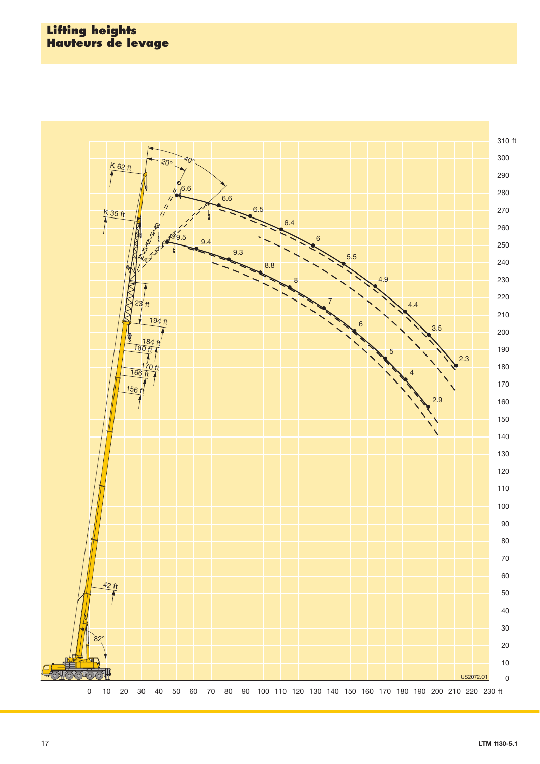# Lifting heights
# Hauteurs de levage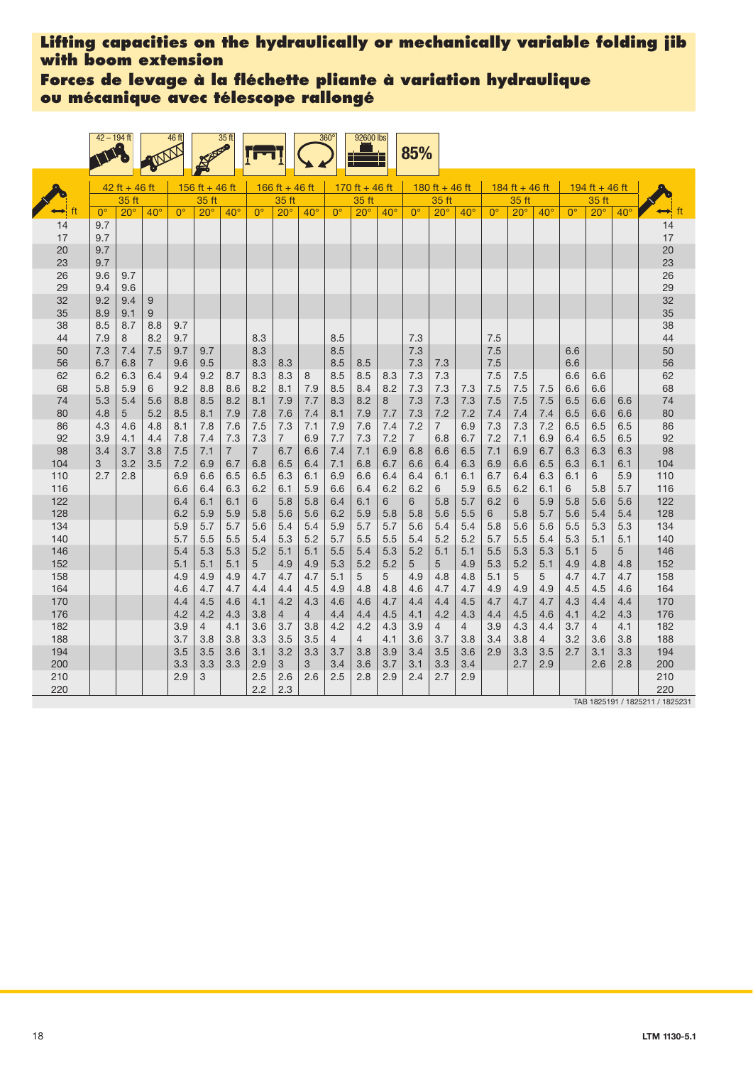# Lifting capacities on the hydraulically or mechanically variable folding jib with boom extension

# Forces de levage à la fléchette pliante à variation hydraulique ou mécanique avec télescope rallongé

42 – 194 ft | 46 ft | 35 ft | 360° | 92600 lbs | 85%

| ft | 42 ft + 46 ft 35 ft | | | 156 ft + 46 ft 35 ft | | | 166 ft + 46 ft 35 ft | | | 170 ft + 46 ft 35 ft | | | 180 ft + 46 ft 35 ft | | | 184 ft + 46 ft 35 ft | | | 194 ft + 46 ft 35 ft | | | ft |
|---|---|---|---|---|---|---|---|---|---|---|---|---|---|---|---|---|---|---|---|---|---|---|
| | 0° | 20° | 40° | 0° | 20° | 40° | 0° | 20° | 40° | 0° | 20° | 40° | 0° | 20° | 40° | 0° | 20° | 40° | 0° | 20° | 40° | |
| 14 | 9.7 | | | | | | | | | | | | | | | | | | | | | 14 |
| 17 | 9.7 | | | | | | | | | | | | | | | | | | | | | 17 |
| 20 | 9.7 | | | | | | | | | | | | | | | | | | | | | 20 |
| 23 | 9.7 | | | | | | | | | | | | | | | | | | | | | 23 |
| 26 | 9.6 | 9.7 | | | | | | | | | | | | | | | | | | | | 26 |
| 29 | 9.4 | 9.6 | | | | | | | | | | | | | | | | | | | | 29 |
| 32 | 9.2 | 9.4 | 9 | | | | | | | | | | | | | | | | | | | 32 |
| 35 | 8.9 | 9.1 | 9 | | | | | | | | | | | | | | | | | | | 35 |
| 38 | 8.5 | 8.7 | 8.8 | 9.7 | | | | | | | | | | | | | | | | | | 38 |
| 44 | 7.9 | 8 | 8.2 | 9.7 | | | 8.3 | | | 8.5 | | | 7.3 | | | 7.5 | | | | | | 44 |
| 50 | 7.3 | 7.4 | 7.5 | 9.7 | 9.7 | | 8.3 | | | 8.5 | | | 7.3 | | | 7.5 | | | 6.6 | | | 50 |
| 56 | 6.7 | 6.8 | 7 | 9.6 | 9.5 | | 8.3 | 8.3 | | 8.5 | 8.5 | | 7.3 | 7.3 | | 7.5 | | | 6.6 | | | 56 |
| 62 | 6.2 | 6.3 | 6.4 | 9.4 | 9.2 | 8.7 | 8.3 | 8.3 | 8 | 8.5 | 8.5 | 8.3 | 7.3 | 7.3 | | 7.5 | 7.5 | | 6.6 | 6.6 | | 62 |
| 68 | 5.8 | 5.9 | 6 | 9.2 | 8.8 | 8.6 | 8.2 | 8.1 | 7.9 | 8.5 | 8.4 | 8.2 | 7.3 | 7.3 | 7.3 | 7.5 | 7.5 | 7.5 | 6.6 | 6.6 | | 68 |
| 74 | 5.3 | 5.4 | 5.6 | 8.8 | 8.5 | 8.2 | 8.1 | 7.9 | 7.7 | 8.3 | 8.2 | 8 | 7.3 | 7.3 | 7.3 | 7.5 | 7.5 | 7.5 | 6.5 | 6.6 | 6.6 | 74 |
| 80 | 4.8 | 5 | 5.2 | 8.5 | 8.1 | 7.9 | 7.8 | 7.6 | 7.4 | 8.1 | 7.9 | 7.7 | 7.3 | 7.2 | 7.2 | 7.4 | 7.4 | 7.4 | 6.5 | 6.6 | 6.6 | 80 |
| 86 | 4.3 | 4.6 | 4.8 | 8.1 | 7.8 | 7.6 | 7.5 | 7.3 | 7.1 | 7.9 | 7.6 | 7.4 | 7.2 | 7 | 6.9 | 7.3 | 7.3 | 7.2 | 6.5 | 6.5 | 6.5 | 86 |
| 92 | 3.9 | 4.1 | 4.4 | 7.8 | 7.4 | 7.3 | 7.3 | 7 | 6.9 | 7.7 | 7.3 | 7.2 | 7 | 6.8 | 6.7 | 7.2 | 7.1 | 6.9 | 6.4 | 6.5 | 6.5 | 92 |
| 98 | 3.4 | 3.7 | 3.8 | 7.5 | 7.1 | 7 | 7 | 6.7 | 6.6 | 7.4 | 7.1 | 6.9 | 6.8 | 6.6 | 6.5 | 7.1 | 6.9 | 6.7 | 6.3 | 6.3 | 6.3 | 98 |
| 104 | 3 | 3.2 | 3.5 | 7.2 | 6.9 | 6.7 | 6.8 | 6.5 | 6.4 | 7.1 | 6.8 | 6.7 | 6.6 | 6.4 | 6.3 | 6.9 | 6.6 | 6.5 | 6.3 | 6.1 | 6.1 | 104 |
| 110 | 2.7 | 2.8 | | 6.9 | 6.6 | 6.5 | 6.5 | 6.3 | 6.1 | 6.9 | 6.6 | 6.4 | 6.4 | 6.1 | 6.1 | 6.7 | 6.4 | 6.3 | 6.1 | 6 | 5.9 | 110 |
| 116 | | | | 6.6 | 6.4 | 6.3 | 6.2 | 6.1 | 5.9 | 6.6 | 6.4 | 6.2 | 6.2 | 6 | 5.9 | 6.5 | 6.2 | 6.1 | 6 | 5.8 | 5.7 | 116 |
| 122 | | | | 6.4 | 6.1 | 6.1 | 6 | 5.8 | 5.8 | 6.4 | 6.1 | 6 | 6 | 5.8 | 5.7 | 6.2 | 6 | 5.9 | 5.8 | 5.6 | 5.6 | 122 |
| 128 | | | | 6.2 | 5.9 | 5.9 | 5.8 | 5.6 | 5.6 | 6.2 | 5.9 | 5.8 | 5.8 | 5.6 | 5.5 | 6 | 5.8 | 5.7 | 5.6 | 5.4 | 5.4 | 128 |
| 134 | | | | 5.9 | 5.7 | 5.7 | 5.6 | 5.4 | 5.4 | 5.9 | 5.7 | 5.7 | 5.6 | 5.4 | 5.4 | 5.8 | 5.6 | 5.6 | 5.5 | 5.3 | 5.3 | 134 |
| 140 | | | | 5.7 | 5.5 | 5.5 | 5.4 | 5.3 | 5.2 | 5.7 | 5.5 | 5.5 | 5.4 | 5.2 | 5.2 | 5.7 | 5.5 | 5.4 | 5.3 | 5.1 | 5.1 | 140 |
| 146 | | | | 5.4 | 5.3 | 5.3 | 5.2 | 5.1 | 5.1 | 5.5 | 5.4 | 5.3 | 5.2 | 5.1 | 5.1 | 5.5 | 5.3 | 5.3 | 5.1 | 5 | 5 | 146 |
| 152 | | | | 5.1 | 5.1 | 5.1 | 5 | 4.9 | 4.9 | 5.3 | 5.2 | 5.2 | 5 | 5 | 4.9 | 5.3 | 5.2 | 5.1 | 4.9 | 4.8 | 4.8 | 152 |
| 158 | | | | 4.9 | 4.9 | 4.9 | 4.7 | 4.7 | 4.7 | 5.1 | 5 | 5 | 4.9 | 4.8 | 4.8 | 5.1 | 5 | 5 | 4.7 | 4.7 | 4.7 | 158 |
| 164 | | | | 4.6 | 4.7 | 4.7 | 4.4 | 4.4 | 4.5 | 4.9 | 4.8 | 4.8 | 4.6 | 4.7 | 4.7 | 4.9 | 4.9 | 4.9 | 4.5 | 4.5 | 4.6 | 164 |
| 170 | | | | 4.4 | 4.5 | 4.6 | 4.1 | 4.2 | 4.3 | 4.6 | 4.6 | 4.7 | 4.4 | 4.4 | 4.5 | 4.7 | 4.7 | 4.7 | 4.3 | 4.4 | 4.4 | 170 |
| 176 | | | | 4.2 | 4.2 | 4.3 | 3.8 | 4 | 4 | 4.4 | 4.4 | 4.5 | 4.1 | 4.2 | 4.3 | 4.4 | 4.5 | 4.6 | 4.1 | 4.2 | 4.3 | 176 |
| 182 | | | | 3.9 | 4 | 4.1 | 3.6 | 3.7 | 3.8 | 4.2 | 4.2 | 4.3 | 3.9 | 4 | 4 | 3.9 | 4.3 | 4.4 | 3.7 | 4 | 4.1 | 182 |
| 188 | | | | 3.7 | 3.8 | 3.8 | 3.3 | 3.5 | 3.5 | 4 | 4 | 4.1 | 3.6 | 3.7 | 3.8 | 3.4 | 3.8 | 4 | 3.2 | 3.6 | 3.8 | 188 |
| 194 | | | | 3.5 | 3.5 | 3.6 | 3.1 | 3.2 | 3.3 | 3.7 | 3.8 | 3.9 | 3.4 | 3.5 | 3.6 | 2.9 | 3.3 | 3.5 | 2.7 | 3.1 | 3.3 | 194 |
| 200 | | | | 3.3 | 3.3 | 3.3 | 2.9 | 3 | 3 | 3.4 | 3.6 | 3.7 | 3.1 | 3.3 | 3.4 | | 2.7 | 2.9 | | 2.6 | 2.8 | 200 |
| 210 | | | | 2.9 | 3 | | 2.5 | 2.6 | 2.6 | 2.5 | 2.8 | 2.9 | 2.4 | 2.7 | 2.9 | | | | | | | 210 |
| 220 | | | | | | | 2.2 | 2.3 | | | | | | | | | | | | | | 220 |

TAB 1825191 / 1825211 / 1825231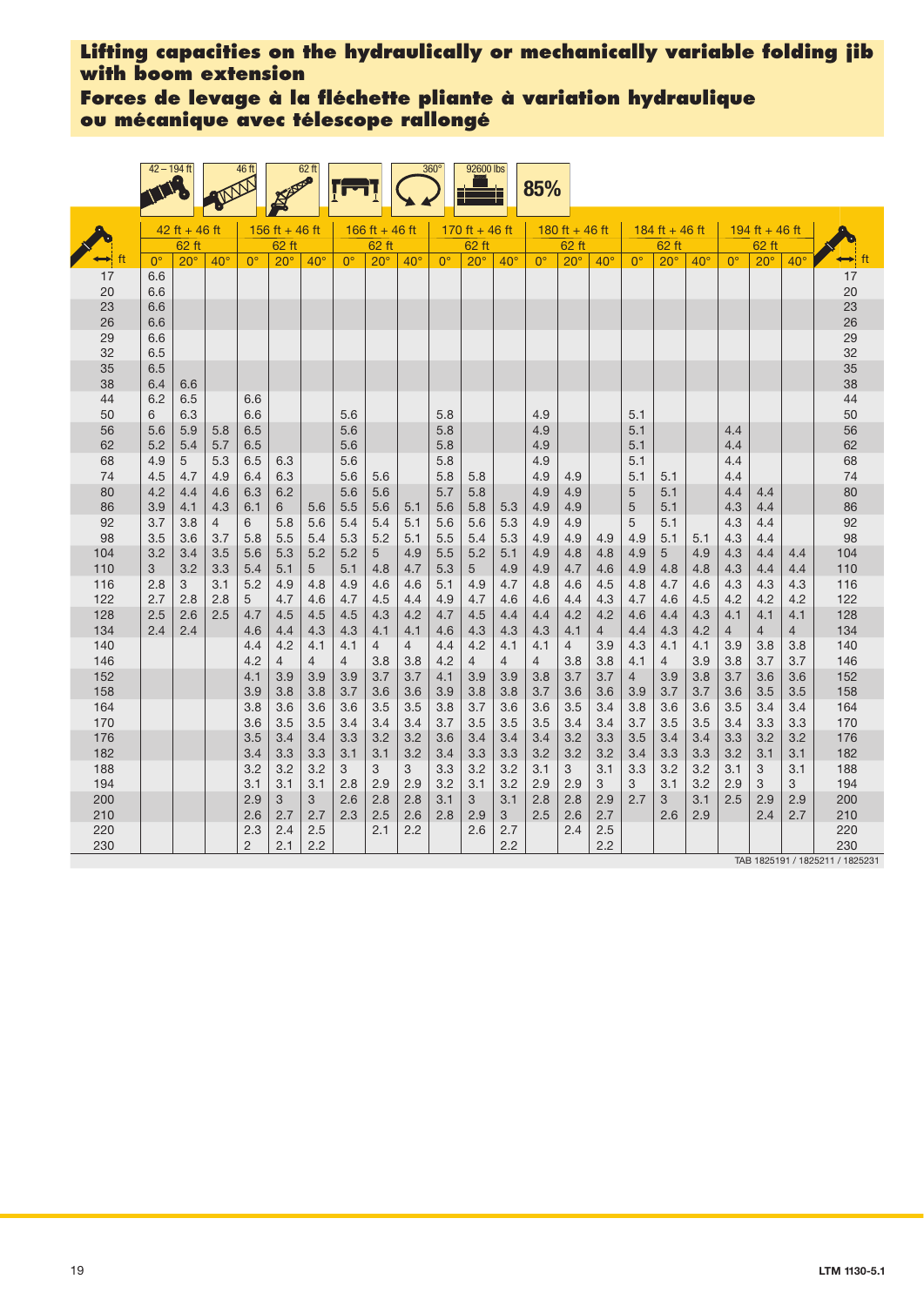# Lifting capacities on the hydraulically or mechanically variable folding jib with boom extension

# Forces de levage à la fléchette pliante à variation hydraulique ou mécanique avec télescope rallongé

42 – 194 ft | 46 ft | 62 ft | 360° | 92600 lbs | 85%

| ft | 42 ft + 46 ft 62 ft | | | 156 ft + 46 ft 62 ft | | | 166 ft + 46 ft 62 ft | | | 170 ft + 46 ft 62 ft | | | 180 ft + 46 ft 62 ft | | | 184 ft + 46 ft 62 ft | | | 194 ft + 46 ft 62 ft | | | ft |
|---|---|---|---|---|---|---|---|---|---|---|---|---|---|---|---|---|---|---|---|---|---|---|
| | 0° | 20° | 40° | 0° | 20° | 40° | 0° | 20° | 40° | 0° | 20° | 40° | 0° | 20° | 40° | 0° | 20° | 40° | 0° | 20° | 40° | |
| 17 | 6.6 | | | | | | | | | | | | | | | | | | | | | 17 |
| 20 | 6.6 | | | | | | | | | | | | | | | | | | | | | 20 |
| 23 | 6.6 | | | | | | | | | | | | | | | | | | | | | 23 |
| 26 | 6.6 | | | | | | | | | | | | | | | | | | | | | 26 |
| 29 | 6.6 | | | | | | | | | | | | | | | | | | | | | 29 |
| 32 | 6.5 | | | | | | | | | | | | | | | | | | | | | 32 |
| 35 | 6.5 | | | | | | | | | | | | | | | | | | | | | 35 |
| 38 | 6.4 | 6.6 | | | | | | | | | | | | | | | | | | | | 38 |
| 44 | 6.2 | 6.5 | | 6.6 | | | | | | | | | | | | | | | | | | 44 |
| 50 | 6 | 6.3 | | 6.6 | | | 5.6 | | | 5.8 | | | 4.9 | | | 5.1 | | | | | | 50 |
| 56 | 5.6 | 5.9 | 5.8 | 6.5 | | | 5.6 | | | 5.8 | | | 4.9 | | | 5.1 | | | 4.4 | | | 56 |
| 62 | 5.2 | 5.4 | 5.7 | 6.5 | | | 5.6 | | | 5.8 | | | 4.9 | | | 5.1 | | | 4.4 | | | 62 |
| 68 | 4.9 | 5 | 5.3 | 6.5 | 6.3 | | 5.6 | | | 5.8 | | | 4.9 | | | 5.1 | | | 4.4 | | | 68 |
| 74 | 4.5 | 4.7 | 4.9 | 6.4 | 6.3 | | 5.6 | 5.6 | | 5.8 | 5.8 | | 4.9 | 4.9 | | 5.1 | 5.1 | | 4.4 | | | 74 |
| 80 | 4.2 | 4.4 | 4.6 | 6.3 | 6.2 | | 5.6 | 5.6 | | 5.7 | 5.8 | | 4.9 | 4.9 | | 5 | 5.1 | | 4.4 | 4.4 | | 80 |
| 86 | 3.9 | 4.1 | 4.3 | 6.1 | 6 | 5.6 | 5.5 | 5.6 | 5.1 | 5.6 | 5.8 | 5.3 | 4.9 | 4.9 | | 5 | 5.1 | | 4.3 | 4.4 | | 86 |
| 92 | 3.7 | 3.8 | 4 | 6 | 5.8 | 5.6 | 5.4 | 5.4 | 5.1 | 5.6 | 5.6 | 5.3 | 4.9 | 4.9 | | 5 | 5.1 | | 4.3 | 4.4 | | 92 |
| 98 | 3.5 | 3.6 | 3.7 | 5.8 | 5.5 | 5.4 | 5.3 | 5.2 | 5.1 | 5.5 | 5.4 | 5.3 | 4.9 | 4.9 | 4.9 | 4.9 | 5.1 | 5.1 | 4.3 | 4.4 | | 98 |
| 104 | 3.2 | 3.4 | 3.5 | 5.6 | 5.3 | 5.2 | 5.2 | 5 | 4.9 | 5.5 | 5.2 | 5.1 | 4.9 | 4.8 | 4.8 | 4.9 | 5 | 4.9 | 4.3 | 4.4 | 4.4 | 104 |
| 110 | 3 | 3.2 | 3.3 | 5.4 | 5.1 | 5 | 5.1 | 4.8 | 4.7 | 5.3 | 5 | 4.9 | 4.9 | 4.7 | 4.6 | 4.9 | 4.8 | 4.8 | 4.3 | 4.4 | 4.4 | 110 |
| 116 | 2.8 | 3 | 3.1 | 5.2 | 4.9 | 4.8 | 4.9 | 4.6 | 4.6 | 5.1 | 4.9 | 4.7 | 4.8 | 4.6 | 4.5 | 4.8 | 4.7 | 4.6 | 4.3 | 4.3 | 4.3 | 116 |
| 122 | 2.7 | 2.8 | 2.8 | 5 | 4.7 | 4.6 | 4.7 | 4.5 | 4.4 | 4.9 | 4.7 | 4.6 | 4.6 | 4.4 | 4.3 | 4.7 | 4.6 | 4.5 | 4.2 | 4.2 | 4.2 | 122 |
| 128 | 2.5 | 2.6 | 2.5 | 4.7 | 4.5 | 4.5 | 4.5 | 4.3 | 4.2 | 4.7 | 4.5 | 4.4 | 4.4 | 4.2 | 4.2 | 4.6 | 4.4 | 4.3 | 4.1 | 4.1 | 4.1 | 128 |
| 134 | 2.4 | 2.4 | | 4.6 | 4.4 | 4.3 | 4.3 | 4.1 | 4.1 | 4.6 | 4.3 | 4.3 | 4.3 | 4.1 | 4 | 4.4 | 4.3 | 4.2 | 4 | 4 | 4 | 134 |
| 140 | | | | 4.4 | 4.2 | 4.1 | 4.1 | 4 | 4 | 4.4 | 4.2 | 4.1 | 4.1 | 4 | 3.9 | 4.3 | 4.1 | 4.1 | 3.9 | 3.8 | 3.8 | 140 |
| 146 | | | | 4.2 | 4 | 4 | 4 | 3.8 | 3.8 | 4.2 | 4 | 4 | 4 | 3.8 | 3.8 | 4.1 | 4 | 3.9 | 3.8 | 3.7 | 3.7 | 146 |
| 152 | | | | 4.1 | 3.9 | 3.9 | 3.9 | 3.7 | 3.7 | 4.1 | 3.9 | 3.9 | 3.8 | 3.7 | 3.7 | 4 | 3.9 | 3.8 | 3.7 | 3.6 | 3.6 | 152 |
| 158 | | | | 3.9 | 3.8 | 3.8 | 3.7 | 3.6 | 3.6 | 3.9 | 3.8 | 3.8 | 3.7 | 3.6 | 3.6 | 3.9 | 3.7 | 3.7 | 3.6 | 3.5 | 3.5 | 158 |
| 164 | | | | 3.8 | 3.6 | 3.6 | 3.6 | 3.5 | 3.5 | 3.8 | 3.7 | 3.6 | 3.6 | 3.5 | 3.4 | 3.8 | 3.6 | 3.6 | 3.5 | 3.4 | 3.4 | 164 |
| 170 | | | | 3.6 | 3.5 | 3.5 | 3.4 | 3.4 | 3.4 | 3.7 | 3.5 | 3.5 | 3.5 | 3.4 | 3.4 | 3.7 | 3.5 | 3.5 | 3.4 | 3.3 | 3.3 | 170 |
| 176 | | | | 3.5 | 3.4 | 3.4 | 3.3 | 3.2 | 3.2 | 3.6 | 3.4 | 3.4 | 3.4 | 3.2 | 3.3 | 3.5 | 3.4 | 3.4 | 3.3 | 3.2 | 3.2 | 176 |
| 182 | | | | 3.4 | 3.3 | 3.3 | 3.1 | 3.1 | 3.2 | 3.4 | 3.3 | 3.3 | 3.2 | 3.2 | 3.2 | 3.4 | 3.3 | 3.3 | 3.2 | 3.1 | 3.1 | 182 |
| 188 | | | | 3.2 | 3.2 | 3.2 | 3 | 3 | 3 | 3.3 | 3.2 | 3.2 | 3.1 | 3 | 3.1 | 3.3 | 3.2 | 3.2 | 3.1 | 3 | 3.1 | 188 |
| 194 | | | | 3.1 | 3.1 | 3.1 | 2.8 | 2.9 | 2.9 | 3.2 | 3.1 | 3.2 | 2.9 | 2.9 | 3 | 3 | 3.1 | 3.2 | 2.9 | 3 | 3 | 194 |
| 200 | | | | 2.9 | 3 | 3 | 2.6 | 2.8 | 2.8 | 3.1 | 3 | 3.1 | 2.8 | 2.8 | 2.9 | 2.7 | 3 | 3.1 | 2.5 | 2.9 | 2.9 | 200 |
| 210 | | | | 2.6 | 2.7 | 2.7 | 2.3 | 2.5 | 2.6 | 2.8 | 2.9 | 3 | 2.5 | 2.6 | 2.7 | | 2.6 | 2.9 | | 2.4 | 2.7 | 210 |
| 220 | | | | 2.3 | 2.4 | 2.5 | | 2.1 | 2.2 | | 2.6 | 2.7 | | 2.4 | 2.5 | | | | | | | 220 |
| 230 | | | | 2 | 2.1 | 2.2 | | | | | | 2.2 | | | 2.2 | | | | | | | 230 |

TAB 1825191 / 1825211 / 1825231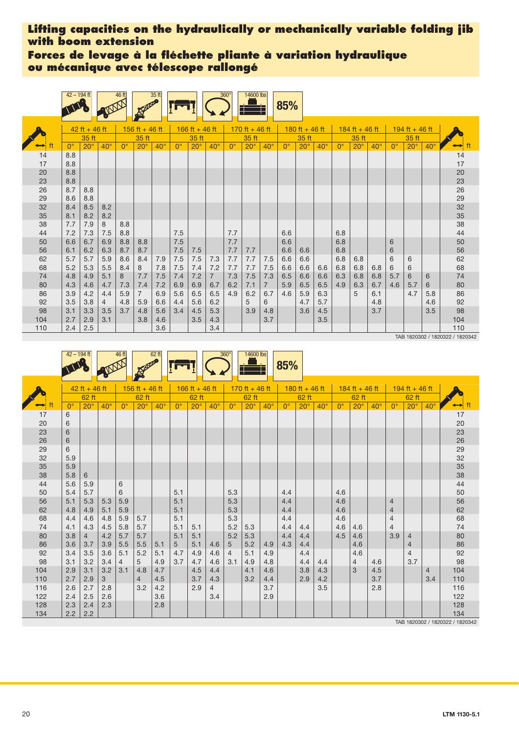## Lifting capacities on the hydraulically or mechanically variable folding jib with boom extension

## Forces de levage à la fléchette pliante à variation hydraulique ou mécanique avec télescope rallongé

42 – 194 ft | 46 ft | 35 ft | 360° | 14600 lbs | 85%

| ft | 42 ft + 46 ft | | | 156 ft + 46 ft | | | 166 ft + 46 ft | | | 170 ft + 46 ft | | | 180 ft + 46 ft | | | 184 ft + 46 ft | | | 194 ft + 46 ft | | | ft |
|---|---|---|---|---|---|---|---|---|---|---|---|---|---|---|---|---|---|---|---|---|---|---|
| | 35 ft | | | 35 ft | | | 35 ft | | | 35 ft | | | 35 ft | | | 35 ft | | | 35 ft | | | |
| | 0° | 20° | 40° | 0° | 20° | 40° | 0° | 20° | 40° | 0° | 20° | 40° | 0° | 20° | 40° | 0° | 20° | 40° | 0° | 20° | 40° | |
| 14 | 8.8 | | | | | | | | | | | | | | | | | | | | | 14 |
| 17 | 8.8 | | | | | | | | | | | | | | | | | | | | | 17 |
| 20 | 8.8 | | | | | | | | | | | | | | | | | | | | | 20 |
| 23 | 8.8 | | | | | | | | | | | | | | | | | | | | | 23 |
| 26 | 8.7 | 8.8 | | | | | | | | | | | | | | | | | | | | 26 |
| 29 | 8.6 | 8.8 | | | | | | | | | | | | | | | | | | | | 29 |
| 32 | 8.4 | 8.5 | 8.2 | | | | | | | | | | | | | | | | | | | 32 |
| 35 | 8.1 | 8.2 | 8.2 | | | | | | | | | | | | | | | | | | | 35 |
| 38 | 7.7 | 7.9 | 8 | 8.8 | | | | | | | | | | | | | | | | | | 38 |
| 44 | 7.2 | 7.3 | 7.5 | 8.8 | | | 7.5 | | | 7.7 | | | 6.6 | | | 6.8 | | | | | | 44 |
| 50 | 6.6 | 6.7 | 6.9 | 8.8 | 8.8 | | 7.5 | | | 7.7 | | | 6.6 | | | 6.8 | | | 6 | | | 50 |
| 56 | 6.1 | 6.2 | 6.3 | 8.7 | 8.7 | | 7.5 | 7.5 | | 7.7 | 7.7 | | 6.6 | 6.6 | | 6.8 | | | 6 | | | 56 |
| 62 | 5.7 | 5.7 | 5.9 | 8.6 | 8.4 | 7.9 | 7.5 | 7.5 | 7.3 | 7.7 | 7.7 | 7.5 | 6.6 | 6.6 | | 6.8 | 6.8 | | 6 | 6 | | 62 |
| 68 | 5.2 | 5.3 | 5.5 | 8.4 | 8 | 7.8 | 7.5 | 7.4 | 7.2 | 7.7 | 7.7 | 7.5 | 6.6 | 6.6 | 6.6 | 6.8 | 6.8 | 6.8 | 6 | 6 | | 68 |
| 74 | 4.8 | 4.9 | 5.1 | 8 | 7.7 | 7.5 | 7.4 | 7.2 | 7 | 7.3 | 7.5 | 7.3 | 6.5 | 6.6 | 6.6 | 6.3 | 6.8 | 6.8 | 5.7 | 6 | 6 | 74 |
| 80 | 4.3 | 4.6 | 4.7 | 7.3 | 7.4 | 7.2 | 6.9 | 6.9 | 6.7 | 6.2 | 7.1 | 7 | 5.9 | 6.5 | 6.5 | 4.9 | 6.3 | 6.7 | 4.6 | 5.7 | 6 | 80 |
| 86 | 3.9 | 4.2 | 4.4 | 5.9 | 7 | 6.9 | 5.6 | 6.5 | 6.5 | 4.9 | 6.2 | 6.7 | 4.6 | 5.9 | 6.3 | | 5 | 6.1 | | 4.7 | 5.8 | 86 |
| 92 | 3.5 | 3.8 | 4 | 4.8 | 5.9 | 6.6 | 4.4 | 5.6 | 6.2 | | 5 | 6 | | 4.7 | 5.7 | | | 4.8 | | | 4.6 | 92 |
| 98 | 3.1 | 3.3 | 3.5 | 3.7 | 4.8 | 5.6 | 3.4 | 4.5 | 5.3 | | 3.9 | 4.8 | | 3.6 | 4.5 | | | 3.7 | | | 3.5 | 98 |
| 104 | 2.7 | 2.9 | 3.1 | | 3.8 | 4.6 | | 3.5 | 4.3 | | | 3.7 | | | 3.5 | | | | | | | 104 |
| 110 | 2.4 | 2.5 | | | | 3.6 | | | 3.4 | | | | | | | | | | | | | 110 |

TAB 1820302 / 1820322 / 1820342

42 – 194 ft | 46 ft | 62 ft | 360° | 14600 lbs | 85%

| ft | 42 ft + 46 ft | | | 156 ft + 46 ft | | | 166 ft + 46 ft | | | 170 ft + 46 ft | | | 180 ft + 46 ft | | | 184 ft + 46 ft | | | 194 ft + 46 ft | | | ft |
|---|---|---|---|---|---|---|---|---|---|---|---|---|---|---|---|---|---|---|---|---|---|---|
| | 62 ft | | | 62 ft | | | 62 ft | | | 62 ft | | | 62 ft | | | 62 ft | | | 62 ft | | | |
| | 0° | 20° | 40° | 0° | 20° | 40° | 0° | 20° | 40° | 0° | 20° | 40° | 0° | 20° | 40° | 0° | 20° | 40° | 0° | 20° | 40° | |
| 17 | 6 | | | | | | | | | | | | | | | | | | | | | 17 |
| 20 | 6 | | | | | | | | | | | | | | | | | | | | | 20 |
| 23 | 6 | | | | | | | | | | | | | | | | | | | | | 23 |
| 26 | 6 | | | | | | | | | | | | | | | | | | | | | 26 |
| 29 | 6 | | | | | | | | | | | | | | | | | | | | | 29 |
| 32 | 5.9 | | | | | | | | | | | | | | | | | | | | | 32 |
| 35 | 5.9 | | | | | | | | | | | | | | | | | | | | | 35 |
| 38 | 5.8 | 6 | | | | | | | | | | | | | | | | | | | | 38 |
| 44 | 5.6 | 5.9 | | 6 | | | | | | | | | | | | | | | | | | 44 |
| 50 | 5.4 | 5.7 | | 6 | | | 5.1 | | | 5.3 | | | 4.4 | | | 4.6 | | | | | | 50 |
| 56 | 5.1 | 5.3 | 5.3 | 5.9 | | | 5.1 | | | 5.3 | | | 4.4 | | | 4.6 | | | 4 | | | 56 |
| 62 | 4.8 | 4.9 | 5.1 | 5.9 | | | 5.1 | | | 5.3 | | | 4.4 | | | 4.6 | | | 4 | | | 62 |
| 68 | 4.4 | 4.6 | 4.8 | 5.9 | 5.7 | | 5.1 | | | 5.3 | | | 4.4 | | | 4.6 | | | 4 | | | 68 |
| 74 | 4.1 | 4.3 | 4.5 | 5.8 | 5.7 | | 5.1 | 5.1 | | 5.2 | 5.3 | | 4.4 | 4.4 | | 4.6 | 4.6 | | 4 | | | 74 |
| 80 | 3.8 | 4 | 4.2 | 5.7 | 5.7 | | 5.1 | 5.1 | | 5.2 | 5.3 | | 4.4 | 4.4 | | 4.5 | 4.6 | | 3.9 | 4 | | 80 |
| 86 | 3.6 | 3.7 | 3.9 | 5.5 | 5.5 | 5.1 | 5 | 5.1 | 4.6 | 5 | 5.2 | 4.9 | 4.3 | 4.4 | | | 4.6 | | | 4 | | 86 |
| 92 | 3.4 | 3.5 | 3.6 | 5.1 | 5.2 | 5.1 | 4.7 | 4.9 | 4.6 | 4 | 5.1 | 4.9 | | 4.4 | | | 4.6 | | | 4 | | 92 |
| 98 | 3.1 | 3.2 | 3.4 | 4 | 5 | 4.9 | 3.7 | 4.7 | 4.6 | 3.1 | 4.9 | 4.8 | | 4.4 | 4.4 | | 4 | 4.6 | | 3.7 | | 98 |
| 104 | 2.9 | 3.1 | 3.2 | 3.1 | 4.8 | 4.7 | | 4.5 | 4.4 | | 4.1 | 4.6 | | 3.8 | 4.3 | | 3 | 4.5 | | | 4 | 104 |
| 110 | 2.7 | 2.9 | 3 | | 4 | 4.5 | | 3.7 | 4.3 | | 3.2 | 4.4 | | 2.9 | 4.2 | | | 3.7 | | | 3.4 | 110 |
| 116 | 2.6 | 2.7 | 2.8 | | 3.2 | 4.2 | | 2.9 | 4 | | | 3.7 | | | 3.5 | | | 2.8 | | | | 116 |
| 122 | 2.4 | 2.5 | 2.6 | | | 3.6 | | | 3.4 | | | 2.9 | | | | | | | | | | 122 |
| 128 | 2.3 | 2.4 | 2.3 | | | 2.8 | | | | | | | | | | | | | | | | 128 |
| 134 | 2.2 | 2.2 | | | | | | | | | | | | | | | | | | | | 134 |

TAB 1820302 / 1820322 / 1820342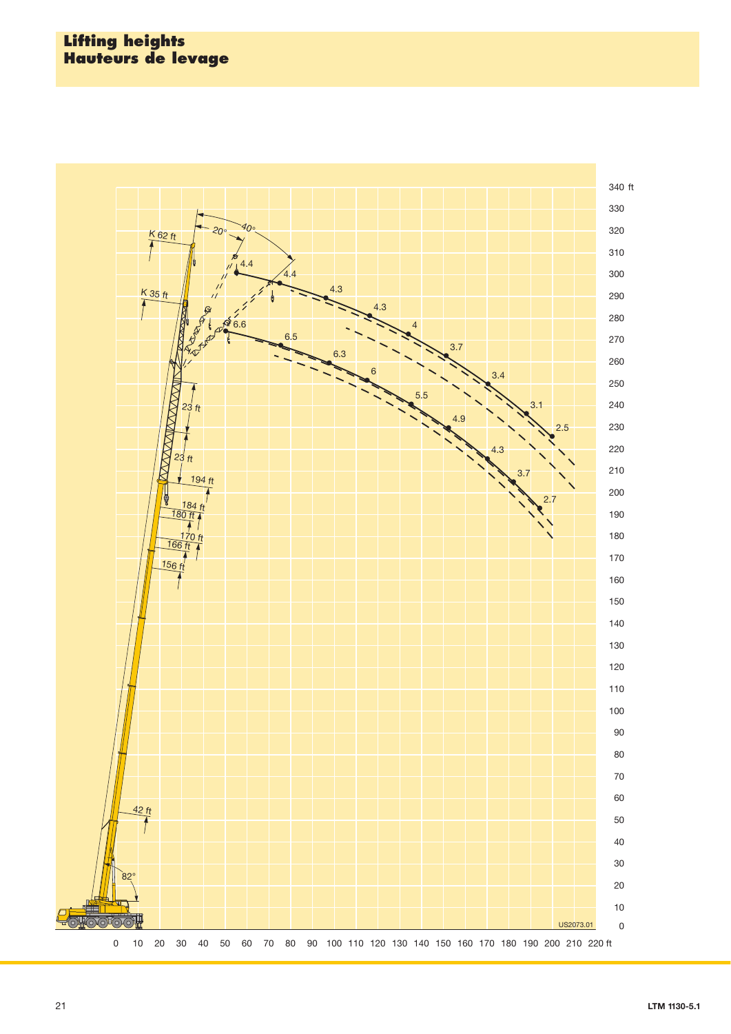# Lifting heights
# Hauteurs de levage

340 ft, 330, 320, 310, 300, 290, 280, 270, 260, 250, 240, 230, 220, 210, 200, 190, 180, 170, 160, 150, 140, 130, 120, 110, 100, 90, 80, 70, 60, 50, 40, 30, 20, 10, 0

0 10 20 30 40 50 60 70 80 90 100 110 120 130 140 150 160 170 180 190 200 210 220 ft

K 62 ft, K 35 ft, 20°, 40°, 23 ft, 23 ft, 194 ft, 184 ft, 180 ft, 170 ft, 166 ft, 156 ft, 42 ft, 82°

4.4, 4.4, 4.3, 4.3, 4, 3.7, 3.4, 3.1, 2.5

6.6, 6.5, 6.3, 6, 5.5, 4.9, 4.3, 3.7, 2.7

US2073.01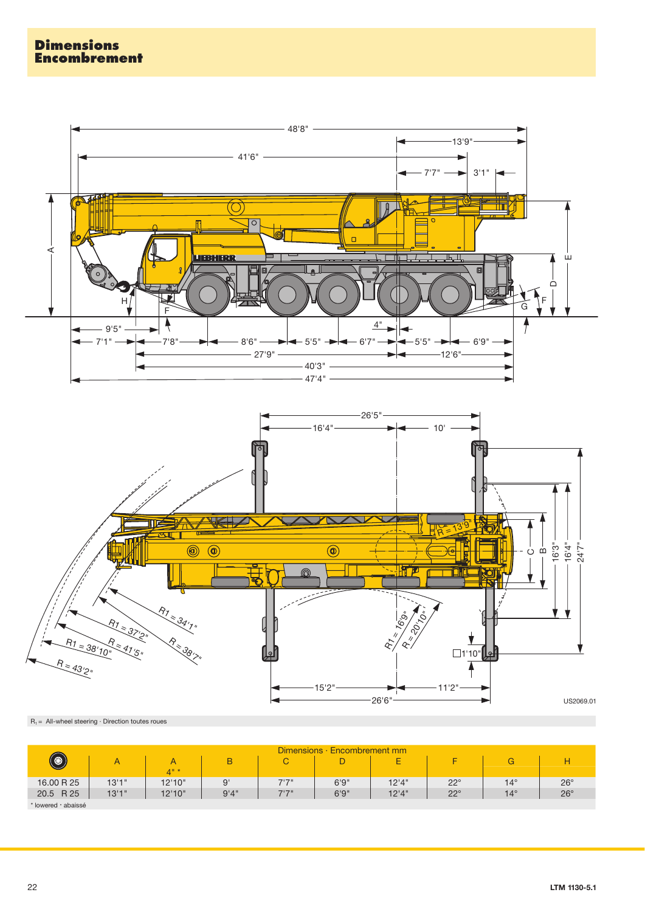# Dimensions
# Encombrement

$R_1$ = All-wheel steering · Direction toutes roues

| | A | A 4" * | B | C | D | E | F | G | H |
|---|---|---|---|---|---|---|---|---|---|
| 16.00 R 25 | 13'1" | 12'10" | 9' | 7'7" | 6'9" | 12'4" | 22° | 14° | 26° |
| 20.5 R 25 | 13'1" | 12'10" | 9'4" | 7'7" | 6'9" | 12'4" | 22° | 14° | 26° |

Dimensions · Encombrement mm

\* lowered · abaissé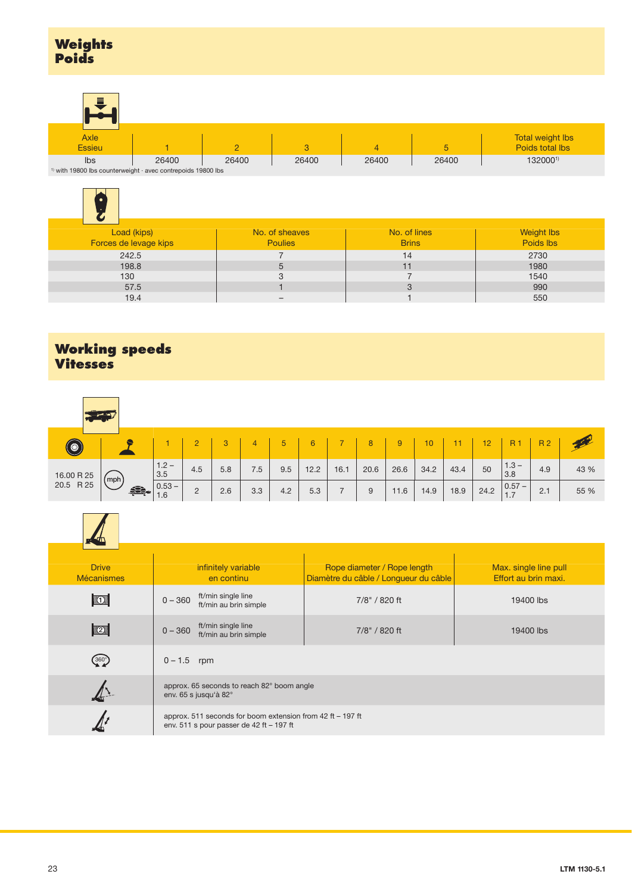# Weights
# Poids

| Axle<br>Essieu | 1 | 2 | 3 | 4 | 5 | Total weight lbs<br>Poids total lbs |
|---|---|---|---|---|---|---|
| lbs | 26400 | 26400 | 26400 | 26400 | 26400 | 132000[1] |

[1] with 19800 lbs counterweight · avec contrepoids 19800 lbs

| Load (kips)<br>Forces de levage kips | No. of sheaves<br>Poulies | No. of lines<br>Brins | Weight lbs<br>Poids lbs |
|---|---|---|---|
| 242.5 | 7 | 14 | 2730 |
| 198.8 | 5 | 11 | 1980 |
| 130 | 3 | 7 | 1540 |
| 57.5 | 1 | 3 | 990 |
| 19.4 | – | 1 | 550 |

# Working speeds
# Vitesses

| | | 1 | 2 | 3 | 4 | 5 | 6 | 7 | 8 | 9 | 10 | 11 | 12 | R 1 | R 2 | |
|---|---|---|---|---|---|---|---|---|---|---|---|---|---|---|---|---|
| 16.00 R 25<br>20.5 R 25 | mph | 1.2 – 3.5 | 4.5 | 5.8 | 7.5 | 9.5 | 12.2 | 16.1 | 20.6 | 26.6 | 34.2 | 43.4 | 50 | 1.3 – 3.8 | 4.9 | 43 % |
| | | 0.53 – 1.6 | 2 | 2.6 | 3.3 | 4.2 | 5.3 | 7 | 9 | 11.6 | 14.9 | 18.9 | 24.2 | 0.57 – 1.7 | 2.1 | 55 % |

| Drive<br>Mécanismes | infinitely variable<br>en continu | Rope diameter / Rope length<br>Diamètre du câble / Longueur du câble | Max. single line pull<br>Effort au brin maxi. |
|---|---|---|---|
| 1 | 0 – 360 ft/min single line<br>ft/min au brin simple | 7/8" / 820 ft | 19400 lbs |
| 2 | 0 – 360 ft/min single line<br>ft/min au brin simple | 7/8" / 820 ft | 19400 lbs |
| 360° | 0 – 1.5 rpm | | |
| | approx. 65 seconds to reach 82° boom angle<br>env. 65 s jusqu'à 82° | | |
| | approx. 511 seconds for boom extension from 42 ft – 197 ft<br>env. 511 s pour passer de 42 ft – 197 ft | | |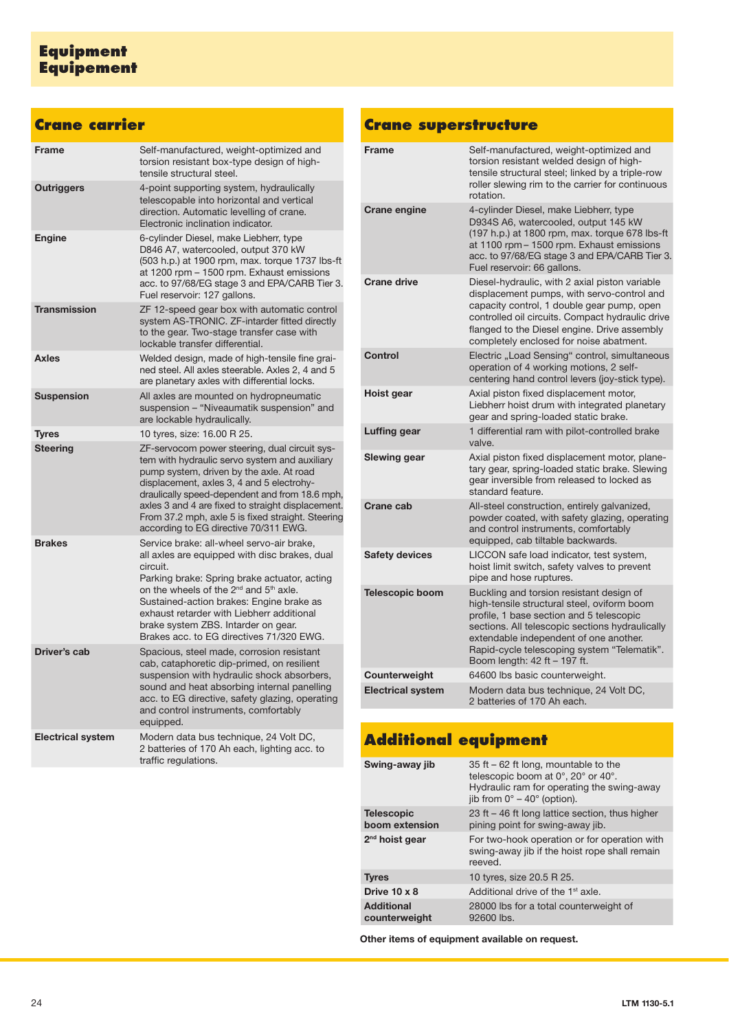# Equipment
# Equipement

## Crane carrier

| | |
|---|---|
| **Frame** | Self-manufactured, weight-optimized and torsion resistant box-type design of high-tensile structural steel. |
| **Outriggers** | 4-point supporting system, hydraulically telescopable into horizontal and vertical direction. Automatic levelling of crane. Electronic inclination indicator. |
| **Engine** | 6-cylinder Diesel, make Liebherr, type D846 A7, watercooled, output 370 kW (503 h.p.) at 1900 rpm, max. torque 1737 lbs-ft at 1200 rpm – 1500 rpm. Exhaust emissions acc. to 97/68/EG stage 3 and EPA/CARB Tier 3. Fuel reservoir: 127 gallons. |
| **Transmission** | ZF 12-speed gear box with automatic control system AS-TRONIC. ZF-interder fitted directly to the gear. Two-stage transfer case with lockable transfer differential. |
| **Axles** | Welded design, made of high-tensile fine grained steel. All axles steerable. Axles 2, 4 and 5 are planetary axles with differential locks. |
| **Suspension** | All axles are mounted on hydropneumatic suspension – "Niveaumatik suspension" and are lockable hydraulically. |
| **Tyres** | 10 tyres, size: 16.00 R 25. |
| **Steering** | ZF-servocom power steering, dual circuit system with hydraulic servo system and auxiliary pump system, driven by the axle. At road displacement, axles 3, 4 and 5 electrohydraulically speed-dependent and from 18.6 mph, axles 3 and 4 are fixed to straight displacement. From 37.2 mph, axle 5 is fixed straight. Steering according to EG directive 70/311 EWG. |
| **Brakes** | Service brake: all-wheel servo-air brake, all axles are equipped with disc brakes, dual circuit.<br>Parking brake: Spring brake actuator, acting on the wheels of the 2nd and 5th axle.<br>Sustained-action brakes: Engine brake as exhaust retarder with Liebherr additional brake system ZBS. Intarder on gear.<br>Brakes acc. to EG directives 71/320 EWG. |
| **Driver's cab** | Spacious, steel made, corrosion resistant cab, cataphoretic dip-primed, on resilient suspension with hydraulic shock absorbers, sound and heat absorbing internal panelling acc. to EG directive, safety glazing, operating and control instruments, comfortably equipped. |
| **Electrical system** | Modern data bus technique, 24 Volt DC, 2 batteries of 170 Ah each, lighting acc. to traffic regulations. |

## Crane superstructure

| | |
|---|---|
| **Frame** | Self-manufactured, weight-optimized and torsion resistant welded design of high-tensile structural steel; linked by a triple-row roller slewing rim to the carrier for continuous rotation. |
| **Crane engine** | 4-cylinder Diesel, make Liebherr, type D934S A6, watercooled, output 145 kW (197 h.p.) at 1800 rpm, max. torque 678 lbs-ft at 1100 rpm – 1500 rpm. Exhaust emissions acc. to 97/68/EG stage 3 and EPA/CARB Tier 3. Fuel reservoir: 66 gallons. |
| **Crane drive** | Diesel-hydraulic, with 2 axial piston variable displacement pumps, with servo-control and capacity control, 1 double gear pump, open controlled oil circuits. Compact hydraulic drive flanged to the Diesel engine. Drive assembly completely enclosed for noise abatment. |
| **Control** | Electric „Load Sensing" control, simultaneous operation of 4 working motions, 2 self-centering hand control levers (joy-stick type). |
| **Hoist gear** | Axial piston fixed displacement motor, Liebherr hoist drum with integrated planetary gear and spring-loaded static brake. |
| **Luffing gear** | 1 differential ram with pilot-controlled brake valve. |
| **Slewing gear** | Axial piston fixed displacement motor, planetary gear, spring-loaded static brake. Slewing gear inversible from released to locked as standard feature. |
| **Crane cab** | All-steel construction, entirely galvanized, powder coated, with safety glazing, operating and control instruments, comfortably equipped, cab tiltable backwards. |
| **Safety devices** | LICCON safe load indicator, test system, hoist limit switch, safety valves to prevent pipe and hose ruptures. |
| **Telescopic boom** | Buckling and torsion resistant design of high-tensile structural steel, oviform boom profile, 1 base section and 5 telescopic sections. All telescopic sections hydraulically extendable independent of one another. Rapid-cycle telescoping system "Telematik". Boom length: 42 ft – 197 ft. |
| **Counterweight** | 64600 lbs basic counterweight. |
| **Electrical system** | Modern data bus technique, 24 Volt DC, 2 batteries of 170 Ah each. |

## Additional equipment

| | |
|---|---|
| **Swing-away jib** | 35 ft – 62 ft long, mountable to the telescopic boom at 0°, 20° or 40°. Hydraulic ram for operating the swing-away jib from 0° – 40° (option). |
| **Telescopic boom extension** | 23 ft – 46 ft long lattice section, thus higher pining point for swing-away jib. |
| **2nd hoist gear** | For two-hook operation or for operation with swing-away jib if the hoist rope shall remain reeved. |
| **Tyres** | 10 tyres, size 20.5 R 25. |
| **Drive 10 x 8** | Additional drive of the 1st axle. |
| **Additional counterweight** | 28000 lbs for a total counterweight of 92600 lbs. |

**Other items of equipment available on request.**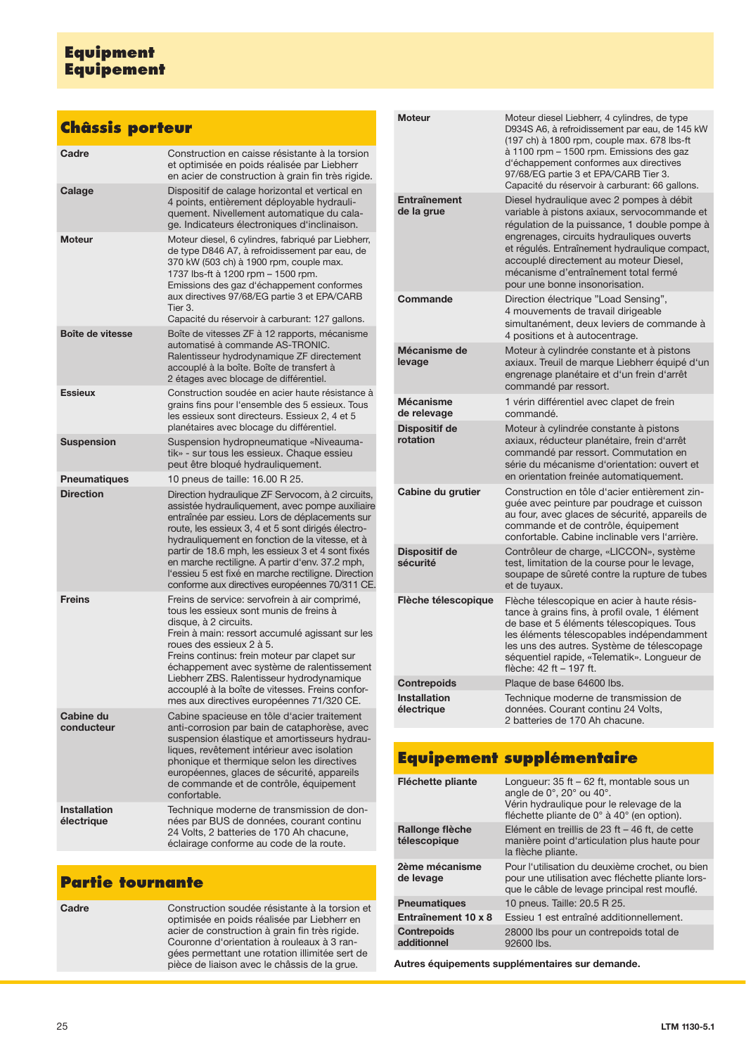# Equipment
# Equipement

## Châssis porteur

| | |
|---|---|
| **Cadre** | Construction en caisse résistante à la torsion et optimisée en poids réalisée par Liebherr en acier de construction à grain fin très rigide. |
| **Calage** | Dispositif de calage horizontal et vertical en 4 points, entièrement déployable hydrauliquement. Nivellement automatique du calage. Indicateurs électroniques d'inclinaison. |
| **Moteur** | Moteur diesel, 6 cylindres, fabriqué par Liebherr, de type D846 A7, à refroidissement par eau, de 370 kW (503 ch) à 1900 rpm, couple max. 1737 lbs-ft à 1200 rpm – 1500 rpm. Emissions des gaz d'échappement conformes aux directives 97/68/EG partie 3 et EPA/CARB Tier 3. Capacité du réservoir à carburant: 127 gallons. |
| **Boîte de vitesse** | Boîte de vitesses ZF à 12 rapports, mécanisme automatisé à commande AS-TRONIC. Ralentisseur hydrodynamique ZF directement accouplé à la boîte. Boîte de transfert à 2 étages avec blocage de différentiel. |
| **Essieux** | Construction soudée en acier haute résistance à grains fins pour l'ensemble des 5 essieux. Tous les essieux sont directeurs. Essieux 2, 4 et 5 planétaires avec blocage du différentiel. |
| **Suspension** | Suspension hydropneumatique «Niveaumatik» - sur tous les essieux. Chaque essieu peut être bloqué hydrauliquement. |
| **Pneumatiques** | 10 pneus de taille: 16.00 R 25. |
| **Direction** | Direction hydraulique ZF Servocom, à 2 circuits, assistée hydrauliquement, avec pompe auxiliaire entraînée par essieu. Lors de déplacements sur route, les essieux 3, 4 et 5 sont dirigés électro-hydrauliquement en fonction de la vitesse, et à partir de 18.6 mph, les essieux 3 et 4 sont fixés en marche rectiligne. A partir d'env. 37.2 mph, l'essieu 5 est fixé en marche rectiligne. Direction conforme aux directives européennes 70/311 CE. |
| **Freins** | Freins de service: servofrein à air comprimé, tous les essieux sont munis de freins à disque, à 2 circuits. Frein à main: ressort accumulé agissant sur les roues des essieux 2 à 5. Freins continus: frein moteur par clapet sur échappement avec système de ralentissement Liebherr ZBS. Ralentisseur hydrodynamique accouplé à la boîte de vitesses. Freins conformes aux directives européennes 71/320 CE. |
| **Cabine du conducteur** | Cabine spacieuse en tôle d'acier traitement anti-corrosion par bain de cataphorèse, avec suspension élastique et amortisseurs hydrauliques, revêtement intérieur avec isolation phonique et thermique selon les directives européennes, glaces de sécurité, appareils de commande et de contrôle, équipement confortable. |
| **Installation électrique** | Technique moderne de transmission de données par BUS de données, courant continu 24 Volts, 2 batteries de 170 Ah chacune, éclairage conforme au code de la route. |

## Partie tournante

| | |
|---|---|
| **Cadre** | Construction soudée résistante à la torsion et optimisée en poids réalisée par Liebherr en acier de construction à grain fin très rigide. Couronne d'orientation à rouleaux à 3 rangées permettant une rotation illimitée sert de pièce de liaison avec le châssis de la grue. |
| **Moteur** | Moteur diesel Liebherr, 4 cylindres, de type D934S A6, à refroidissement par eau, de 145 kW (197 ch) à 1800 rpm, couple max. 678 lbs-ft à 1100 rpm – 1500 rpm. Emissions des gaz d'échappement conformes aux directives 97/68/EG partie 3 et EPA/CARB Tier 3. Capacité du réservoir à carburant: 66 gallons. |
| **Entraînement de la grue** | Diesel hydraulique avec 2 pompes à débit variable à pistons axiaux, servocommande et régulation de la puissance, 1 double pompe à engrenages, circuits hydrauliques ouverts et régulés. Entraînement hydraulique compact, accouplé directement au moteur Diesel, mécanisme d'entraînement total fermé pour une bonne insonorisation. |
| **Commande** | Direction électrique "Load Sensing", 4 mouvements de travail dirigeable simultanément, deux leviers de commande à 4 positions et à autocentrage. |
| **Mécanisme de levage** | Moteur à cylindrée constante et à pistons axiaux. Treuil de marque Liebherr équipé d'un engrenage planétaire et d'un frein d'arrêt commandé par ressort. |
| **Mécanisme de relevage** | 1 vérin différentiel avec clapet de frein commandé. |
| **Dispositif de rotation** | Moteur à cylindrée constante à pistons axiaux, réducteur planétaire, frein d'arrêt commandé par ressort. Commutation en série du mécanisme d'orientation: ouvert et en orientation freinée automatiquement. |
| **Cabine du grutier** | Construction en tôle d'acier entièrement zinguée avec peinture par poudrage et cuisson au four, avec glaces de sécurité, appareils de commande et de contrôle, équipement confortable. Cabine inclinable vers l'arrière. |
| **Dispositif de sécurité** | Contrôleur de charge, «LICCON», système test, limitation de la course pour le levage, soupape de sûreté contre la rupture de tubes et de tuyaux. |
| **Flèche télescopique** | Flèche télescopique en acier à haute résistance à grains fins, à profil ovale, 1 élément de base et 5 éléments télescopiques. Tous les éléments télescopables indépendamment les uns des autres. Système de télescopage séquentiel rapide, «Telematik». Longueur de flèche: 42 ft – 197 ft. |
| **Contrepoids** | Plaque de base 64600 lbs. |
| **Installation électrique** | Technique moderne de transmission de données. Courant continu 24 Volts, 2 batteries de 170 Ah chacune. |

## Equipement supplémentaire

| | |
|---|---|
| **Fléchette pliante** | Longueur: 35 ft – 62 ft, montable sous un angle de 0°, 20° ou 40°. Vérin hydraulique pour le relevage de la fléchette pliante de 0° à 40° (en option). |
| **Rallonge flèche télescopique** | Elément en treillis de 23 ft – 46 ft, de cette manière point d'articulation plus haute pour la flèche pliante. |
| **2ème mécanisme de levage** | Pour l'utilisation du deuxième crochet, ou bien pour une utilisation avec fléchette pliante lorsque le câble de levage principal rest mouflé. |
| **Pneumatiques** | 10 pneus. Taille: 20.5 R 25. |
| **Entraînement 10 x 8** | Essieu 1 est entraîné additionnellement. |
| **Contrepoids additionnel** | 28000 lbs pour un contrepoids total de 92600 lbs. |

**Autres équipements supplémentaires sur demande.**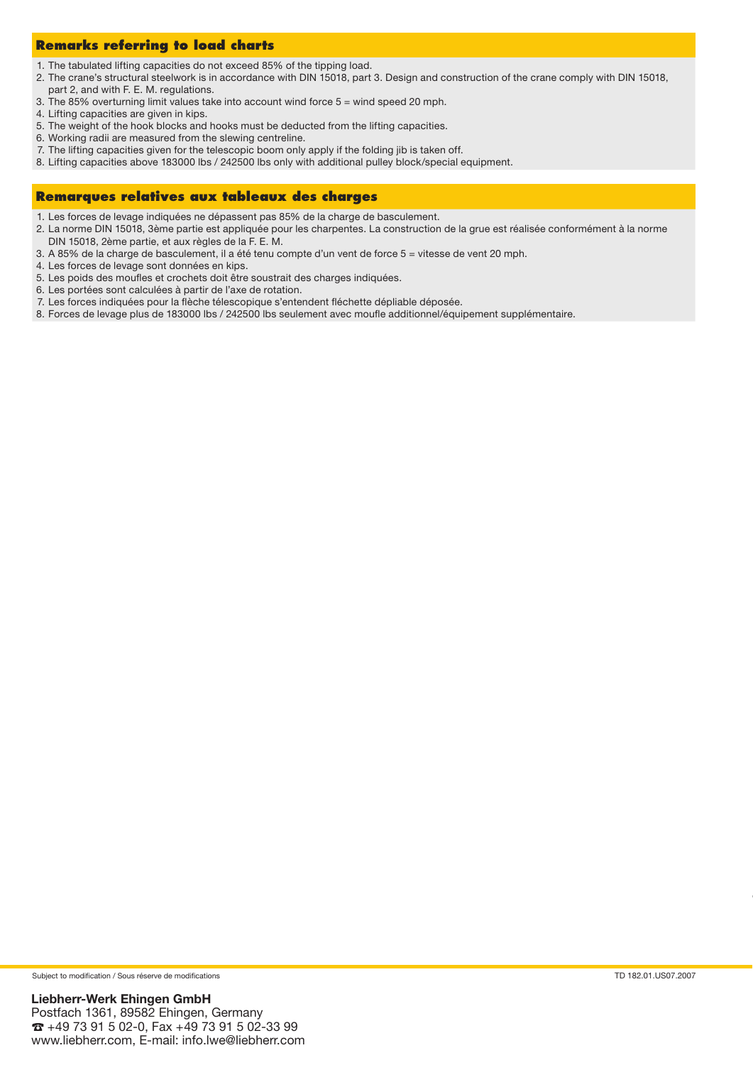## Remarks referring to load charts

1. The tabulated lifting capacities do not exceed 85% of the tipping load.
2. The crane's structural steelwork is in accordance with DIN 15018, part 3. Design and construction of the crane comply with DIN 15018, part 2, and with F. E. M. regulations.
3. The 85% overturning limit values take into account wind force 5 = wind speed 20 mph.
4. Lifting capacities are given in kips.
5. The weight of the hook blocks and hooks must be deducted from the lifting capacities.
6. Working radii are measured from the slewing centreline.
7. The lifting capacities given for the telescopic boom only apply if the folding jib is taken off.
8. Lifting capacities above 183000 lbs / 242500 lbs only with additional pulley block/special equipment.

## Remarques relatives aux tableaux des charges

1. Les forces de levage indiquées ne dépassent pas 85% de la charge de basculement.
2. La norme DIN 15018, 3ème partie est appliquée pour les charpentes. La construction de la grue est réalisée conformément à la norme DIN 15018, 2ème partie, et aux règles de la F. E. M.
3. A 85% de la charge de basculement, il a été tenu compte d'un vent de force 5 = vitesse de vent 20 mph.
4. Les forces de levage sont données en kips.
5. Les poids des moufles et crochets doit être soustrait des charges indiquées.
6. Les portées sont calculées à partir de l'axe de rotation.
7. Les forces indiquées pour la flèche télescopique s'entendent fléchette dépliable déposée.
8. Forces de levage plus de 183000 lbs / 242500 lbs seulement avec moufle additionnel/équipement supplémentaire.

Subject to modification / Sous réserve de modifications

TD 182.01.US07.2007

**Liebherr-Werk Ehingen GmbH**
Postfach 1361, 89582 Ehingen, Germany
☎ +49 73 91 5 02-0, Fax +49 73 91 5 02-33 99
www.liebherr.com, E-mail: info.lwe@liebherr.com